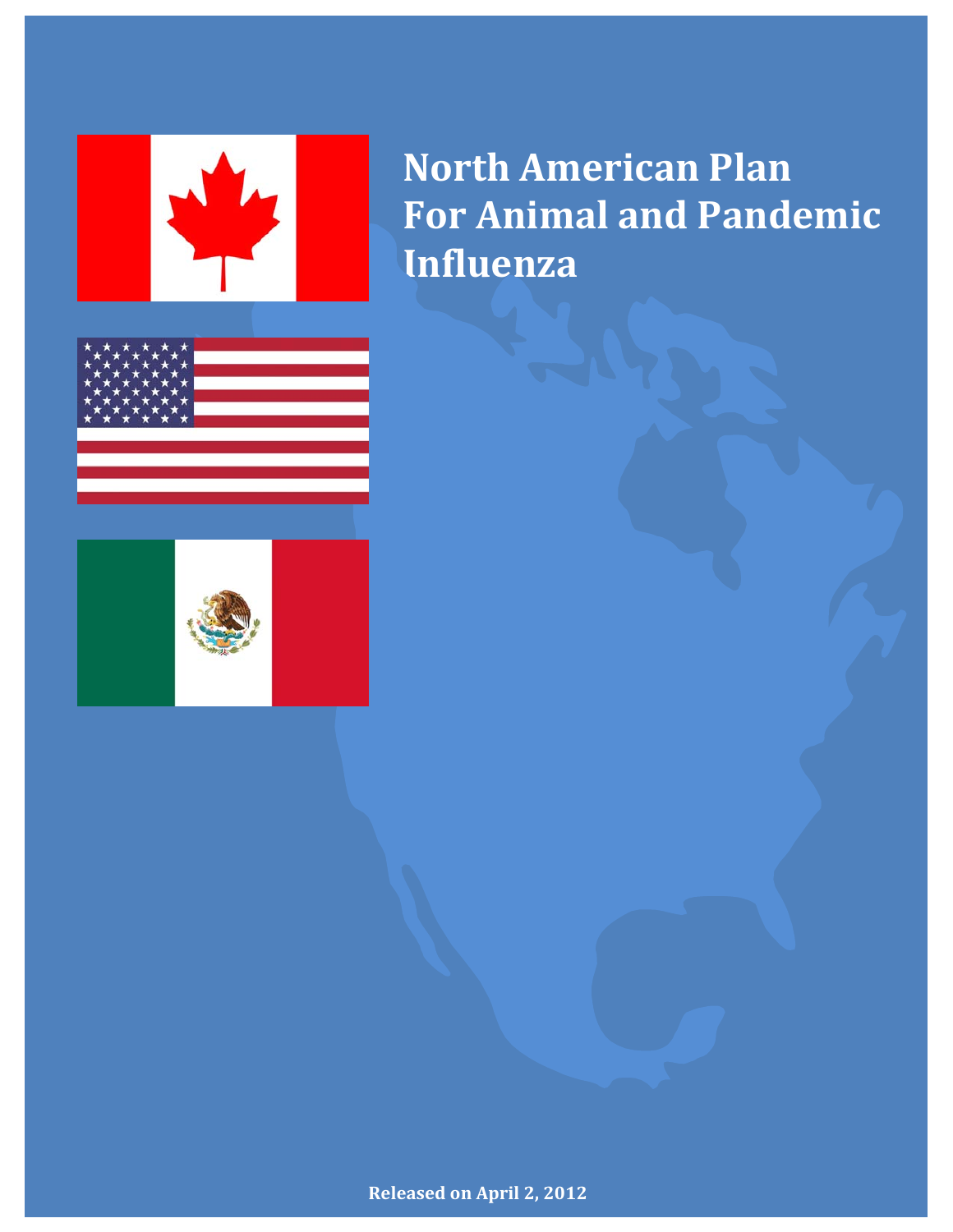# North American Plan For Animal and Pandemic Influenza

**Released on April 2, 2012**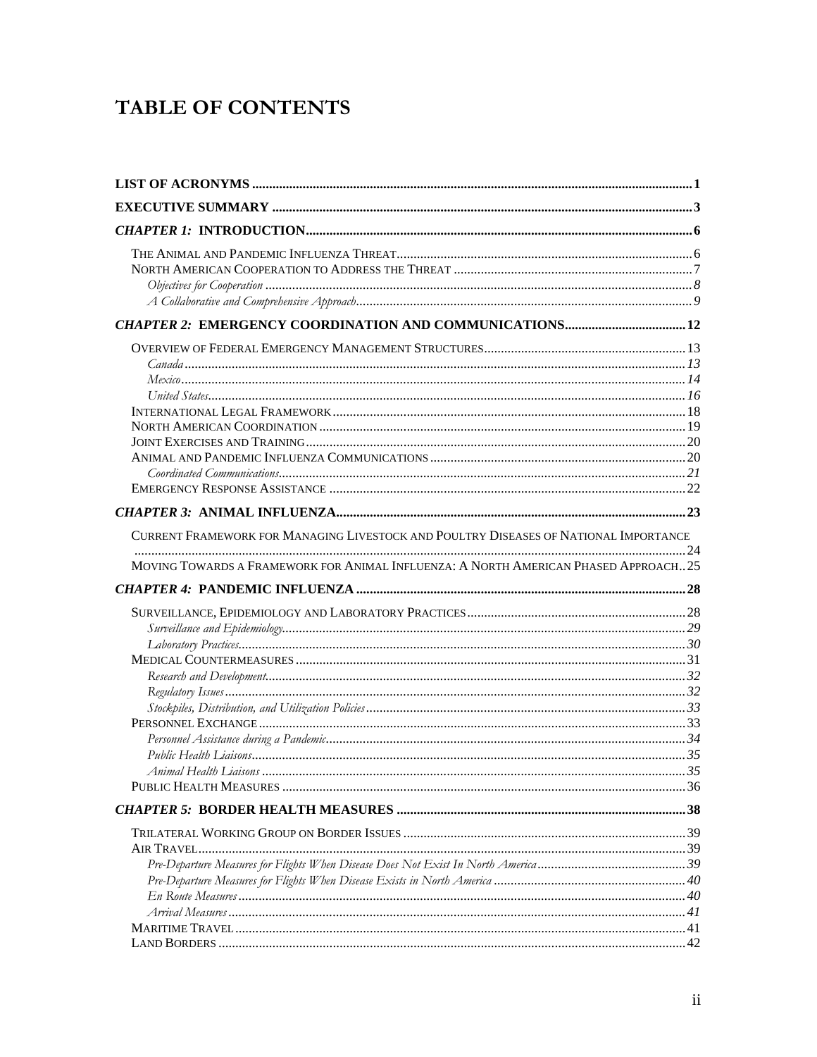# TABLE OF CONTENTS

**LIST OF ACRONYMS** ..... 1

**EXECUTIVE SUMMARY** ..... 3

***CHAPTER 1:* INTRODUCTION** ..... 6

- THE ANIMAL AND PANDEMIC INFLUENZA THREAT ..... 6
- NORTH AMERICAN COOPERATION TO ADDRESS THE THREAT ..... 7
  - *Objectives for Cooperation* ..... 8
  - *A Collaborative and Comprehensive Approach* ..... 9

***CHAPTER 2:* EMERGENCY COORDINATION AND COMMUNICATIONS** ..... 12

- OVERVIEW OF FEDERAL EMERGENCY MANAGEMENT STRUCTURES ..... 13
  - *Canada* ..... 13
  - *Mexico* ..... 14
  - *United States* ..... 16
- INTERNATIONAL LEGAL FRAMEWORK ..... 18
- NORTH AMERICAN COORDINATION ..... 19
- JOINT EXERCISES AND TRAINING ..... 20
- ANIMAL AND PANDEMIC INFLUENZA COMMUNICATIONS ..... 20
  - *Coordinated Communications* ..... 21
- EMERGENCY RESPONSE ASSISTANCE ..... 22

***CHAPTER 3:* ANIMAL INFLUENZA** ..... 23

- CURRENT FRAMEWORK FOR MANAGING LIVESTOCK AND POULTRY DISEASES OF NATIONAL IMPORTANCE ..... 24
- MOVING TOWARDS A FRAMEWORK FOR ANIMAL INFLUENZA: A NORTH AMERICAN PHASED APPROACH ..... 25

***CHAPTER 4:* PANDEMIC INFLUENZA** ..... 28

- SURVEILLANCE, EPIDEMIOLOGY AND LABORATORY PRACTICES ..... 28
  - *Surveillance and Epidemiology* ..... 29
  - *Laboratory Practices* ..... 30
- MEDICAL COUNTERMEASURES ..... 31
  - *Research and Development* ..... 32
  - *Regulatory Issues* ..... 32
  - *Stockpiles, Distribution, and Utilization Policies* ..... 33
- PERSONNEL EXCHANGE ..... 33
  - *Personnel Assistance during a Pandemic* ..... 34
  - *Public Health Liaisons* ..... 35
  - *Animal Health Liaisons* ..... 35
- PUBLIC HEALTH MEASURES ..... 36

***CHAPTER 5:* BORDER HEALTH MEASURES** ..... 38

- TRILATERAL WORKING GROUP ON BORDER ISSUES ..... 39
- AIR TRAVEL ..... 39
  - *Pre-Departure Measures for Flights When Disease Does Not Exist In North America* ..... 39
  - *Pre-Departure Measures for Flights When Disease Exists in North America* ..... 40
  - *En Route Measures* ..... 40
  - *Arrival Measures* ..... 41
- MARITIME TRAVEL ..... 41
- LAND BORDERS ..... 42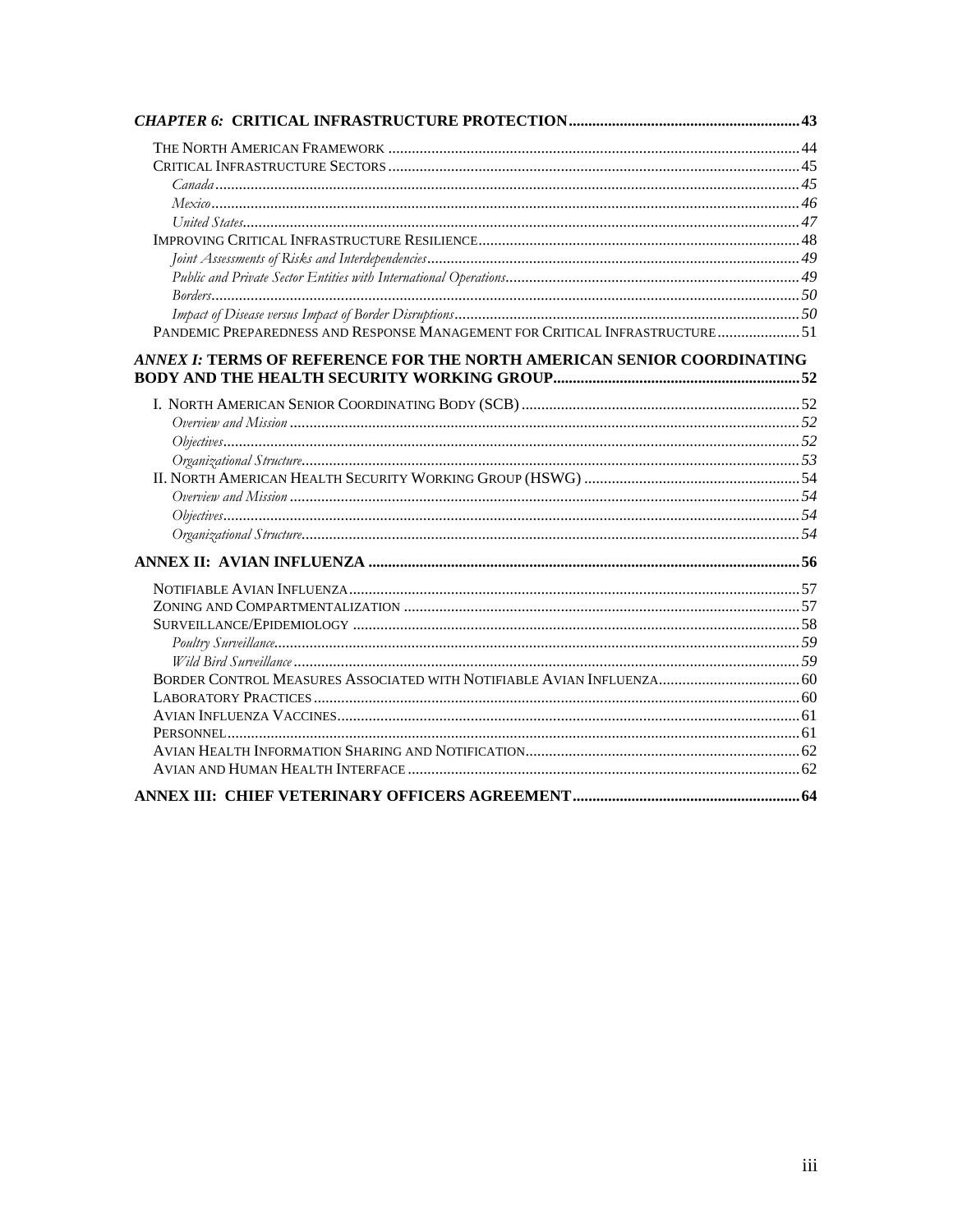**_CHAPTER 6:_ CRITICAL INFRASTRUCTURE PROTECTION** ........ 43

- THE NORTH AMERICAN FRAMEWORK ........ 44
- CRITICAL INFRASTRUCTURE SECTORS ........ 45
  - *Canada* ........ 45
  - *Mexico* ........ 46
  - *United States* ........ 47
- IMPROVING CRITICAL INFRASTRUCTURE RESILIENCE ........ 48
  - *Joint Assessments of Risks and Interdependencies* ........ 49
  - *Public and Private Sector Entities with International Operations* ........ 49
  - *Borders* ........ 50
  - *Impact of Disease versus Impact of Border Disruptions* ........ 50
- PANDEMIC PREPAREDNESS AND RESPONSE MANAGEMENT FOR CRITICAL INFRASTRUCTURE ........ 51

**_ANNEX I:_ TERMS OF REFERENCE FOR THE NORTH AMERICAN SENIOR COORDINATING BODY AND THE HEALTH SECURITY WORKING GROUP** ........ 52

- I. NORTH AMERICAN SENIOR COORDINATING BODY (SCB) ........ 52
  - *Overview and Mission* ........ 52
  - *Objectives* ........ 52
  - *Organizational Structure* ........ 53
- II. NORTH AMERICAN HEALTH SECURITY WORKING GROUP (HSWG) ........ 54
  - *Overview and Mission* ........ 54
  - *Objectives* ........ 54
  - *Organizational Structure* ........ 54

**ANNEX II: AVIAN INFLUENZA** ........ 56

- NOTIFIABLE AVIAN INFLUENZA ........ 57
- ZONING AND COMPARTMENTALIZATION ........ 57
- SURVEILLANCE/EPIDEMIOLOGY ........ 58
  - *Poultry Surveillance* ........ 59
  - *Wild Bird Surveillance* ........ 59
- BORDER CONTROL MEASURES ASSOCIATED WITH NOTIFIABLE AVIAN INFLUENZA ........ 60
- LABORATORY PRACTICES ........ 60
- AVIAN INFLUENZA VACCINES ........ 61
- PERSONNEL ........ 61
- AVIAN HEALTH INFORMATION SHARING AND NOTIFICATION ........ 62
- AVIAN AND HUMAN HEALTH INTERFACE ........ 62

**ANNEX III: CHIEF VETERINARY OFFICERS AGREEMENT** ........ 64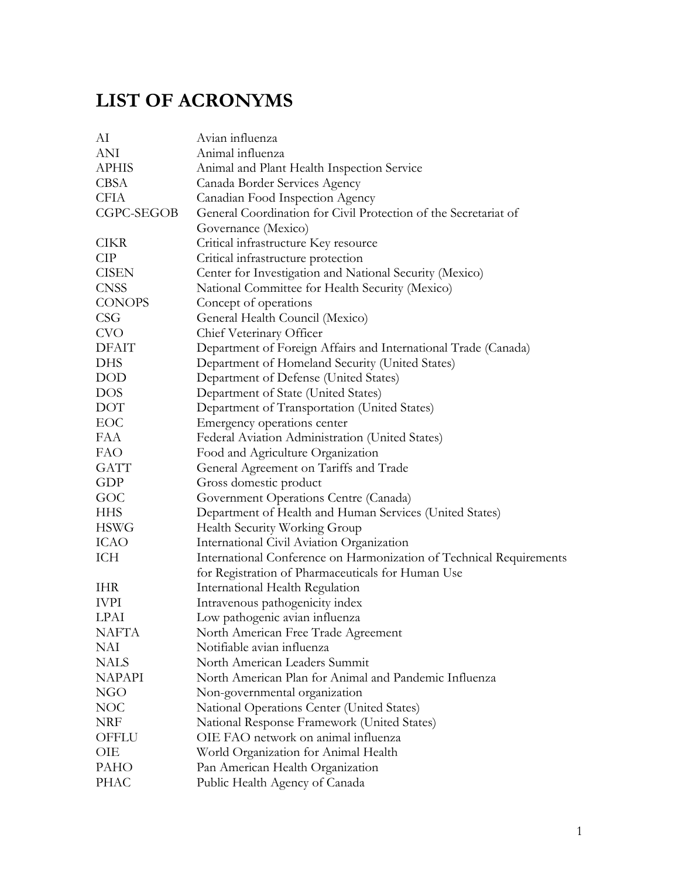# LIST OF ACRONYMS

| | |
|---|---|
| AI | Avian influenza |
| ANI | Animal influenza |
| APHIS | Animal and Plant Health Inspection Service |
| CBSA | Canada Border Services Agency |
| CFIA | Canadian Food Inspection Agency |
| CGPC-SEGOB | General Coordination for Civil Protection of the Secretariat of Governance (Mexico) |
| CIKR | Critical infrastructure Key resource |
| CIP | Critical infrastructure protection |
| CISEN | Center for Investigation and National Security (Mexico) |
| CNSS | National Committee for Health Security (Mexico) |
| CONOPS | Concept of operations |
| CSG | General Health Council (Mexico) |
| CVO | Chief Veterinary Officer |
| DFAIT | Department of Foreign Affairs and International Trade (Canada) |
| DHS | Department of Homeland Security (United States) |
| DOD | Department of Defense (United States) |
| DOS | Department of State (United States) |
| DOT | Department of Transportation (United States) |
| EOC | Emergency operations center |
| FAA | Federal Aviation Administration (United States) |
| FAO | Food and Agriculture Organization |
| GATT | General Agreement on Tariffs and Trade |
| GDP | Gross domestic product |
| GOC | Government Operations Centre (Canada) |
| HHS | Department of Health and Human Services (United States) |
| HSWG | Health Security Working Group |
| ICAO | International Civil Aviation Organization |
| ICH | International Conference on Harmonization of Technical Requirements for Registration of Pharmaceuticals for Human Use |
| IHR | International Health Regulation |
| IVPI | Intravenous pathogenicity index |
| LPAI | Low pathogenic avian influenza |
| NAFTA | North American Free Trade Agreement |
| NAI | Notifiable avian influenza |
| NALS | North American Leaders Summit |
| NAPAPI | North American Plan for Animal and Pandemic Influenza |
| NGO | Non-governmental organization |
| NOC | National Operations Center (United States) |
| NRF | National Response Framework (United States) |
| OFFLU | OIE FAO network on animal influenza |
| OIE | World Organization for Animal Health |
| PAHO | Pan American Health Organization |
| PHAC | Public Health Agency of Canada |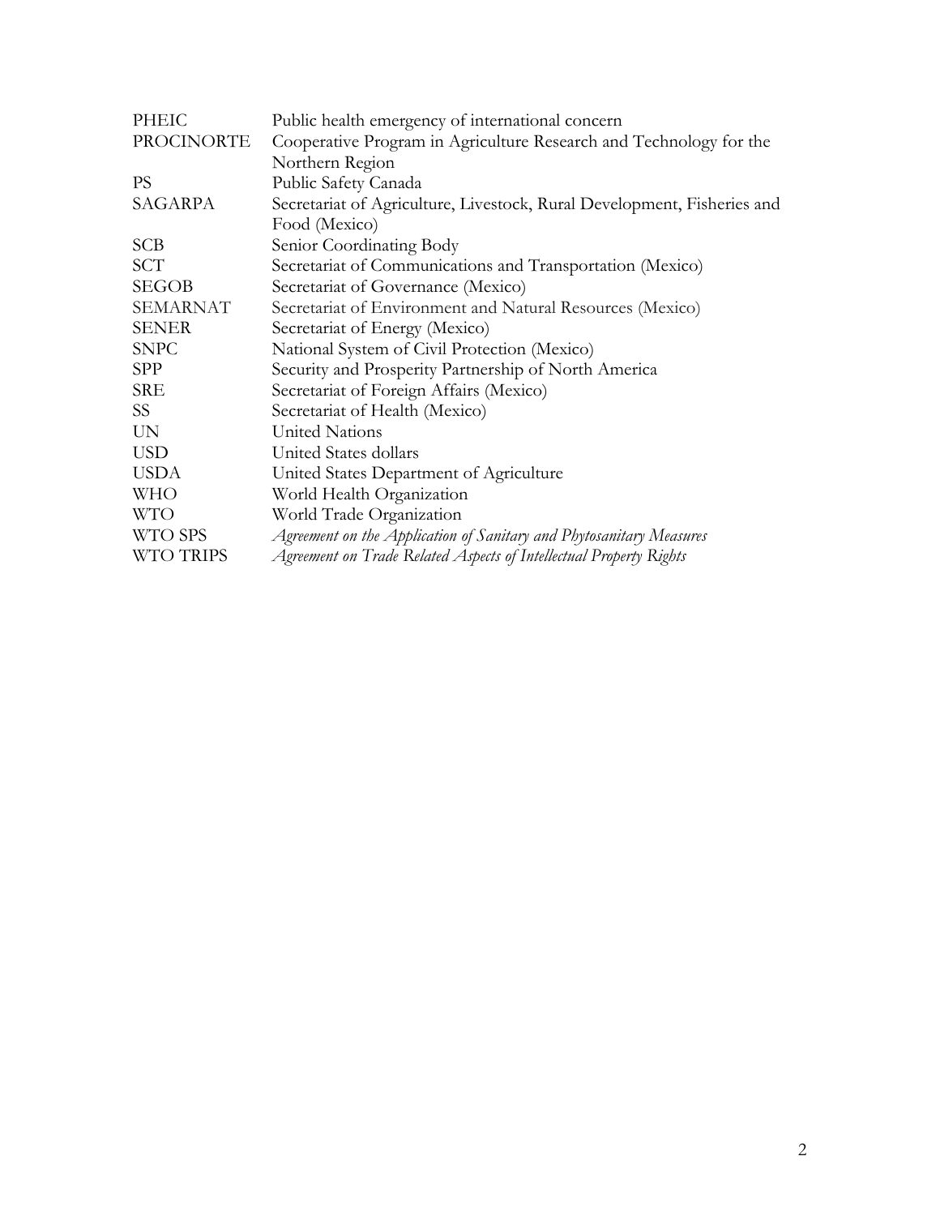| | |
|---|---|
| PHEIC | Public health emergency of international concern |
| PROCINORTE | Cooperative Program in Agriculture Research and Technology for the Northern Region |
| PS | Public Safety Canada |
| SAGARPA | Secretariat of Agriculture, Livestock, Rural Development, Fisheries and Food (Mexico) |
| SCB | Senior Coordinating Body |
| SCT | Secretariat of Communications and Transportation (Mexico) |
| SEGOB | Secretariat of Governance (Mexico) |
| SEMARNAT | Secretariat of Environment and Natural Resources (Mexico) |
| SENER | Secretariat of Energy (Mexico) |
| SNPC | National System of Civil Protection (Mexico) |
| SPP | Security and Prosperity Partnership of North America |
| SRE | Secretariat of Foreign Affairs (Mexico) |
| SS | Secretariat of Health (Mexico) |
| UN | United Nations |
| USD | United States dollars |
| USDA | United States Department of Agriculture |
| WHO | World Health Organization |
| WTO | World Trade Organization |
| WTO SPS | *Agreement on the Application of Sanitary and Phytosanitary Measures* |
| WTO TRIPS | *Agreement on Trade Related Aspects of Intellectual Property Rights* |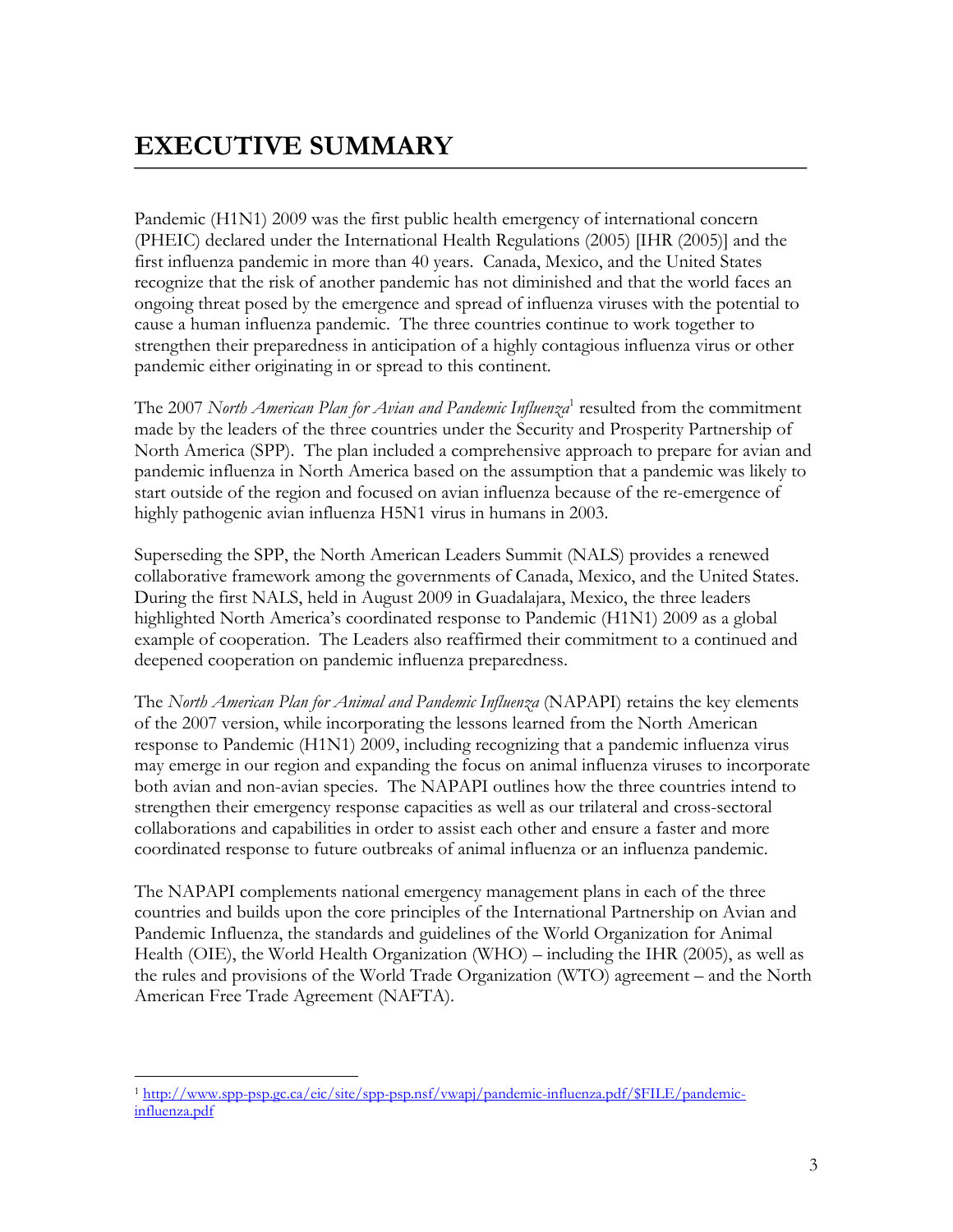# EXECUTIVE SUMMARY

Pandemic (H1N1) 2009 was the first public health emergency of international concern (PHEIC) declared under the International Health Regulations (2005) [IHR (2005)] and the first influenza pandemic in more than 40 years. Canada, Mexico, and the United States recognize that the risk of another pandemic has not diminished and that the world faces an ongoing threat posed by the emergence and spread of influenza viruses with the potential to cause a human influenza pandemic. The three countries continue to work together to strengthen their preparedness in anticipation of a highly contagious influenza virus or other pandemic either originating in or spread to this continent.

The 2007 *North American Plan for Avian and Pandemic Influenza*[1] resulted from the commitment made by the leaders of the three countries under the Security and Prosperity Partnership of North America (SPP). The plan included a comprehensive approach to prepare for avian and pandemic influenza in North America based on the assumption that a pandemic was likely to start outside of the region and focused on avian influenza because of the re-emergence of highly pathogenic avian influenza H5N1 virus in humans in 2003.

Superseding the SPP, the North American Leaders Summit (NALS) provides a renewed collaborative framework among the governments of Canada, Mexico, and the United States. During the first NALS, held in August 2009 in Guadalajara, Mexico, the three leaders highlighted North America's coordinated response to Pandemic (H1N1) 2009 as a global example of cooperation. The Leaders also reaffirmed their commitment to a continued and deepened cooperation on pandemic influenza preparedness.

The *North American Plan for Animal and Pandemic Influenza* (NAPAPI) retains the key elements of the 2007 version, while incorporating the lessons learned from the North American response to Pandemic (H1N1) 2009, including recognizing that a pandemic influenza virus may emerge in our region and expanding the focus on animal influenza viruses to incorporate both avian and non-avian species. The NAPAPI outlines how the three countries intend to strengthen their emergency response capacities as well as our trilateral and cross-sectoral collaborations and capabilities in order to assist each other and ensure a faster and more coordinated response to future outbreaks of animal influenza or an influenza pandemic.

The NAPAPI complements national emergency management plans in each of the three countries and builds upon the core principles of the International Partnership on Avian and Pandemic Influenza, the standards and guidelines of the World Organization for Animal Health (OIE), the World Health Organization (WHO) – including the IHR (2005), as well as the rules and provisions of the World Trade Organization (WTO) agreement – and the North American Free Trade Agreement (NAFTA).

[1] http://www.spp-psp.gc.ca/eic/site/spp-psp.nsf/vwapj/pandemic-influenza.pdf/$FILE/pandemic-influenza.pdf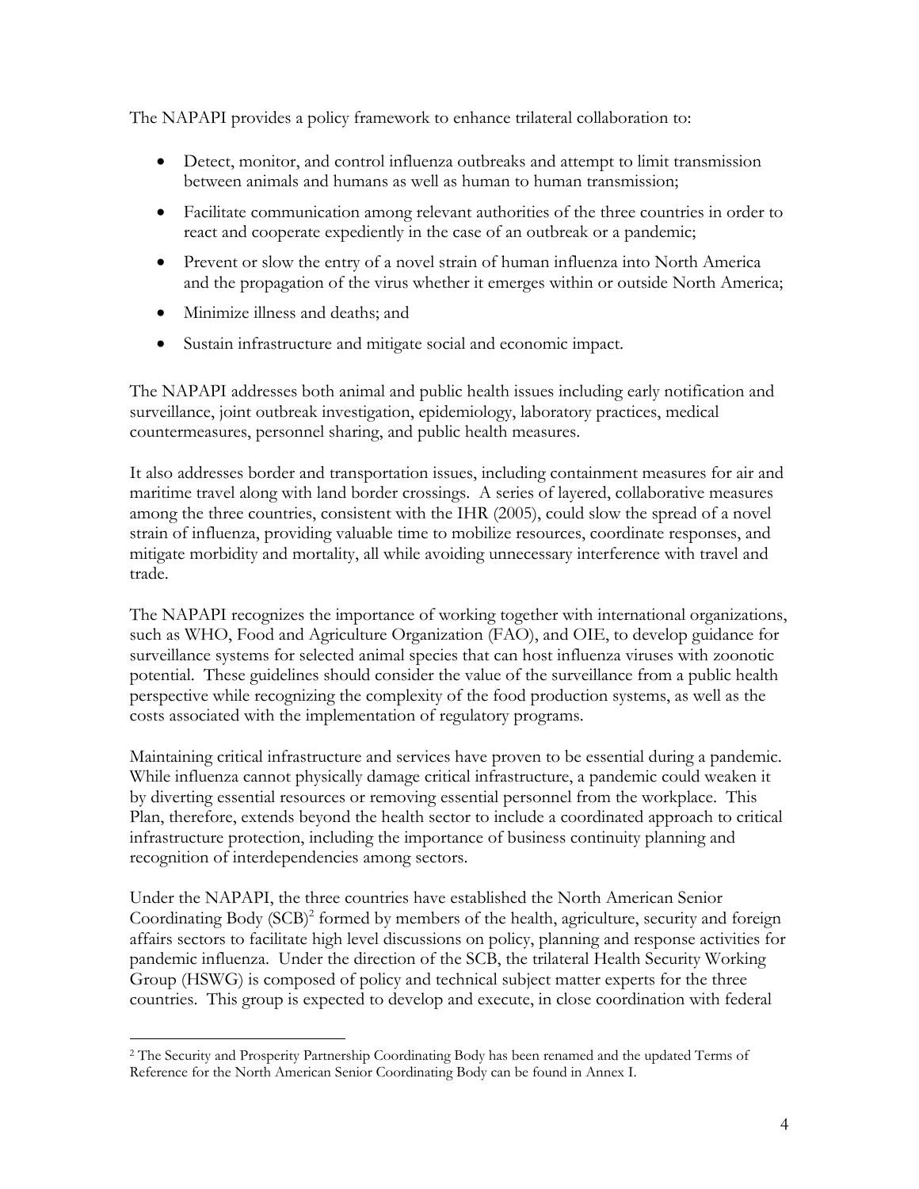The NAPAPI provides a policy framework to enhance trilateral collaboration to:

- Detect, monitor, and control influenza outbreaks and attempt to limit transmission between animals and humans as well as human to human transmission;
- Facilitate communication among relevant authorities of the three countries in order to react and cooperate expediently in the case of an outbreak or a pandemic;
- Prevent or slow the entry of a novel strain of human influenza into North America and the propagation of the virus whether it emerges within or outside North America;
- Minimize illness and deaths; and
- Sustain infrastructure and mitigate social and economic impact.

The NAPAPI addresses both animal and public health issues including early notification and surveillance, joint outbreak investigation, epidemiology, laboratory practices, medical countermeasures, personnel sharing, and public health measures.

It also addresses border and transportation issues, including containment measures for air and maritime travel along with land border crossings. A series of layered, collaborative measures among the three countries, consistent with the IHR (2005), could slow the spread of a novel strain of influenza, providing valuable time to mobilize resources, coordinate responses, and mitigate morbidity and mortality, all while avoiding unnecessary interference with travel and trade.

The NAPAPI recognizes the importance of working together with international organizations, such as WHO, Food and Agriculture Organization (FAO), and OIE, to develop guidance for surveillance systems for selected animal species that can host influenza viruses with zoonotic potential. These guidelines should consider the value of the surveillance from a public health perspective while recognizing the complexity of the food production systems, as well as the costs associated with the implementation of regulatory programs.

Maintaining critical infrastructure and services have proven to be essential during a pandemic. While influenza cannot physically damage critical infrastructure, a pandemic could weaken it by diverting essential resources or removing essential personnel from the workplace. This Plan, therefore, extends beyond the health sector to include a coordinated approach to critical infrastructure protection, including the importance of business continuity planning and recognition of interdependencies among sectors.

Under the NAPAPI, the three countries have established the North American Senior Coordinating Body (SCB)[2] formed by members of the health, agriculture, security and foreign affairs sectors to facilitate high level discussions on policy, planning and response activities for pandemic influenza. Under the direction of the SCB, the trilateral Health Security Working Group (HSWG) is composed of policy and technical subject matter experts for the three countries. This group is expected to develop and execute, in close coordination with federal

[2] The Security and Prosperity Partnership Coordinating Body has been renamed and the updated Terms of Reference for the North American Senior Coordinating Body can be found in Annex I.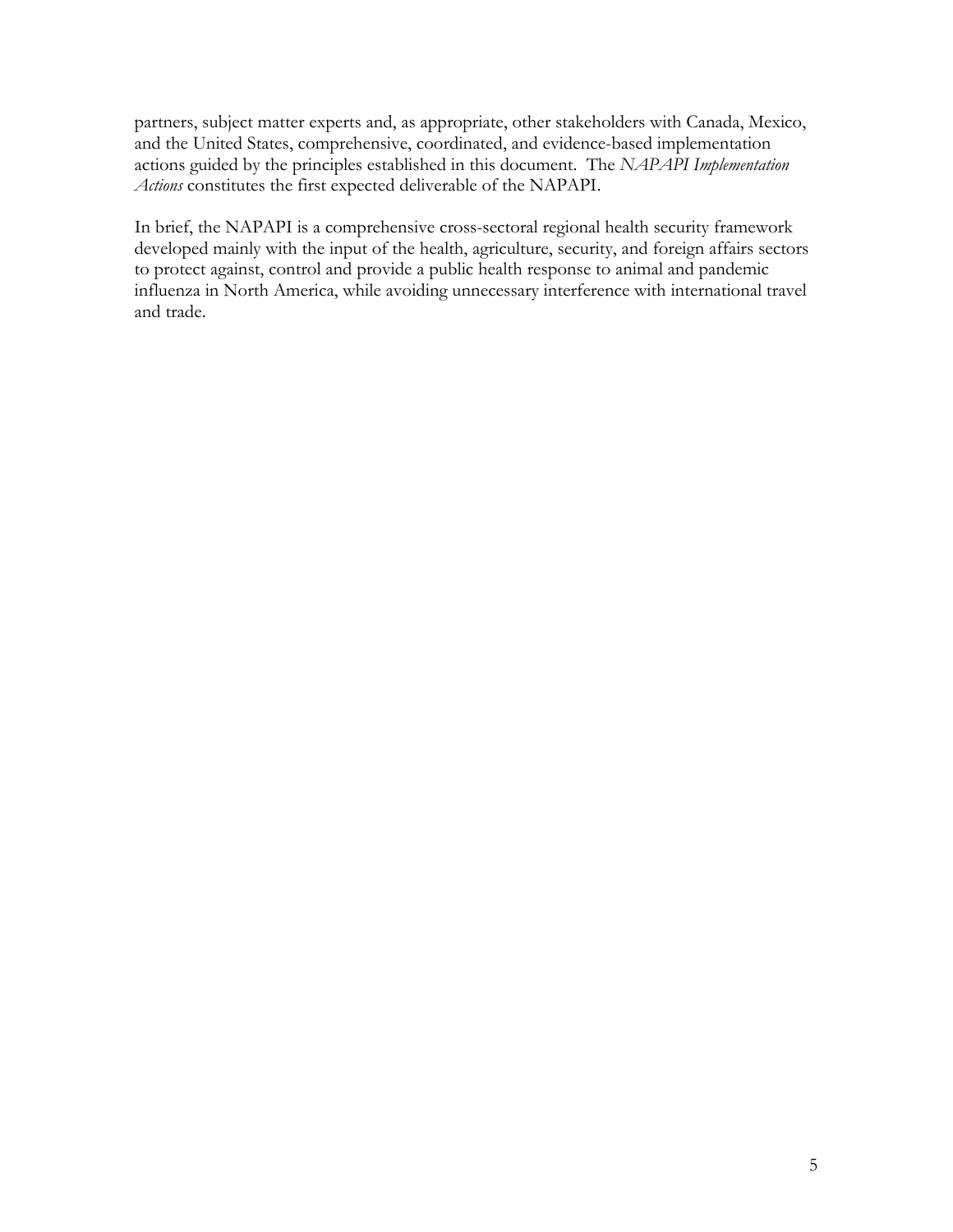partners, subject matter experts and, as appropriate, other stakeholders with Canada, Mexico, and the United States, comprehensive, coordinated, and evidence-based implementation actions guided by the principles established in this document. The *NAPAPI Implementation Actions* constitutes the first expected deliverable of the NAPAPI.

In brief, the NAPAPI is a comprehensive cross-sectoral regional health security framework developed mainly with the input of the health, agriculture, security, and foreign affairs sectors to protect against, control and provide a public health response to animal and pandemic influenza in North America, while avoiding unnecessary interference with international travel and trade.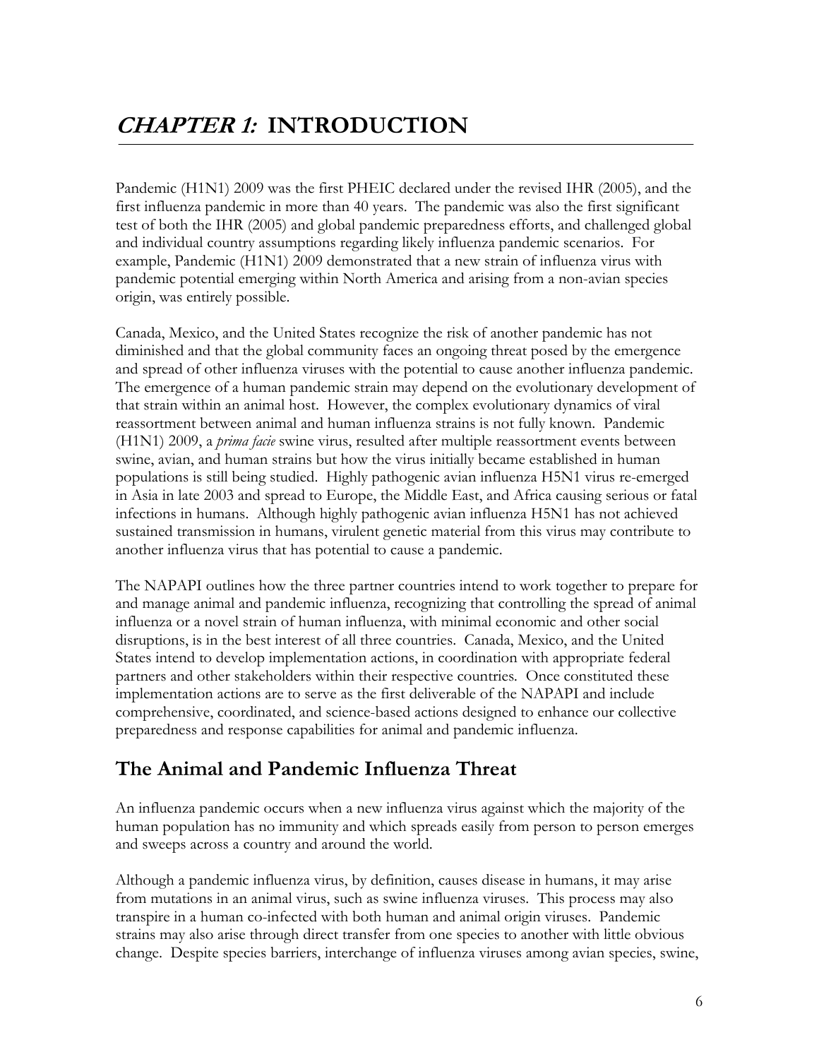# *CHAPTER 1:* INTRODUCTION

Pandemic (H1N1) 2009 was the first PHEIC declared under the revised IHR (2005), and the first influenza pandemic in more than 40 years. The pandemic was also the first significant test of both the IHR (2005) and global pandemic preparedness efforts, and challenged global and individual country assumptions regarding likely influenza pandemic scenarios. For example, Pandemic (H1N1) 2009 demonstrated that a new strain of influenza virus with pandemic potential emerging within North America and arising from a non-avian species origin, was entirely possible.

Canada, Mexico, and the United States recognize the risk of another pandemic has not diminished and that the global community faces an ongoing threat posed by the emergence and spread of other influenza viruses with the potential to cause another influenza pandemic. The emergence of a human pandemic strain may depend on the evolutionary development of that strain within an animal host. However, the complex evolutionary dynamics of viral reassortment between animal and human influenza strains is not fully known. Pandemic (H1N1) 2009, a *prima facie* swine virus, resulted after multiple reassortment events between swine, avian, and human strains but how the virus initially became established in human populations is still being studied. Highly pathogenic avian influenza H5N1 virus re-emerged in Asia in late 2003 and spread to Europe, the Middle East, and Africa causing serious or fatal infections in humans. Although highly pathogenic avian influenza H5N1 has not achieved sustained transmission in humans, virulent genetic material from this virus may contribute to another influenza virus that has potential to cause a pandemic.

The NAPAPI outlines how the three partner countries intend to work together to prepare for and manage animal and pandemic influenza, recognizing that controlling the spread of animal influenza or a novel strain of human influenza, with minimal economic and other social disruptions, is in the best interest of all three countries. Canada, Mexico, and the United States intend to develop implementation actions, in coordination with appropriate federal partners and other stakeholders within their respective countries. Once constituted these implementation actions are to serve as the first deliverable of the NAPAPI and include comprehensive, coordinated, and science-based actions designed to enhance our collective preparedness and response capabilities for animal and pandemic influenza.

## The Animal and Pandemic Influenza Threat

An influenza pandemic occurs when a new influenza virus against which the majority of the human population has no immunity and which spreads easily from person to person emerges and sweeps across a country and around the world.

Although a pandemic influenza virus, by definition, causes disease in humans, it may arise from mutations in an animal virus, such as swine influenza viruses. This process may also transpire in a human co-infected with both human and animal origin viruses. Pandemic strains may also arise through direct transfer from one species to another with little obvious change. Despite species barriers, interchange of influenza viruses among avian species, swine,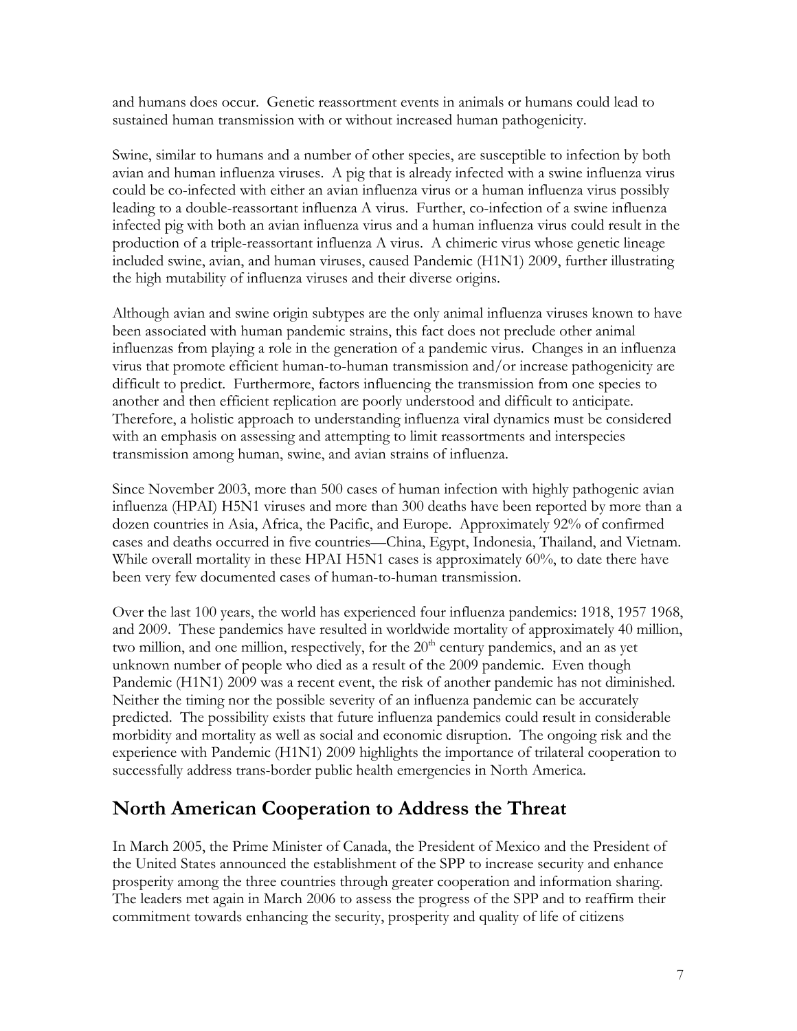and humans does occur. Genetic reassortment events in animals or humans could lead to sustained human transmission with or without increased human pathogenicity.

Swine, similar to humans and a number of other species, are susceptible to infection by both avian and human influenza viruses. A pig that is already infected with a swine influenza virus could be co-infected with either an avian influenza virus or a human influenza virus possibly leading to a double-reassortant influenza A virus. Further, co-infection of a swine influenza infected pig with both an avian influenza virus and a human influenza virus could result in the production of a triple-reassortant influenza A virus. A chimeric virus whose genetic lineage included swine, avian, and human viruses, caused Pandemic (H1N1) 2009, further illustrating the high mutability of influenza viruses and their diverse origins.

Although avian and swine origin subtypes are the only animal influenza viruses known to have been associated with human pandemic strains, this fact does not preclude other animal influenzas from playing a role in the generation of a pandemic virus. Changes in an influenza virus that promote efficient human-to-human transmission and/or increase pathogenicity are difficult to predict. Furthermore, factors influencing the transmission from one species to another and then efficient replication are poorly understood and difficult to anticipate. Therefore, a holistic approach to understanding influenza viral dynamics must be considered with an emphasis on assessing and attempting to limit reassortments and interspecies transmission among human, swine, and avian strains of influenza.

Since November 2003, more than 500 cases of human infection with highly pathogenic avian influenza (HPAI) H5N1 viruses and more than 300 deaths have been reported by more than a dozen countries in Asia, Africa, the Pacific, and Europe. Approximately 92% of confirmed cases and deaths occurred in five countries—China, Egypt, Indonesia, Thailand, and Vietnam. While overall mortality in these HPAI H5N1 cases is approximately 60%, to date there have been very few documented cases of human-to-human transmission.

Over the last 100 years, the world has experienced four influenza pandemics: 1918, 1957 1968, and 2009. These pandemics have resulted in worldwide mortality of approximately 40 million, two million, and one million, respectively, for the 20th century pandemics, and an as yet unknown number of people who died as a result of the 2009 pandemic. Even though Pandemic (H1N1) 2009 was a recent event, the risk of another pandemic has not diminished. Neither the timing nor the possible severity of an influenza pandemic can be accurately predicted. The possibility exists that future influenza pandemics could result in considerable morbidity and mortality as well as social and economic disruption. The ongoing risk and the experience with Pandemic (H1N1) 2009 highlights the importance of trilateral cooperation to successfully address trans-border public health emergencies in North America.

## North American Cooperation to Address the Threat

In March 2005, the Prime Minister of Canada, the President of Mexico and the President of the United States announced the establishment of the SPP to increase security and enhance prosperity among the three countries through greater cooperation and information sharing. The leaders met again in March 2006 to assess the progress of the SPP and to reaffirm their commitment towards enhancing the security, prosperity and quality of life of citizens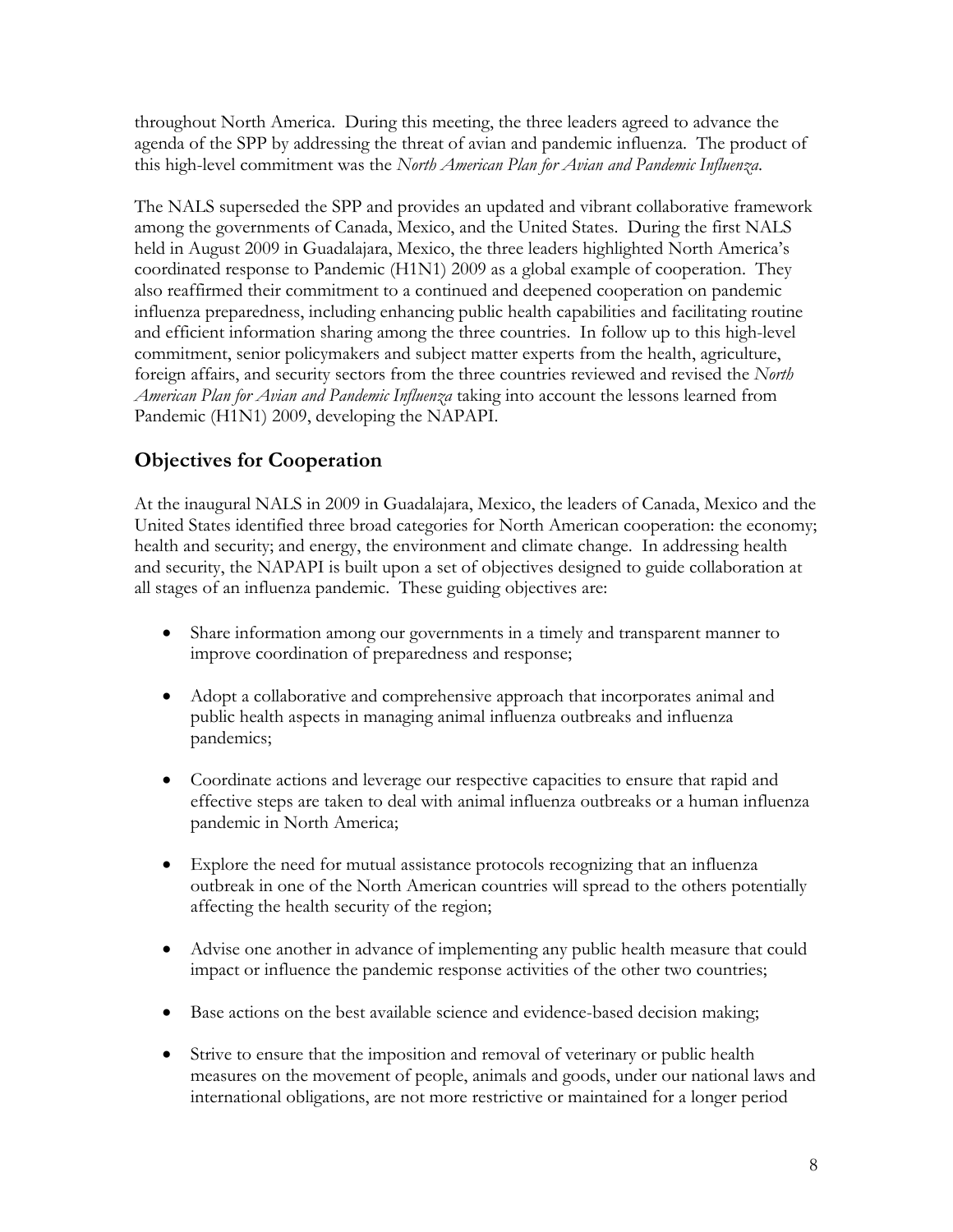throughout North America. During this meeting, the three leaders agreed to advance the agenda of the SPP by addressing the threat of avian and pandemic influenza. The product of this high-level commitment was the *North American Plan for Avian and Pandemic Influenza*.

The NALS superseded the SPP and provides an updated and vibrant collaborative framework among the governments of Canada, Mexico, and the United States. During the first NALS held in August 2009 in Guadalajara, Mexico, the three leaders highlighted North America's coordinated response to Pandemic (H1N1) 2009 as a global example of cooperation. They also reaffirmed their commitment to a continued and deepened cooperation on pandemic influenza preparedness, including enhancing public health capabilities and facilitating routine and efficient information sharing among the three countries. In follow up to this high-level commitment, senior policymakers and subject matter experts from the health, agriculture, foreign affairs, and security sectors from the three countries reviewed and revised the *North American Plan for Avian and Pandemic Influenza* taking into account the lessons learned from Pandemic (H1N1) 2009, developing the NAPAPI.

## Objectives for Cooperation

At the inaugural NALS in 2009 in Guadalajara, Mexico, the leaders of Canada, Mexico and the United States identified three broad categories for North American cooperation: the economy; health and security; and energy, the environment and climate change. In addressing health and security, the NAPAPI is built upon a set of objectives designed to guide collaboration at all stages of an influenza pandemic. These guiding objectives are:

- Share information among our governments in a timely and transparent manner to improve coordination of preparedness and response;
- Adopt a collaborative and comprehensive approach that incorporates animal and public health aspects in managing animal influenza outbreaks and influenza pandemics;
- Coordinate actions and leverage our respective capacities to ensure that rapid and effective steps are taken to deal with animal influenza outbreaks or a human influenza pandemic in North America;
- Explore the need for mutual assistance protocols recognizing that an influenza outbreak in one of the North American countries will spread to the others potentially affecting the health security of the region;
- Advise one another in advance of implementing any public health measure that could impact or influence the pandemic response activities of the other two countries;
- Base actions on the best available science and evidence-based decision making;
- Strive to ensure that the imposition and removal of veterinary or public health measures on the movement of people, animals and goods, under our national laws and international obligations, are not more restrictive or maintained for a longer period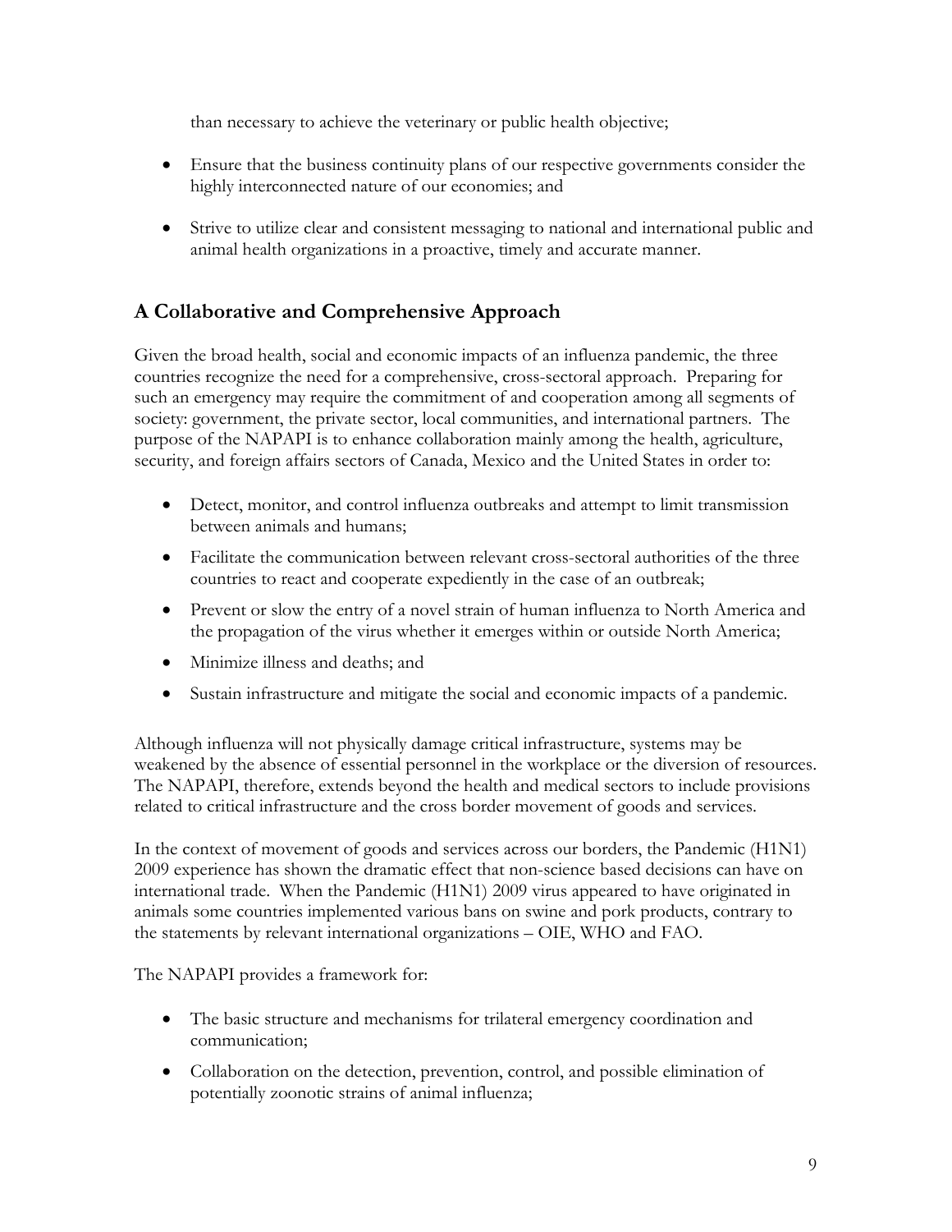than necessary to achieve the veterinary or public health objective;

- Ensure that the business continuity plans of our respective governments consider the highly interconnected nature of our economies; and
- Strive to utilize clear and consistent messaging to national and international public and animal health organizations in a proactive, timely and accurate manner.

## A Collaborative and Comprehensive Approach

Given the broad health, social and economic impacts of an influenza pandemic, the three countries recognize the need for a comprehensive, cross-sectoral approach. Preparing for such an emergency may require the commitment of and cooperation among all segments of society: government, the private sector, local communities, and international partners. The purpose of the NAPAPI is to enhance collaboration mainly among the health, agriculture, security, and foreign affairs sectors of Canada, Mexico and the United States in order to:

- Detect, monitor, and control influenza outbreaks and attempt to limit transmission between animals and humans;
- Facilitate the communication between relevant cross-sectoral authorities of the three countries to react and cooperate expediently in the case of an outbreak;
- Prevent or slow the entry of a novel strain of human influenza to North America and the propagation of the virus whether it emerges within or outside North America;
- Minimize illness and deaths; and
- Sustain infrastructure and mitigate the social and economic impacts of a pandemic.

Although influenza will not physically damage critical infrastructure, systems may be weakened by the absence of essential personnel in the workplace or the diversion of resources. The NAPAPI, therefore, extends beyond the health and medical sectors to include provisions related to critical infrastructure and the cross border movement of goods and services.

In the context of movement of goods and services across our borders, the Pandemic (H1N1) 2009 experience has shown the dramatic effect that non-science based decisions can have on international trade. When the Pandemic (H1N1) 2009 virus appeared to have originated in animals some countries implemented various bans on swine and pork products, contrary to the statements by relevant international organizations – OIE, WHO and FAO.

The NAPAPI provides a framework for:

- The basic structure and mechanisms for trilateral emergency coordination and communication;
- Collaboration on the detection, prevention, control, and possible elimination of potentially zoonotic strains of animal influenza;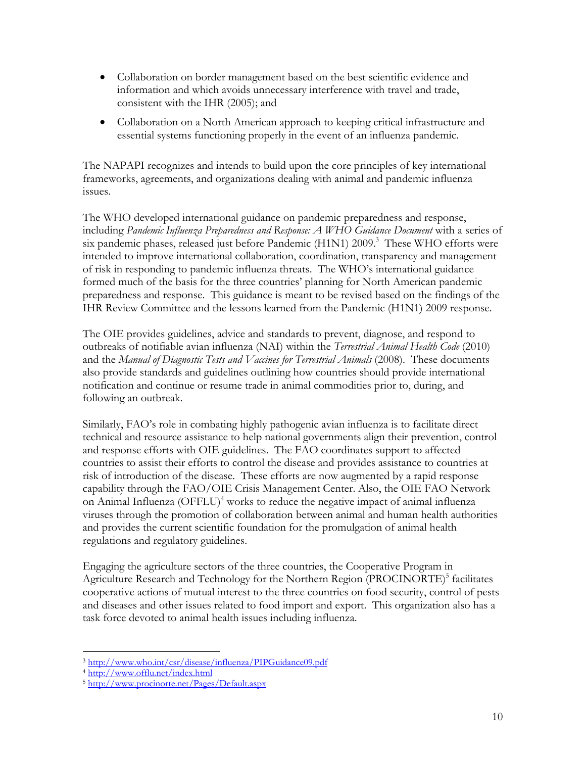- Collaboration on border management based on the best scientific evidence and information and which avoids unnecessary interference with travel and trade, consistent with the IHR (2005); and
- Collaboration on a North American approach to keeping critical infrastructure and essential systems functioning properly in the event of an influenza pandemic.

The NAPAPI recognizes and intends to build upon the core principles of key international frameworks, agreements, and organizations dealing with animal and pandemic influenza issues.

The WHO developed international guidance on pandemic preparedness and response, including *Pandemic Influenza Preparedness and Response: A WHO Guidance Document* with a series of six pandemic phases, released just before Pandemic (H1N1) 2009.[3] These WHO efforts were intended to improve international collaboration, coordination, transparency and management of risk in responding to pandemic influenza threats. The WHO's international guidance formed much of the basis for the three countries' planning for North American pandemic preparedness and response. This guidance is meant to be revised based on the findings of the IHR Review Committee and the lessons learned from the Pandemic (H1N1) 2009 response.

The OIE provides guidelines, advice and standards to prevent, diagnose, and respond to outbreaks of notifiable avian influenza (NAI) within the *Terrestrial Animal Health Code* (2010) and the *Manual of Diagnostic Tests and Vaccines for Terrestrial Animals* (2008). These documents also provide standards and guidelines outlining how countries should provide international notification and continue or resume trade in animal commodities prior to, during, and following an outbreak.

Similarly, FAO's role in combating highly pathogenic avian influenza is to facilitate direct technical and resource assistance to help national governments align their prevention, control and response efforts with OIE guidelines. The FAO coordinates support to affected countries to assist their efforts to control the disease and provides assistance to countries at risk of introduction of the disease. These efforts are now augmented by a rapid response capability through the FAO/OIE Crisis Management Center. Also, the OIE FAO Network on Animal Influenza (OFFLU)[4] works to reduce the negative impact of animal influenza viruses through the promotion of collaboration between animal and human health authorities and provides the current scientific foundation for the promulgation of animal health regulations and regulatory guidelines.

Engaging the agriculture sectors of the three countries, the Cooperative Program in Agriculture Research and Technology for the Northern Region (PROCINORTE)[5] facilitates cooperative actions of mutual interest to the three countries on food security, control of pests and diseases and other issues related to food import and export. This organization also has a task force devoted to animal health issues including influenza.

---

[3] http://www.who.int/csr/disease/influenza/PIPGuidance09.pdf

[4] http://www.offlu.net/index.html

[5] http://www.procinorte.net/Pages/Default.aspx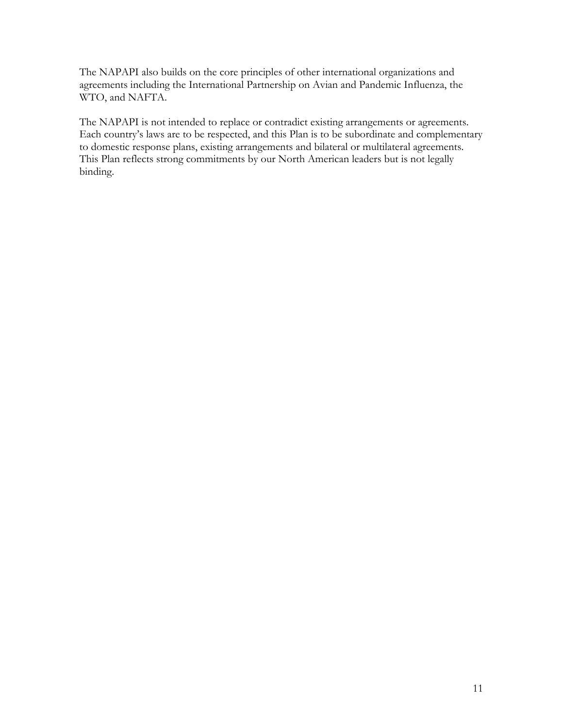The NAPAPI also builds on the core principles of other international organizations and agreements including the International Partnership on Avian and Pandemic Influenza, the WTO, and NAFTA.

The NAPAPI is not intended to replace or contradict existing arrangements or agreements. Each country's laws are to be respected, and this Plan is to be subordinate and complementary to domestic response plans, existing arrangements and bilateral or multilateral agreements. This Plan reflects strong commitments by our North American leaders but is not legally binding.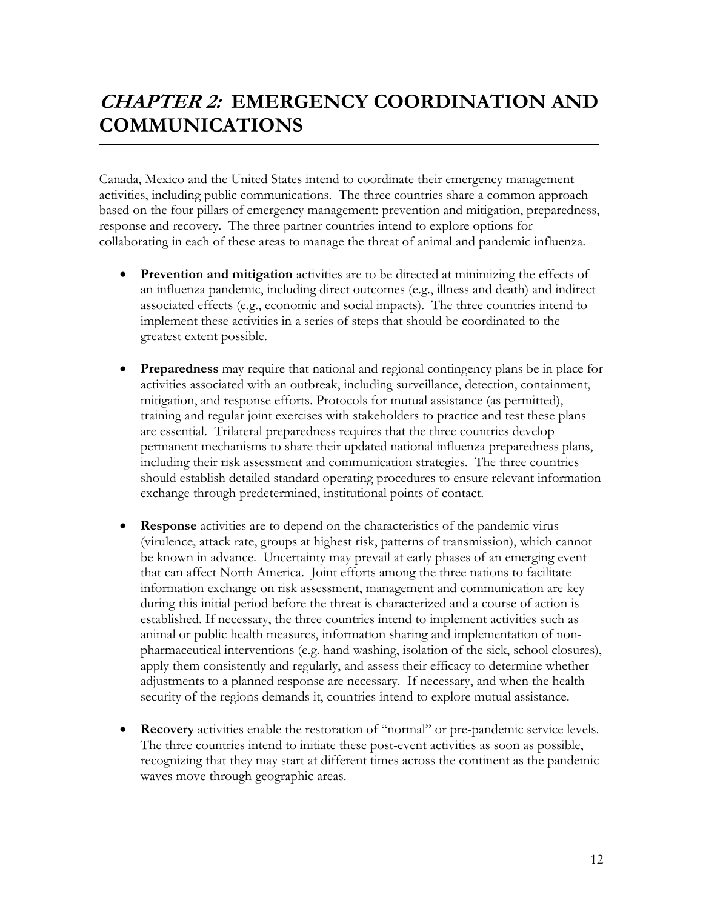# *CHAPTER 2:* EMERGENCY COORDINATION AND COMMUNICATIONS

Canada, Mexico and the United States intend to coordinate their emergency management activities, including public communications. The three countries share a common approach based on the four pillars of emergency management: prevention and mitigation, preparedness, response and recovery. The three partner countries intend to explore options for collaborating in each of these areas to manage the threat of animal and pandemic influenza.

- **Prevention and mitigation** activities are to be directed at minimizing the effects of an influenza pandemic, including direct outcomes (e.g., illness and death) and indirect associated effects (e.g., economic and social impacts). The three countries intend to implement these activities in a series of steps that should be coordinated to the greatest extent possible.

- **Preparedness** may require that national and regional contingency plans be in place for activities associated with an outbreak, including surveillance, detection, containment, mitigation, and response efforts. Protocols for mutual assistance (as permitted), training and regular joint exercises with stakeholders to practice and test these plans are essential. Trilateral preparedness requires that the three countries develop permanent mechanisms to share their updated national influenza preparedness plans, including their risk assessment and communication strategies. The three countries should establish detailed standard operating procedures to ensure relevant information exchange through predetermined, institutional points of contact.

- **Response** activities are to depend on the characteristics of the pandemic virus (virulence, attack rate, groups at highest risk, patterns of transmission), which cannot be known in advance. Uncertainty may prevail at early phases of an emerging event that can affect North America. Joint efforts among the three nations to facilitate information exchange on risk assessment, management and communication are key during this initial period before the threat is characterized and a course of action is established. If necessary, the three countries intend to implement activities such as animal or public health measures, information sharing and implementation of non-pharmaceutical interventions (e.g. hand washing, isolation of the sick, school closures), apply them consistently and regularly, and assess their efficacy to determine whether adjustments to a planned response are necessary. If necessary, and when the health security of the regions demands it, countries intend to explore mutual assistance.

- **Recovery** activities enable the restoration of "normal" or pre-pandemic service levels. The three countries intend to initiate these post-event activities as soon as possible, recognizing that they may start at different times across the continent as the pandemic waves move through geographic areas.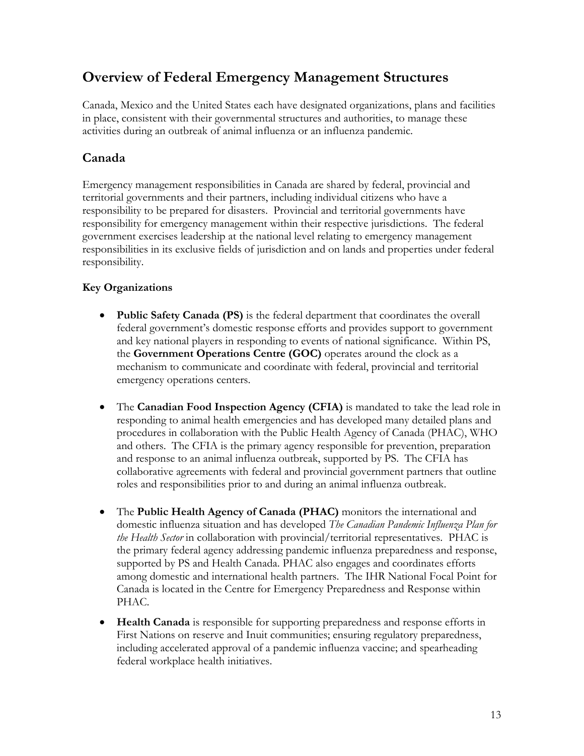## Overview of Federal Emergency Management Structures

Canada, Mexico and the United States each have designated organizations, plans and facilities in place, consistent with their governmental structures and authorities, to manage these activities during an outbreak of animal influenza or an influenza pandemic.

### Canada

Emergency management responsibilities in Canada are shared by federal, provincial and territorial governments and their partners, including individual citizens who have a responsibility to be prepared for disasters. Provincial and territorial governments have responsibility for emergency management within their respective jurisdictions. The federal government exercises leadership at the national level relating to emergency management responsibilities in its exclusive fields of jurisdiction and on lands and properties under federal responsibility.

**Key Organizations**

- **Public Safety Canada (PS)** is the federal department that coordinates the overall federal government's domestic response efforts and provides support to government and key national players in responding to events of national significance. Within PS, the **Government Operations Centre (GOC)** operates around the clock as a mechanism to communicate and coordinate with federal, provincial and territorial emergency operations centers.

- The **Canadian Food Inspection Agency (CFIA)** is mandated to take the lead role in responding to animal health emergencies and has developed many detailed plans and procedures in collaboration with the Public Health Agency of Canada (PHAC), WHO and others. The CFIA is the primary agency responsible for prevention, preparation and response to an animal influenza outbreak, supported by PS. The CFIA has collaborative agreements with federal and provincial government partners that outline roles and responsibilities prior to and during an animal influenza outbreak.

- The **Public Health Agency of Canada (PHAC)** monitors the international and domestic influenza situation and has developed *The Canadian Pandemic Influenza Plan for the Health Sector* in collaboration with provincial/territorial representatives. PHAC is the primary federal agency addressing pandemic influenza preparedness and response, supported by PS and Health Canada. PHAC also engages and coordinates efforts among domestic and international health partners. The IHR National Focal Point for Canada is located in the Centre for Emergency Preparedness and Response within PHAC.

- **Health Canada** is responsible for supporting preparedness and response efforts in First Nations on reserve and Inuit communities; ensuring regulatory preparedness, including accelerated approval of a pandemic influenza vaccine; and spearheading federal workplace health initiatives.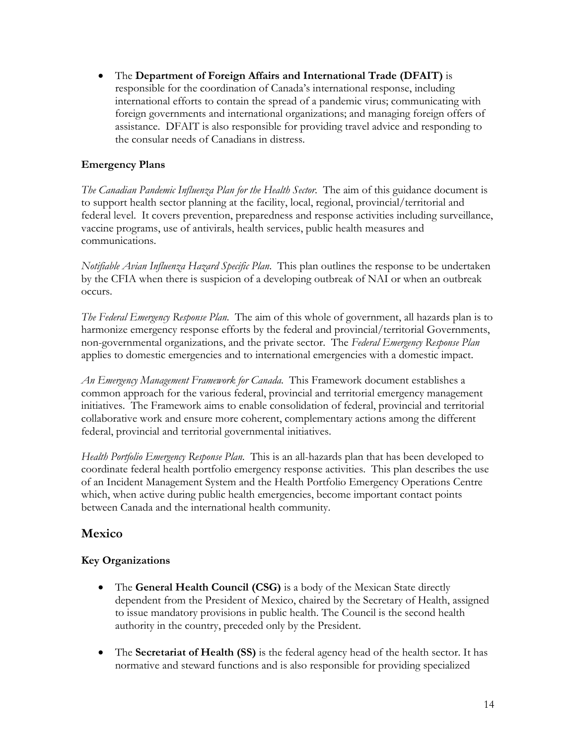- The **Department of Foreign Affairs and International Trade (DFAIT)** is responsible for the coordination of Canada's international response, including international efforts to contain the spread of a pandemic virus; communicating with foreign governments and international organizations; and managing foreign offers of assistance. DFAIT is also responsible for providing travel advice and responding to the consular needs of Canadians in distress.

### Emergency Plans

*The Canadian Pandemic Influenza Plan for the Health Sector.* The aim of this guidance document is to support health sector planning at the facility, local, regional, provincial/territorial and federal level. It covers prevention, preparedness and response activities including surveillance, vaccine programs, use of antivirals, health services, public health measures and communications.

*Notifiable Avian Influenza Hazard Specific Plan.* This plan outlines the response to be undertaken by the CFIA when there is suspicion of a developing outbreak of NAI or when an outbreak occurs.

*The Federal Emergency Response Plan.* The aim of this whole of government, all hazards plan is to harmonize emergency response efforts by the federal and provincial/territorial Governments, non-governmental organizations, and the private sector. The *Federal Emergency Response Plan* applies to domestic emergencies and to international emergencies with a domestic impact.

*An Emergency Management Framework for Canada.* This Framework document establishes a common approach for the various federal, provincial and territorial emergency management initiatives. The Framework aims to enable consolidation of federal, provincial and territorial collaborative work and ensure more coherent, complementary actions among the different federal, provincial and territorial governmental initiatives.

*Health Portfolio Emergency Response Plan.* This is an all-hazards plan that has been developed to coordinate federal health portfolio emergency response activities. This plan describes the use of an Incident Management System and the Health Portfolio Emergency Operations Centre which, when active during public health emergencies, become important contact points between Canada and the international health community.

## Mexico

### Key Organizations

- The **General Health Council (CSG)** is a body of the Mexican State directly dependent from the President of Mexico, chaired by the Secretary of Health, assigned to issue mandatory provisions in public health. The Council is the second health authority in the country, preceded only by the President.

- The **Secretariat of Health (SS)** is the federal agency head of the health sector. It has normative and steward functions and is also responsible for providing specialized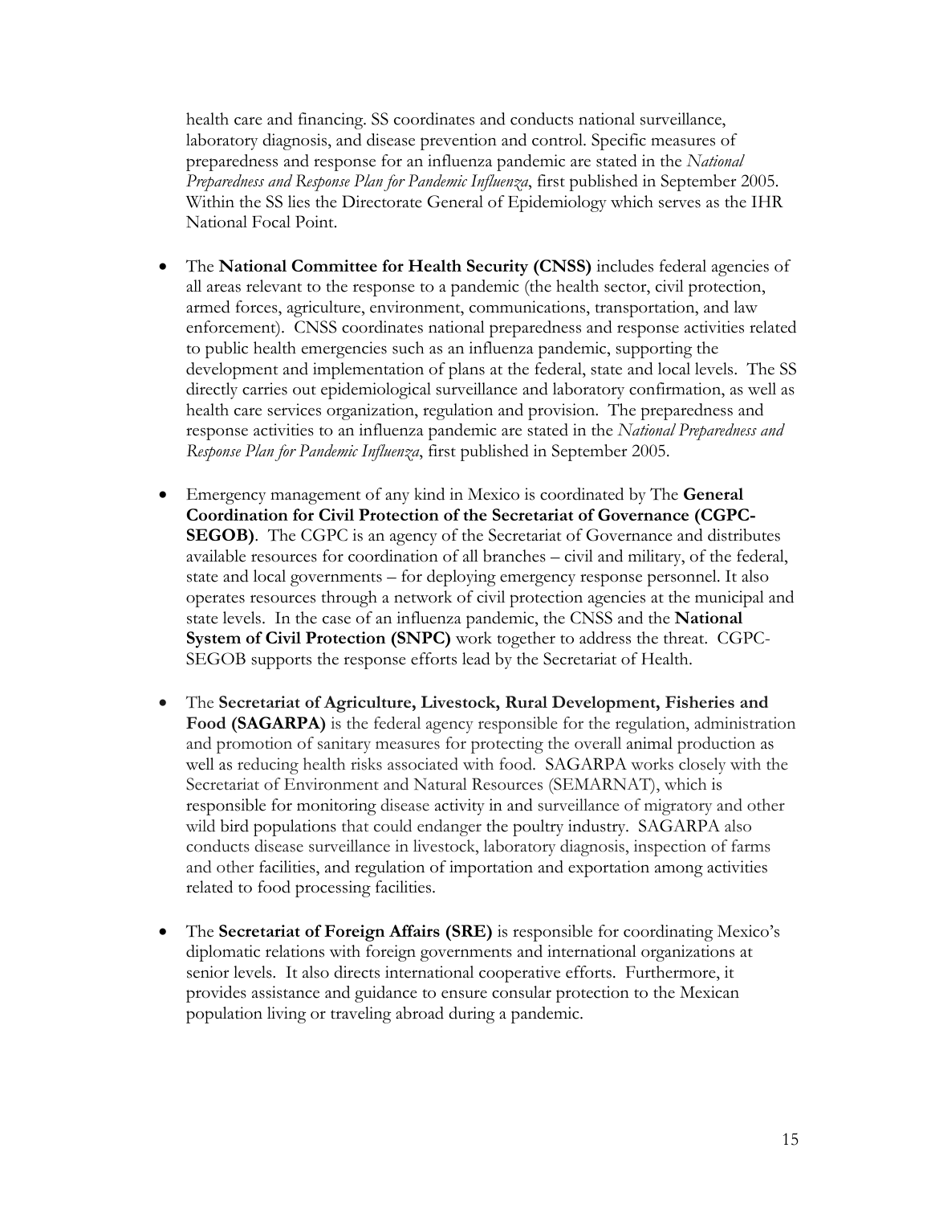health care and financing. SS coordinates and conducts national surveillance, laboratory diagnosis, and disease prevention and control. Specific measures of preparedness and response for an influenza pandemic are stated in the *National Preparedness and Response Plan for Pandemic Influenza*, first published in September 2005. Within the SS lies the Directorate General of Epidemiology which serves as the IHR National Focal Point.

- The **National Committee for Health Security (CNSS)** includes federal agencies of all areas relevant to the response to a pandemic (the health sector, civil protection, armed forces, agriculture, environment, communications, transportation, and law enforcement). CNSS coordinates national preparedness and response activities related to public health emergencies such as an influenza pandemic, supporting the development and implementation of plans at the federal, state and local levels. The SS directly carries out epidemiological surveillance and laboratory confirmation, as well as health care services organization, regulation and provision. The preparedness and response activities to an influenza pandemic are stated in the *National Preparedness and Response Plan for Pandemic Influenza*, first published in September 2005.

- Emergency management of any kind in Mexico is coordinated by The **General Coordination for Civil Protection of the Secretariat of Governance (CGPC-SEGOB)**. The CGPC is an agency of the Secretariat of Governance and distributes available resources for coordination of all branches – civil and military, of the federal, state and local governments – for deploying emergency response personnel. It also operates resources through a network of civil protection agencies at the municipal and state levels. In the case of an influenza pandemic, the CNSS and the **National System of Civil Protection (SNPC)** work together to address the threat. CGPC-SEGOB supports the response efforts lead by the Secretariat of Health.

- The **Secretariat of Agriculture, Livestock, Rural Development, Fisheries and Food (SAGARPA)** is the federal agency responsible for the regulation, administration and promotion of sanitary measures for protecting the overall animal production as well as reducing health risks associated with food. SAGARPA works closely with the Secretariat of Environment and Natural Resources (SEMARNAT), which is responsible for monitoring disease activity in and surveillance of migratory and other wild bird populations that could endanger the poultry industry. SAGARPA also conducts disease surveillance in livestock, laboratory diagnosis, inspection of farms and other facilities, and regulation of importation and exportation among activities related to food processing facilities.

- The **Secretariat of Foreign Affairs (SRE)** is responsible for coordinating Mexico's diplomatic relations with foreign governments and international organizations at senior levels. It also directs international cooperative efforts. Furthermore, it provides assistance and guidance to ensure consular protection to the Mexican population living or traveling abroad during a pandemic.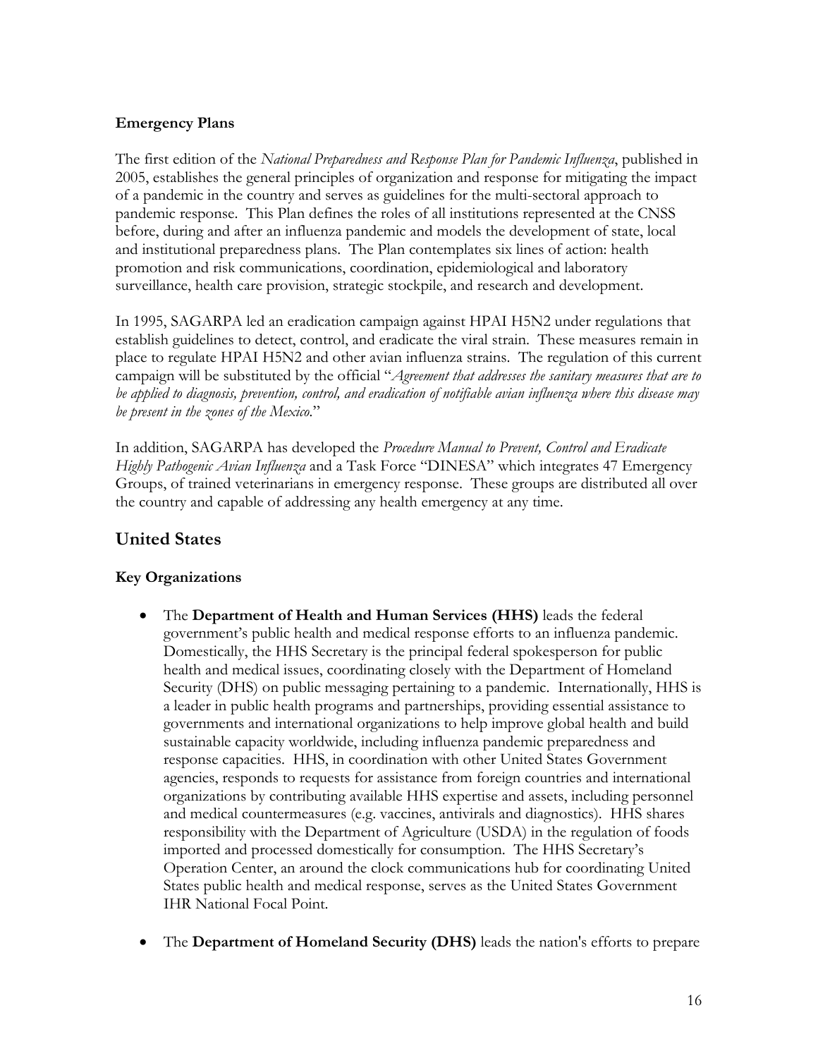### Emergency Plans

The first edition of the *National Preparedness and Response Plan for Pandemic Influenza*, published in 2005, establishes the general principles of organization and response for mitigating the impact of a pandemic in the country and serves as guidelines for the multi-sectoral approach to pandemic response. This Plan defines the roles of all institutions represented at the CNSS before, during and after an influenza pandemic and models the development of state, local and institutional preparedness plans. The Plan contemplates six lines of action: health promotion and risk communications, coordination, epidemiological and laboratory surveillance, health care provision, strategic stockpile, and research and development.

In 1995, SAGARPA led an eradication campaign against HPAI H5N2 under regulations that establish guidelines to detect, control, and eradicate the viral strain. These measures remain in place to regulate HPAI H5N2 and other avian influenza strains. The regulation of this current campaign will be substituted by the official "*Agreement that addresses the sanitary measures that are to be applied to diagnosis, prevention, control, and eradication of notifiable avian influenza where this disease may be present in the zones of the Mexico.*"

In addition, SAGARPA has developed the *Procedure Manual to Prevent, Control and Eradicate Highly Pathogenic Avian Influenza* and a Task Force "DINESA" which integrates 47 Emergency Groups, of trained veterinarians in emergency response. These groups are distributed all over the country and capable of addressing any health emergency at any time.

## United States

### Key Organizations

- The **Department of Health and Human Services (HHS)** leads the federal government's public health and medical response efforts to an influenza pandemic. Domestically, the HHS Secretary is the principal federal spokesperson for public health and medical issues, coordinating closely with the Department of Homeland Security (DHS) on public messaging pertaining to a pandemic. Internationally, HHS is a leader in public health programs and partnerships, providing essential assistance to governments and international organizations to help improve global health and build sustainable capacity worldwide, including influenza pandemic preparedness and response capacities. HHS, in coordination with other United States Government agencies, responds to requests for assistance from foreign countries and international organizations by contributing available HHS expertise and assets, including personnel and medical countermeasures (e.g. vaccines, antivirals and diagnostics). HHS shares responsibility with the Department of Agriculture (USDA) in the regulation of foods imported and processed domestically for consumption. The HHS Secretary's Operation Center, an around the clock communications hub for coordinating United States public health and medical response, serves as the United States Government IHR National Focal Point.

- The **Department of Homeland Security (DHS)** leads the nation's efforts to prepare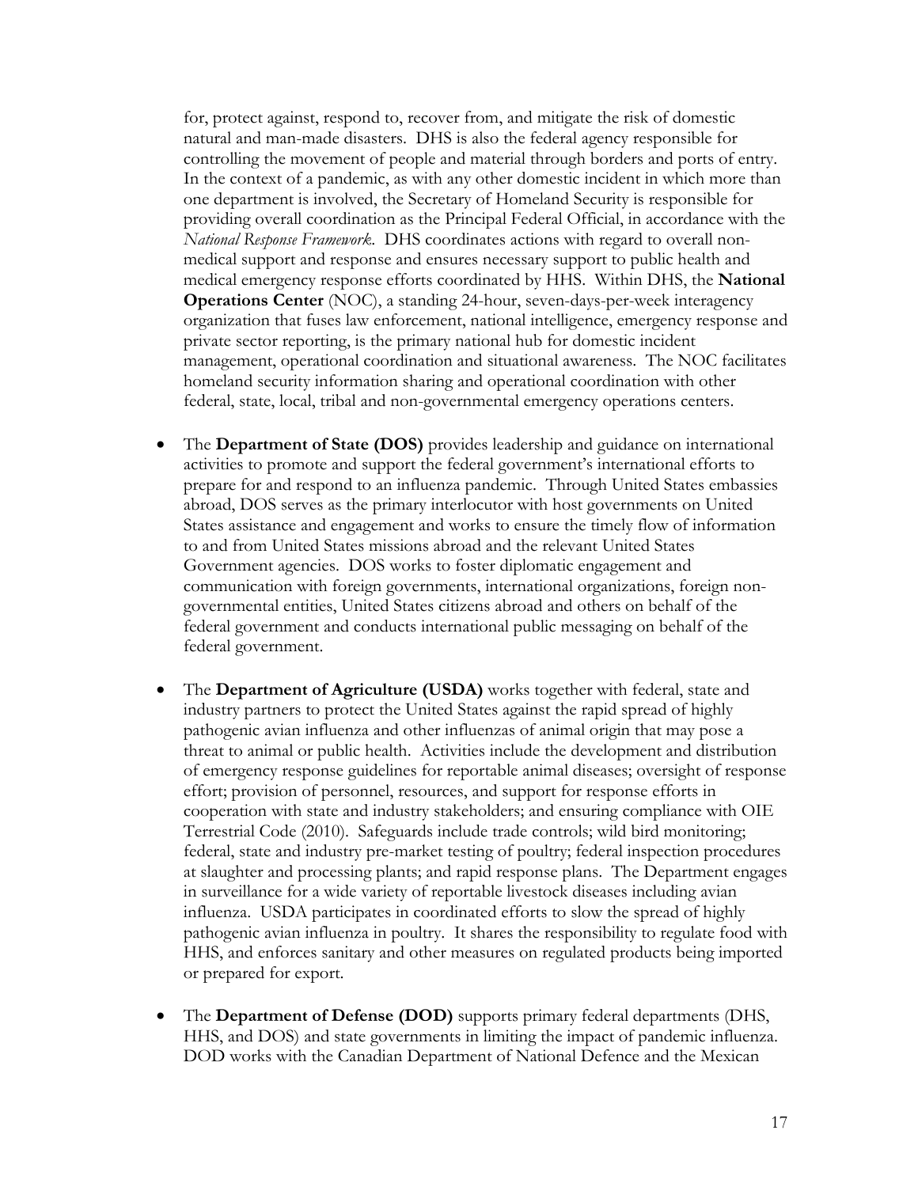for, protect against, respond to, recover from, and mitigate the risk of domestic natural and man-made disasters. DHS is also the federal agency responsible for controlling the movement of people and material through borders and ports of entry. In the context of a pandemic, as with any other domestic incident in which more than one department is involved, the Secretary of Homeland Security is responsible for providing overall coordination as the Principal Federal Official, in accordance with the *National Response Framework*. DHS coordinates actions with regard to overall non-medical support and response and ensures necessary support to public health and medical emergency response efforts coordinated by HHS. Within DHS, the **National Operations Center** (NOC), a standing 24-hour, seven-days-per-week interagency organization that fuses law enforcement, national intelligence, emergency response and private sector reporting, is the primary national hub for domestic incident management, operational coordination and situational awareness. The NOC facilitates homeland security information sharing and operational coordination with other federal, state, local, tribal and non-governmental emergency operations centers.

- The **Department of State (DOS)** provides leadership and guidance on international activities to promote and support the federal government's international efforts to prepare for and respond to an influenza pandemic. Through United States embassies abroad, DOS serves as the primary interlocutor with host governments on United States assistance and engagement and works to ensure the timely flow of information to and from United States missions abroad and the relevant United States Government agencies. DOS works to foster diplomatic engagement and communication with foreign governments, international organizations, foreign non-governmental entities, United States citizens abroad and others on behalf of the federal government and conducts international public messaging on behalf of the federal government.

- The **Department of Agriculture (USDA)** works together with federal, state and industry partners to protect the United States against the rapid spread of highly pathogenic avian influenza and other influenzas of animal origin that may pose a threat to animal or public health. Activities include the development and distribution of emergency response guidelines for reportable animal diseases; oversight of response effort; provision of personnel, resources, and support for response efforts in cooperation with state and industry stakeholders; and ensuring compliance with OIE Terrestrial Code (2010). Safeguards include trade controls; wild bird monitoring; federal, state and industry pre-market testing of poultry; federal inspection procedures at slaughter and processing plants; and rapid response plans. The Department engages in surveillance for a wide variety of reportable livestock diseases including avian influenza. USDA participates in coordinated efforts to slow the spread of highly pathogenic avian influenza in poultry. It shares the responsibility to regulate food with HHS, and enforces sanitary and other measures on regulated products being imported or prepared for export.

- The **Department of Defense (DOD)** supports primary federal departments (DHS, HHS, and DOS) and state governments in limiting the impact of pandemic influenza. DOD works with the Canadian Department of National Defence and the Mexican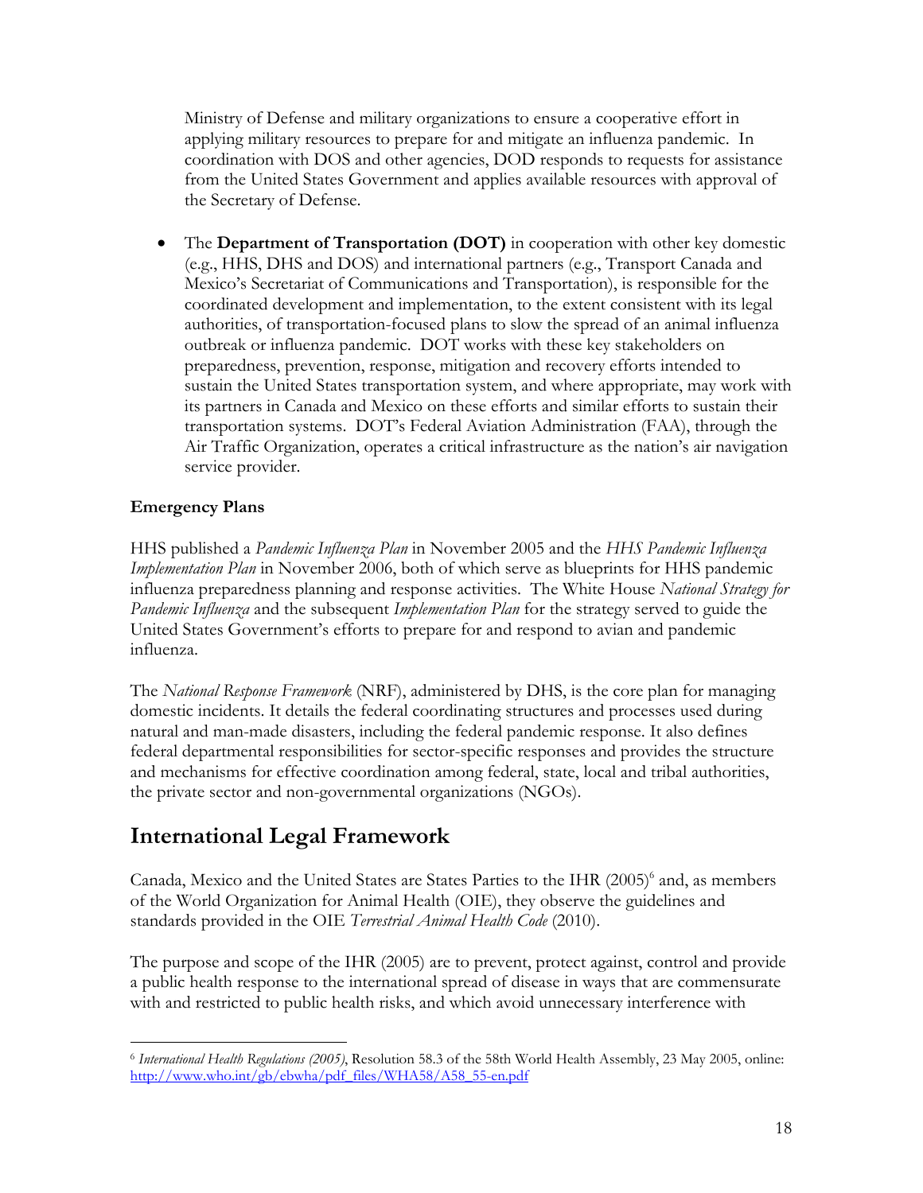Ministry of Defense and military organizations to ensure a cooperative effort in applying military resources to prepare for and mitigate an influenza pandemic. In coordination with DOS and other agencies, DOD responds to requests for assistance from the United States Government and applies available resources with approval of the Secretary of Defense.

- The **Department of Transportation (DOT)** in cooperation with other key domestic (e.g., HHS, DHS and DOS) and international partners (e.g., Transport Canada and Mexico's Secretariat of Communications and Transportation), is responsible for the coordinated development and implementation, to the extent consistent with its legal authorities, of transportation-focused plans to slow the spread of an animal influenza outbreak or influenza pandemic. DOT works with these key stakeholders on preparedness, prevention, response, mitigation and recovery efforts intended to sustain the United States transportation system, and where appropriate, may work with its partners in Canada and Mexico on these efforts and similar efforts to sustain their transportation systems. DOT's Federal Aviation Administration (FAA), through the Air Traffic Organization, operates a critical infrastructure as the nation's air navigation service provider.

**Emergency Plans**

HHS published a *Pandemic Influenza Plan* in November 2005 and the *HHS Pandemic Influenza Implementation Plan* in November 2006, both of which serve as blueprints for HHS pandemic influenza preparedness planning and response activities. The White House *National Strategy for Pandemic Influenza* and the subsequent *Implementation Plan* for the strategy served to guide the United States Government's efforts to prepare for and respond to avian and pandemic influenza.

The *National Response Framework* (NRF), administered by DHS, is the core plan for managing domestic incidents. It details the federal coordinating structures and processes used during natural and man-made disasters, including the federal pandemic response. It also defines federal departmental responsibilities for sector-specific responses and provides the structure and mechanisms for effective coordination among federal, state, local and tribal authorities, the private sector and non-governmental organizations (NGOs).

## International Legal Framework

Canada, Mexico and the United States are States Parties to the IHR (2005)[6] and, as members of the World Organization for Animal Health (OIE), they observe the guidelines and standards provided in the OIE *Terrestrial Animal Health Code* (2010).

The purpose and scope of the IHR (2005) are to prevent, protect against, control and provide a public health response to the international spread of disease in ways that are commensurate with and restricted to public health risks, and which avoid unnecessary interference with

[6] *International Health Regulations (2005)*, Resolution 58.3 of the 58th World Health Assembly, 23 May 2005, online: http://www.who.int/gb/ebwha/pdf_files/WHA58/A58_55-en.pdf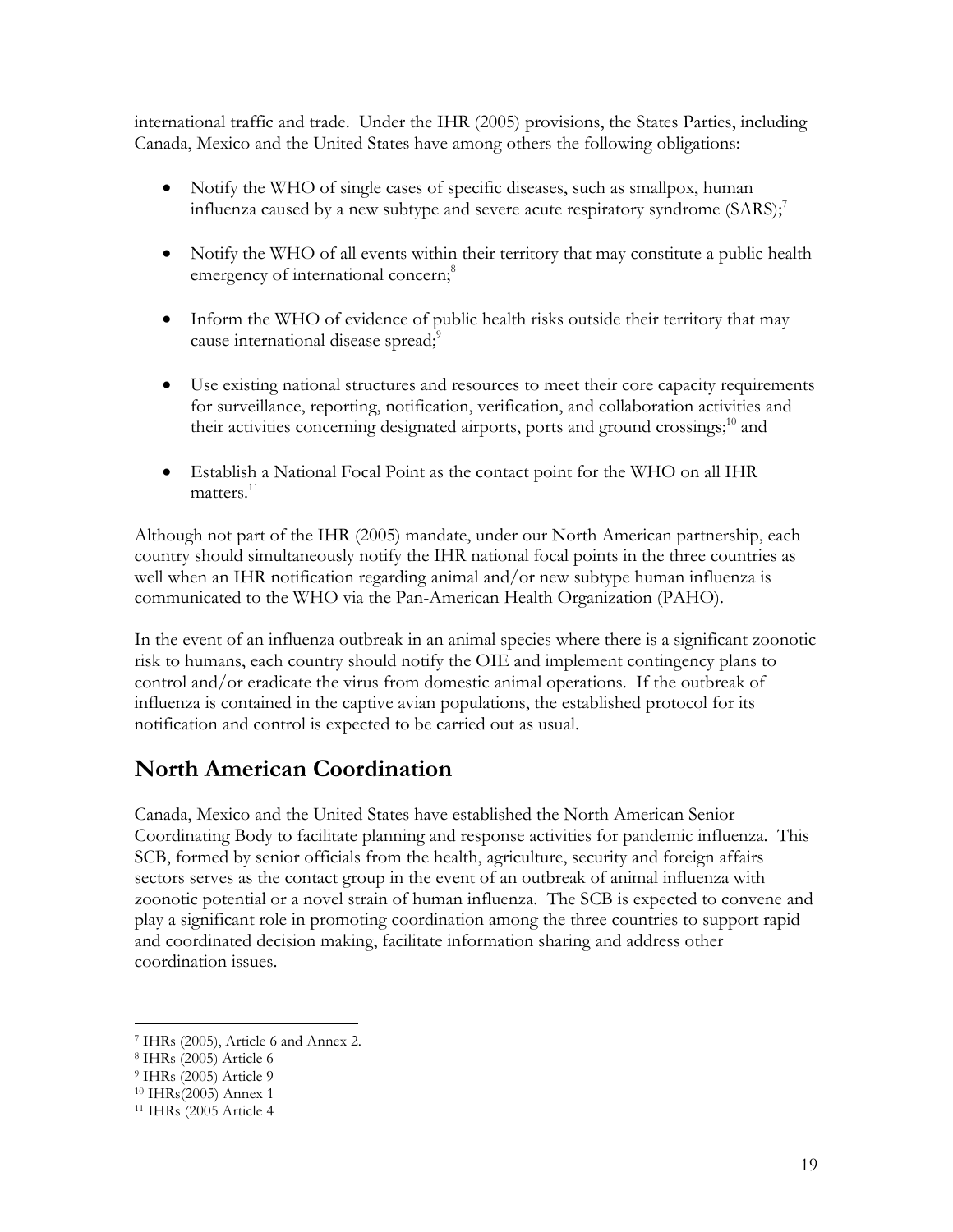international traffic and trade. Under the IHR (2005) provisions, the States Parties, including Canada, Mexico and the United States have among others the following obligations:

- Notify the WHO of single cases of specific diseases, such as smallpox, human influenza caused by a new subtype and severe acute respiratory syndrome (SARS);[7]
- Notify the WHO of all events within their territory that may constitute a public health emergency of international concern;[8]
- Inform the WHO of evidence of public health risks outside their territory that may cause international disease spread;[9]
- Use existing national structures and resources to meet their core capacity requirements for surveillance, reporting, notification, verification, and collaboration activities and their activities concerning designated airports, ports and ground crossings;[10] and
- Establish a National Focal Point as the contact point for the WHO on all IHR matters.[11]

Although not part of the IHR (2005) mandate, under our North American partnership, each country should simultaneously notify the IHR national focal points in the three countries as well when an IHR notification regarding animal and/or new subtype human influenza is communicated to the WHO via the Pan-American Health Organization (PAHO).

In the event of an influenza outbreak in an animal species where there is a significant zoonotic risk to humans, each country should notify the OIE and implement contingency plans to control and/or eradicate the virus from domestic animal operations. If the outbreak of influenza is contained in the captive avian populations, the established protocol for its notification and control is expected to be carried out as usual.

## North American Coordination

Canada, Mexico and the United States have established the North American Senior Coordinating Body to facilitate planning and response activities for pandemic influenza. This SCB, formed by senior officials from the health, agriculture, security and foreign affairs sectors serves as the contact group in the event of an outbreak of animal influenza with zoonotic potential or a novel strain of human influenza. The SCB is expected to convene and play a significant role in promoting coordination among the three countries to support rapid and coordinated decision making, facilitate information sharing and address other coordination issues.

---

[7] IHRs (2005), Article 6 and Annex 2.
[8] IHRs (2005) Article 6
[9] IHRs (2005) Article 9
[10] IHRs(2005) Annex 1
[11] IHRs (2005 Article 4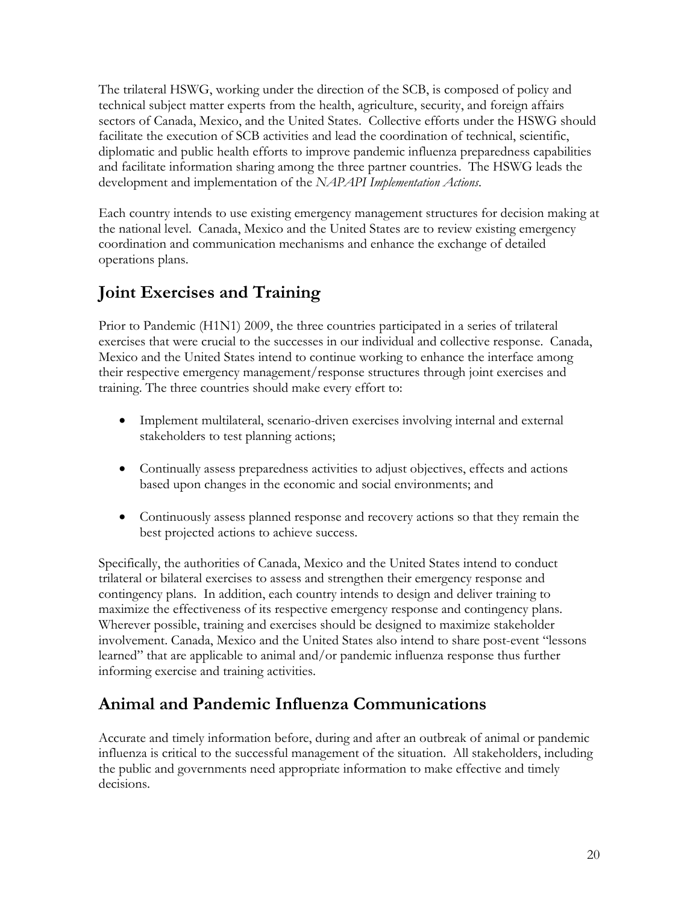The trilateral HSWG, working under the direction of the SCB, is composed of policy and technical subject matter experts from the health, agriculture, security, and foreign affairs sectors of Canada, Mexico, and the United States. Collective efforts under the HSWG should facilitate the execution of SCB activities and lead the coordination of technical, scientific, diplomatic and public health efforts to improve pandemic influenza preparedness capabilities and facilitate information sharing among the three partner countries. The HSWG leads the development and implementation of the *NAPAPI Implementation Actions*.

Each country intends to use existing emergency management structures for decision making at the national level. Canada, Mexico and the United States are to review existing emergency coordination and communication mechanisms and enhance the exchange of detailed operations plans.

## Joint Exercises and Training

Prior to Pandemic (H1N1) 2009, the three countries participated in a series of trilateral exercises that were crucial to the successes in our individual and collective response. Canada, Mexico and the United States intend to continue working to enhance the interface among their respective emergency management/response structures through joint exercises and training. The three countries should make every effort to:

- Implement multilateral, scenario-driven exercises involving internal and external stakeholders to test planning actions;
- Continually assess preparedness activities to adjust objectives, effects and actions based upon changes in the economic and social environments; and
- Continuously assess planned response and recovery actions so that they remain the best projected actions to achieve success.

Specifically, the authorities of Canada, Mexico and the United States intend to conduct trilateral or bilateral exercises to assess and strengthen their emergency response and contingency plans. In addition, each country intends to design and deliver training to maximize the effectiveness of its respective emergency response and contingency plans. Wherever possible, training and exercises should be designed to maximize stakeholder involvement. Canada, Mexico and the United States also intend to share post-event "lessons learned" that are applicable to animal and/or pandemic influenza response thus further informing exercise and training activities.

## Animal and Pandemic Influenza Communications

Accurate and timely information before, during and after an outbreak of animal or pandemic influenza is critical to the successful management of the situation. All stakeholders, including the public and governments need appropriate information to make effective and timely decisions.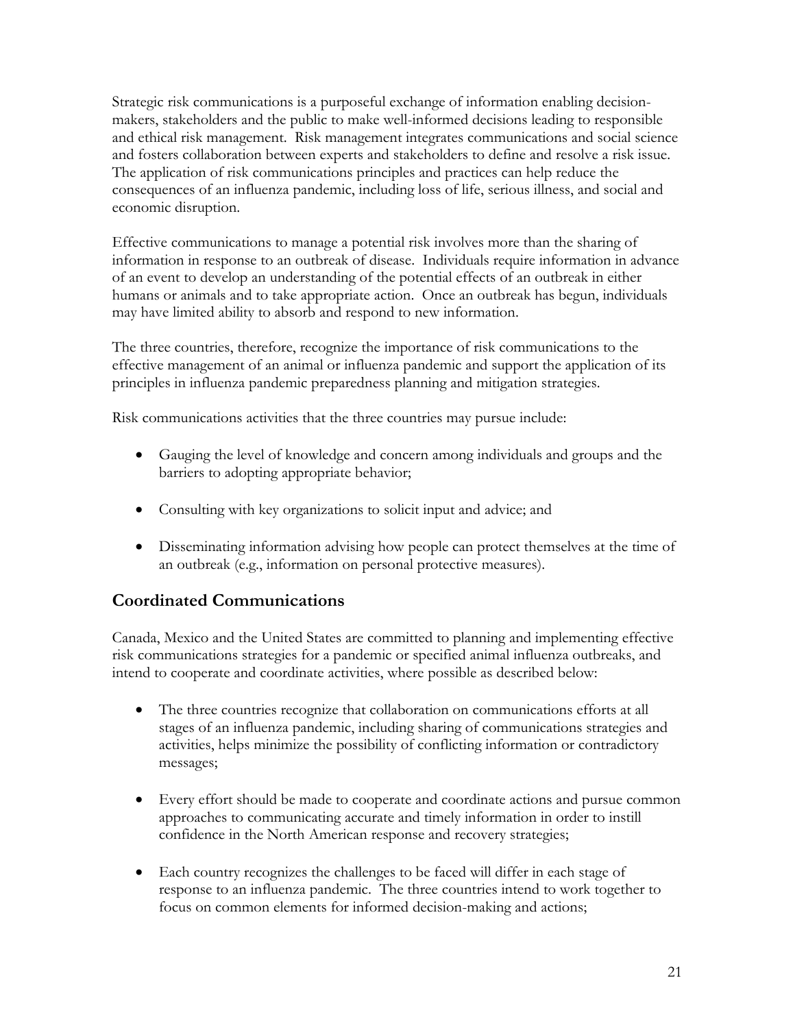Strategic risk communications is a purposeful exchange of information enabling decision-makers, stakeholders and the public to make well-informed decisions leading to responsible and ethical risk management. Risk management integrates communications and social science and fosters collaboration between experts and stakeholders to define and resolve a risk issue. The application of risk communications principles and practices can help reduce the consequences of an influenza pandemic, including loss of life, serious illness, and social and economic disruption.

Effective communications to manage a potential risk involves more than the sharing of information in response to an outbreak of disease. Individuals require information in advance of an event to develop an understanding of the potential effects of an outbreak in either humans or animals and to take appropriate action. Once an outbreak has begun, individuals may have limited ability to absorb and respond to new information.

The three countries, therefore, recognize the importance of risk communications to the effective management of an animal or influenza pandemic and support the application of its principles in influenza pandemic preparedness planning and mitigation strategies.

Risk communications activities that the three countries may pursue include:

- Gauging the level of knowledge and concern among individuals and groups and the barriers to adopting appropriate behavior;
- Consulting with key organizations to solicit input and advice; and
- Disseminating information advising how people can protect themselves at the time of an outbreak (e.g., information on personal protective measures).

## Coordinated Communications

Canada, Mexico and the United States are committed to planning and implementing effective risk communications strategies for a pandemic or specified animal influenza outbreaks, and intend to cooperate and coordinate activities, where possible as described below:

- The three countries recognize that collaboration on communications efforts at all stages of an influenza pandemic, including sharing of communications strategies and activities, helps minimize the possibility of conflicting information or contradictory messages;
- Every effort should be made to cooperate and coordinate actions and pursue common approaches to communicating accurate and timely information in order to instill confidence in the North American response and recovery strategies;
- Each country recognizes the challenges to be faced will differ in each stage of response to an influenza pandemic. The three countries intend to work together to focus on common elements for informed decision-making and actions;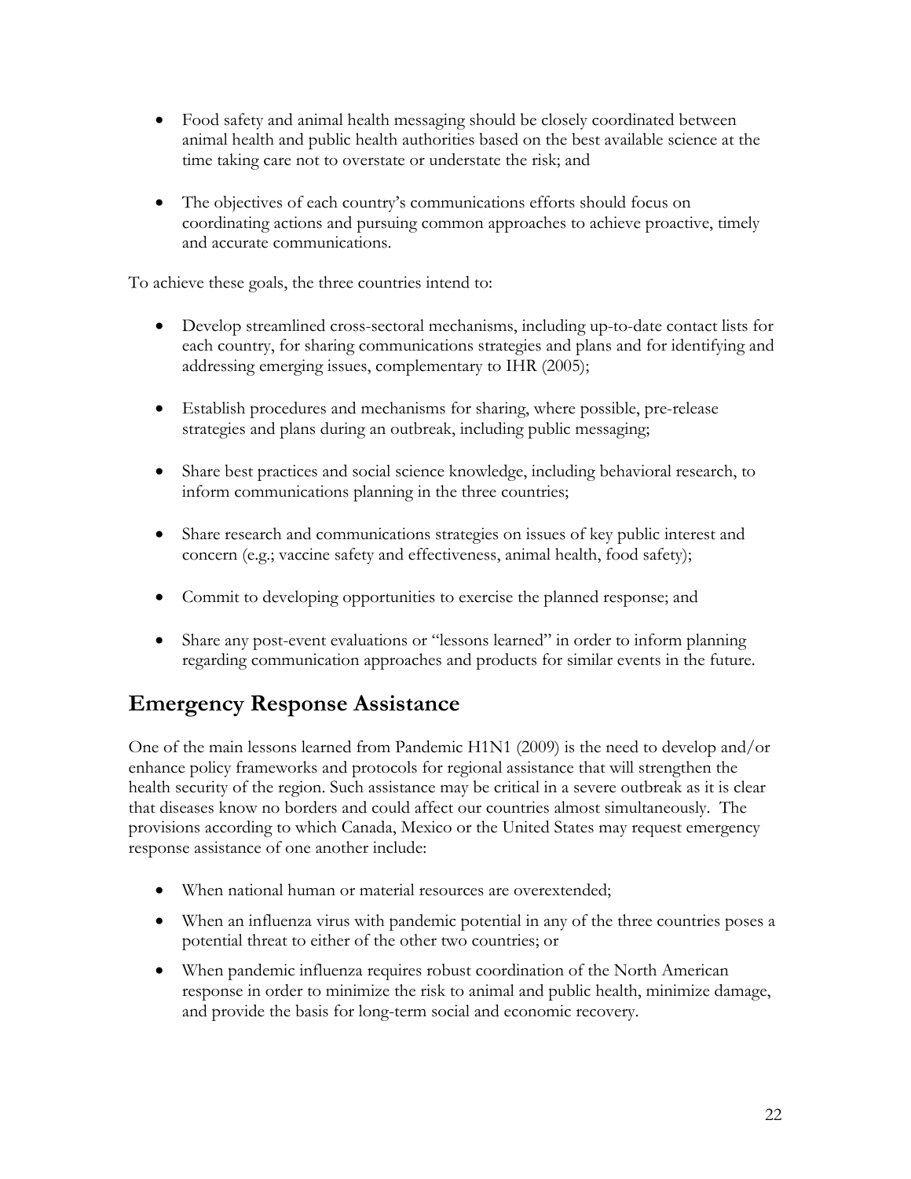- Food safety and animal health messaging should be closely coordinated between animal health and public health authorities based on the best available science at the time taking care not to overstate or understate the risk; and

- The objectives of each country's communications efforts should focus on coordinating actions and pursuing common approaches to achieve proactive, timely and accurate communications.

To achieve these goals, the three countries intend to:

- Develop streamlined cross-sectoral mechanisms, including up-to-date contact lists for each country, for sharing communications strategies and plans and for identifying and addressing emerging issues, complementary to IHR (2005);

- Establish procedures and mechanisms for sharing, where possible, pre-release strategies and plans during an outbreak, including public messaging;

- Share best practices and social science knowledge, including behavioral research, to inform communications planning in the three countries;

- Share research and communications strategies on issues of key public interest and concern (e.g.; vaccine safety and effectiveness, animal health, food safety);

- Commit to developing opportunities to exercise the planned response; and

- Share any post-event evaluations or "lessons learned" in order to inform planning regarding communication approaches and products for similar events in the future.

## Emergency Response Assistance

One of the main lessons learned from Pandemic H1N1 (2009) is the need to develop and/or enhance policy frameworks and protocols for regional assistance that will strengthen the health security of the region. Such assistance may be critical in a severe outbreak as it is clear that diseases know no borders and could affect our countries almost simultaneously. The provisions according to which Canada, Mexico or the United States may request emergency response assistance of one another include:

- When national human or material resources are overextended;
- When an influenza virus with pandemic potential in any of the three countries poses a potential threat to either of the other two countries; or
- When pandemic influenza requires robust coordination of the North American response in order to minimize the risk to animal and public health, minimize damage, and provide the basis for long-term social and economic recovery.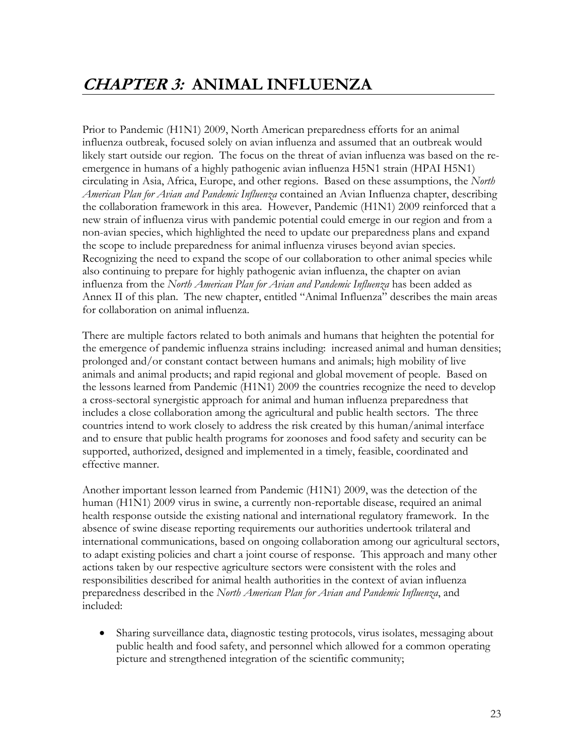# *CHAPTER 3:* ANIMAL INFLUENZA

Prior to Pandemic (H1N1) 2009, North American preparedness efforts for an animal influenza outbreak, focused solely on avian influenza and assumed that an outbreak would likely start outside our region. The focus on the threat of avian influenza was based on the re-emergence in humans of a highly pathogenic avian influenza H5N1 strain (HPAI H5N1) circulating in Asia, Africa, Europe, and other regions. Based on these assumptions, the *North American Plan for Avian and Pandemic Influenza* contained an Avian Influenza chapter, describing the collaboration framework in this area. However, Pandemic (H1N1) 2009 reinforced that a new strain of influenza virus with pandemic potential could emerge in our region and from a non-avian species, which highlighted the need to update our preparedness plans and expand the scope to include preparedness for animal influenza viruses beyond avian species. Recognizing the need to expand the scope of our collaboration to other animal species while also continuing to prepare for highly pathogenic avian influenza, the chapter on avian influenza from the *North American Plan for Avian and Pandemic Influenza* has been added as Annex II of this plan. The new chapter, entitled "Animal Influenza" describes the main areas for collaboration on animal influenza.

There are multiple factors related to both animals and humans that heighten the potential for the emergence of pandemic influenza strains including: increased animal and human densities; prolonged and/or constant contact between humans and animals; high mobility of live animals and animal products; and rapid regional and global movement of people. Based on the lessons learned from Pandemic (H1N1) 2009 the countries recognize the need to develop a cross-sectoral synergistic approach for animal and human influenza preparedness that includes a close collaboration among the agricultural and public health sectors. The three countries intend to work closely to address the risk created by this human/animal interface and to ensure that public health programs for zoonoses and food safety and security can be supported, authorized, designed and implemented in a timely, feasible, coordinated and effective manner.

Another important lesson learned from Pandemic (H1N1) 2009, was the detection of the human (H1N1) 2009 virus in swine, a currently non-reportable disease, required an animal health response outside the existing national and international regulatory framework. In the absence of swine disease reporting requirements our authorities undertook trilateral and international communications, based on ongoing collaboration among our agricultural sectors, to adapt existing policies and chart a joint course of response. This approach and many other actions taken by our respective agriculture sectors were consistent with the roles and responsibilities described for animal health authorities in the context of avian influenza preparedness described in the *North American Plan for Avian and Pandemic Influenza*, and included:

- Sharing surveillance data, diagnostic testing protocols, virus isolates, messaging about public health and food safety, and personnel which allowed for a common operating picture and strengthened integration of the scientific community;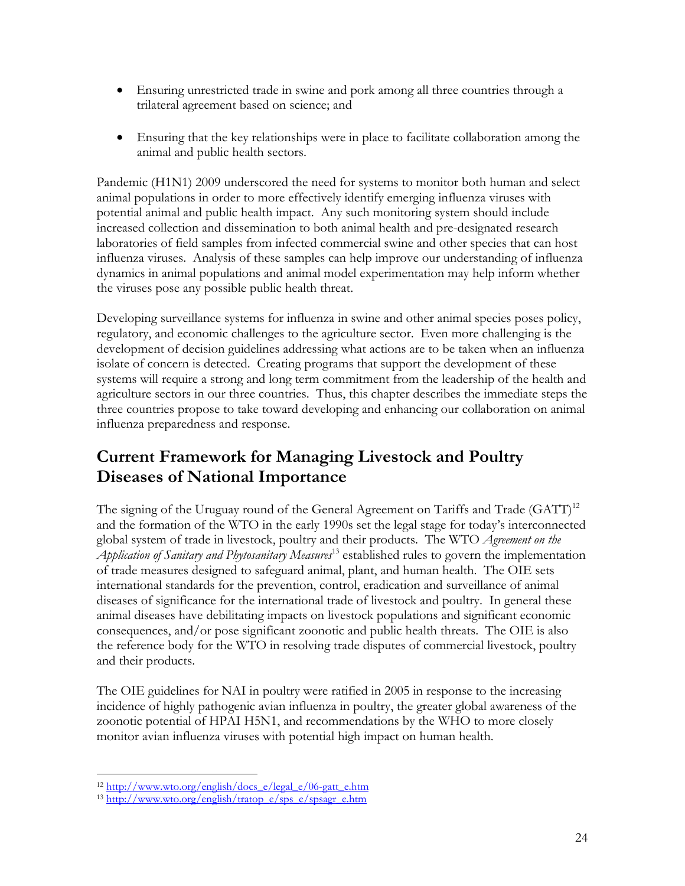- Ensuring unrestricted trade in swine and pork among all three countries through a trilateral agreement based on science; and

- Ensuring that the key relationships were in place to facilitate collaboration among the animal and public health sectors.

Pandemic (H1N1) 2009 underscored the need for systems to monitor both human and select animal populations in order to more effectively identify emerging influenza viruses with potential animal and public health impact. Any such monitoring system should include increased collection and dissemination to both animal health and pre-designated research laboratories of field samples from infected commercial swine and other species that can host influenza viruses. Analysis of these samples can help improve our understanding of influenza dynamics in animal populations and animal model experimentation may help inform whether the viruses pose any possible public health threat.

Developing surveillance systems for influenza in swine and other animal species poses policy, regulatory, and economic challenges to the agriculture sector. Even more challenging is the development of decision guidelines addressing what actions are to be taken when an influenza isolate of concern is detected. Creating programs that support the development of these systems will require a strong and long term commitment from the leadership of the health and agriculture sectors in our three countries. Thus, this chapter describes the immediate steps the three countries propose to take toward developing and enhancing our collaboration on animal influenza preparedness and response.

## Current Framework for Managing Livestock and Poultry Diseases of National Importance

The signing of the Uruguay round of the General Agreement on Tariffs and Trade (GATT)[12] and the formation of the WTO in the early 1990s set the legal stage for today's interconnected global system of trade in livestock, poultry and their products. The WTO *Agreement on the Application of Sanitary and Phytosanitary Measures*[13] established rules to govern the implementation of trade measures designed to safeguard animal, plant, and human health. The OIE sets international standards for the prevention, control, eradication and surveillance of animal diseases of significance for the international trade of livestock and poultry. In general these animal diseases have debilitating impacts on livestock populations and significant economic consequences, and/or pose significant zoonotic and public health threats. The OIE is also the reference body for the WTO in resolving trade disputes of commercial livestock, poultry and their products.

The OIE guidelines for NAI in poultry were ratified in 2005 in response to the increasing incidence of highly pathogenic avian influenza in poultry, the greater global awareness of the zoonotic potential of HPAI H5N1, and recommendations by the WHO to more closely monitor avian influenza viruses with potential high impact on human health.

---

[12] http://www.wto.org/english/docs_e/legal_e/06-gatt_e.htm

[13] http://www.wto.org/english/tratop_e/sps_e/spsagr_e.htm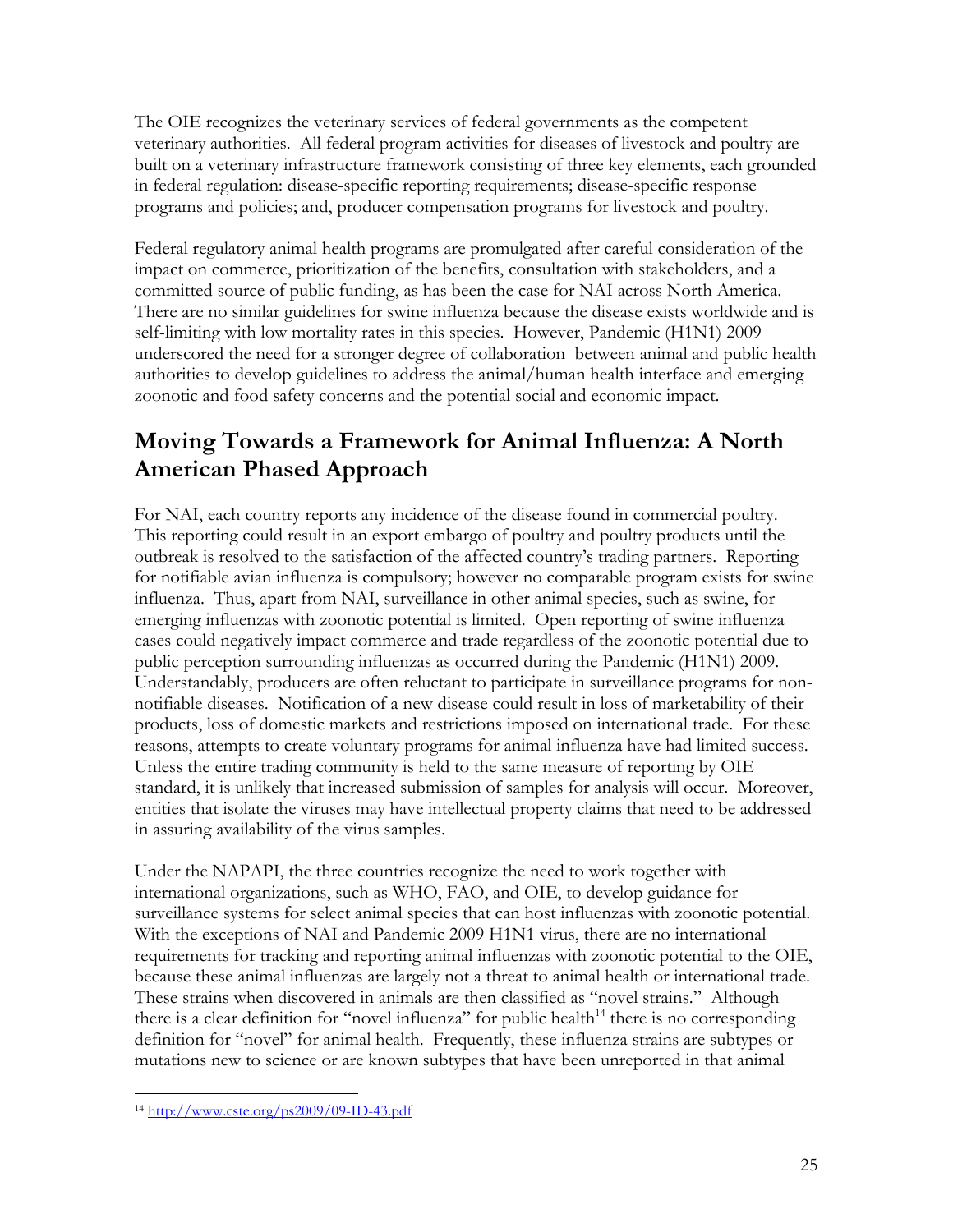The OIE recognizes the veterinary services of federal governments as the competent veterinary authorities. All federal program activities for diseases of livestock and poultry are built on a veterinary infrastructure framework consisting of three key elements, each grounded in federal regulation: disease-specific reporting requirements; disease-specific response programs and policies; and, producer compensation programs for livestock and poultry.

Federal regulatory animal health programs are promulgated after careful consideration of the impact on commerce, prioritization of the benefits, consultation with stakeholders, and a committed source of public funding, as has been the case for NAI across North America. There are no similar guidelines for swine influenza because the disease exists worldwide and is self-limiting with low mortality rates in this species. However, Pandemic (H1N1) 2009 underscored the need for a stronger degree of collaboration between animal and public health authorities to develop guidelines to address the animal/human health interface and emerging zoonotic and food safety concerns and the potential social and economic impact.

## Moving Towards a Framework for Animal Influenza: A North American Phased Approach

For NAI, each country reports any incidence of the disease found in commercial poultry. This reporting could result in an export embargo of poultry and poultry products until the outbreak is resolved to the satisfaction of the affected country's trading partners. Reporting for notifiable avian influenza is compulsory; however no comparable program exists for swine influenza. Thus, apart from NAI, surveillance in other animal species, such as swine, for emerging influenzas with zoonotic potential is limited. Open reporting of swine influenza cases could negatively impact commerce and trade regardless of the zoonotic potential due to public perception surrounding influenzas as occurred during the Pandemic (H1N1) 2009. Understandably, producers are often reluctant to participate in surveillance programs for non-notifiable diseases. Notification of a new disease could result in loss of marketability of their products, loss of domestic markets and restrictions imposed on international trade. For these reasons, attempts to create voluntary programs for animal influenza have had limited success. Unless the entire trading community is held to the same measure of reporting by OIE standard, it is unlikely that increased submission of samples for analysis will occur. Moreover, entities that isolate the viruses may have intellectual property claims that need to be addressed in assuring availability of the virus samples.

Under the NAPAPI, the three countries recognize the need to work together with international organizations, such as WHO, FAO, and OIE, to develop guidance for surveillance systems for select animal species that can host influenzas with zoonotic potential. With the exceptions of NAI and Pandemic 2009 H1N1 virus, there are no international requirements for tracking and reporting animal influenzas with zoonotic potential to the OIE, because these animal influenzas are largely not a threat to animal health or international trade. These strains when discovered in animals are then classified as "novel strains." Although there is a clear definition for "novel influenza" for public health[14] there is no corresponding definition for "novel" for animal health. Frequently, these influenza strains are subtypes or mutations new to science or are known subtypes that have been unreported in that animal

[14] http://www.cste.org/ps2009/09-ID-43.pdf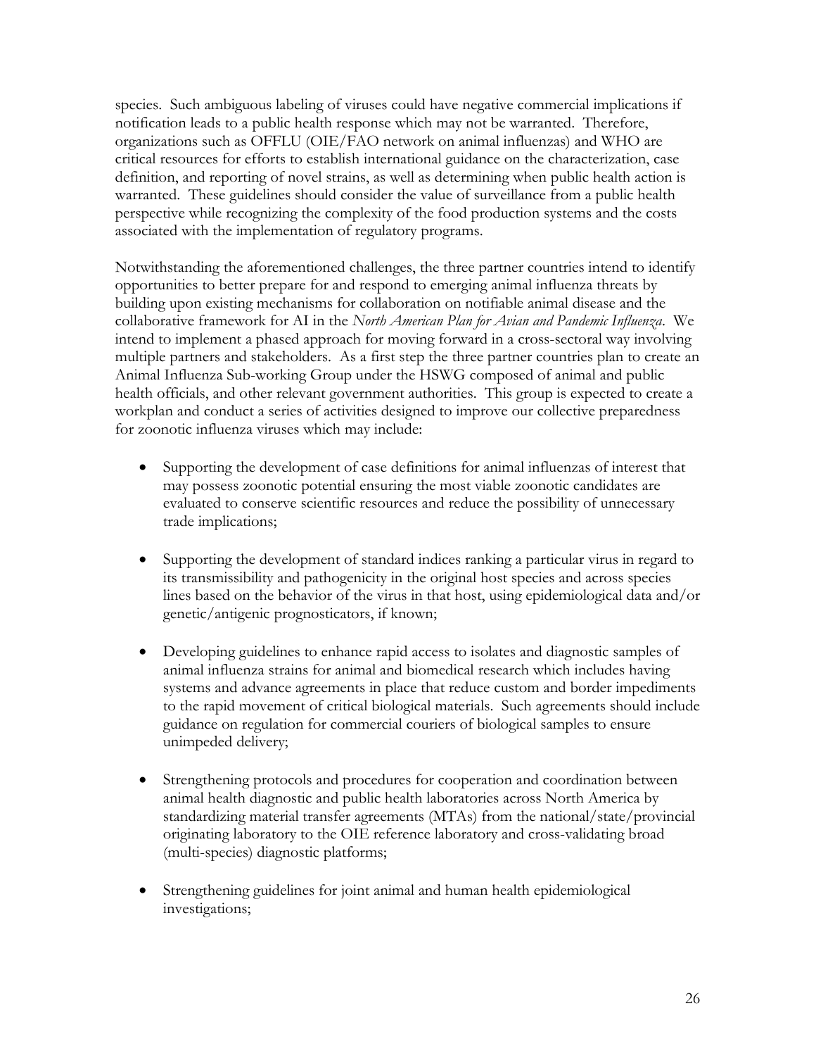species. Such ambiguous labeling of viruses could have negative commercial implications if notification leads to a public health response which may not be warranted. Therefore, organizations such as OFFLU (OIE/FAO network on animal influenzas) and WHO are critical resources for efforts to establish international guidance on the characterization, case definition, and reporting of novel strains, as well as determining when public health action is warranted. These guidelines should consider the value of surveillance from a public health perspective while recognizing the complexity of the food production systems and the costs associated with the implementation of regulatory programs.

Notwithstanding the aforementioned challenges, the three partner countries intend to identify opportunities to better prepare for and respond to emerging animal influenza threats by building upon existing mechanisms for collaboration on notifiable animal disease and the collaborative framework for AI in the *North American Plan for Avian and Pandemic Influenza*. We intend to implement a phased approach for moving forward in a cross-sectoral way involving multiple partners and stakeholders. As a first step the three partner countries plan to create an Animal Influenza Sub-working Group under the HSWG composed of animal and public health officials, and other relevant government authorities. This group is expected to create a workplan and conduct a series of activities designed to improve our collective preparedness for zoonotic influenza viruses which may include:

- Supporting the development of case definitions for animal influenzas of interest that may possess zoonotic potential ensuring the most viable zoonotic candidates are evaluated to conserve scientific resources and reduce the possibility of unnecessary trade implications;

- Supporting the development of standard indices ranking a particular virus in regard to its transmissibility and pathogenicity in the original host species and across species lines based on the behavior of the virus in that host, using epidemiological data and/or genetic/antigenic prognosticators, if known;

- Developing guidelines to enhance rapid access to isolates and diagnostic samples of animal influenza strains for animal and biomedical research which includes having systems and advance agreements in place that reduce custom and border impediments to the rapid movement of critical biological materials. Such agreements should include guidance on regulation for commercial couriers of biological samples to ensure unimpeded delivery;

- Strengthening protocols and procedures for cooperation and coordination between animal health diagnostic and public health laboratories across North America by standardizing material transfer agreements (MTAs) from the national/state/provincial originating laboratory to the OIE reference laboratory and cross-validating broad (multi-species) diagnostic platforms;

- Strengthening guidelines for joint animal and human health epidemiological investigations;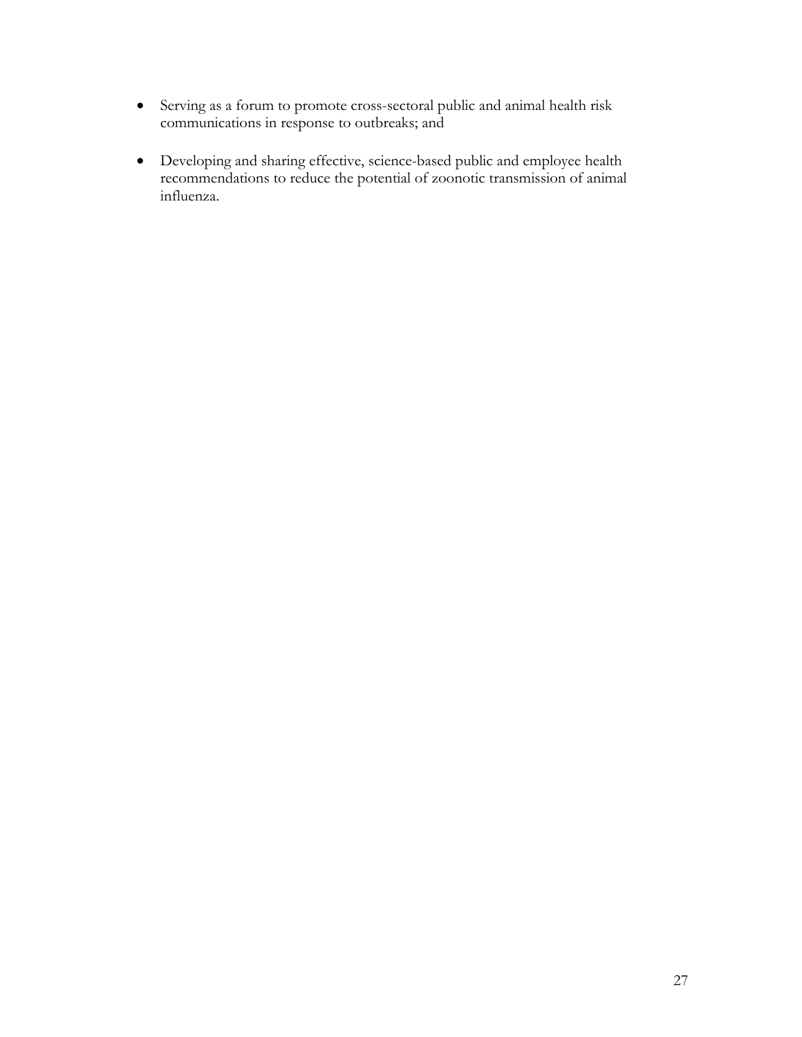- Serving as a forum to promote cross-sectoral public and animal health risk communications in response to outbreaks; and

- Developing and sharing effective, science-based public and employee health recommendations to reduce the potential of zoonotic transmission of animal influenza.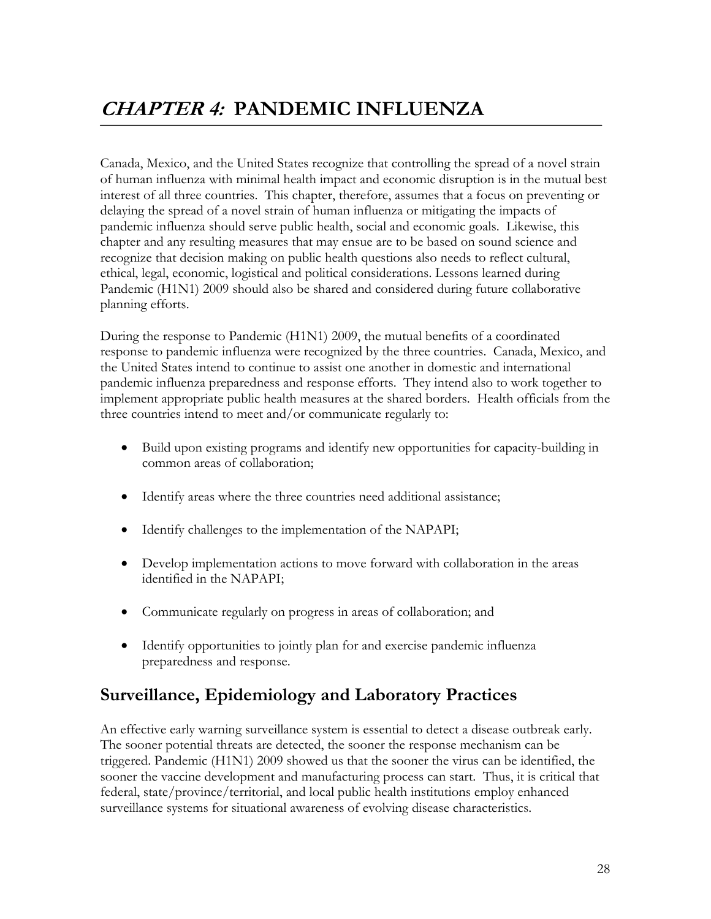# *CHAPTER 4:* PANDEMIC INFLUENZA

Canada, Mexico, and the United States recognize that controlling the spread of a novel strain of human influenza with minimal health impact and economic disruption is in the mutual best interest of all three countries. This chapter, therefore, assumes that a focus on preventing or delaying the spread of a novel strain of human influenza or mitigating the impacts of pandemic influenza should serve public health, social and economic goals. Likewise, this chapter and any resulting measures that may ensue are to be based on sound science and recognize that decision making on public health questions also needs to reflect cultural, ethical, legal, economic, logistical and political considerations. Lessons learned during Pandemic (H1N1) 2009 should also be shared and considered during future collaborative planning efforts.

During the response to Pandemic (H1N1) 2009, the mutual benefits of a coordinated response to pandemic influenza were recognized by the three countries. Canada, Mexico, and the United States intend to continue to assist one another in domestic and international pandemic influenza preparedness and response efforts. They intend also to work together to implement appropriate public health measures at the shared borders. Health officials from the three countries intend to meet and/or communicate regularly to:

- Build upon existing programs and identify new opportunities for capacity-building in common areas of collaboration;
- Identify areas where the three countries need additional assistance;
- Identify challenges to the implementation of the NAPAPI;
- Develop implementation actions to move forward with collaboration in the areas identified in the NAPAPI;
- Communicate regularly on progress in areas of collaboration; and
- Identify opportunities to jointly plan for and exercise pandemic influenza preparedness and response.

## Surveillance, Epidemiology and Laboratory Practices

An effective early warning surveillance system is essential to detect a disease outbreak early. The sooner potential threats are detected, the sooner the response mechanism can be triggered. Pandemic (H1N1) 2009 showed us that the sooner the virus can be identified, the sooner the vaccine development and manufacturing process can start. Thus, it is critical that federal, state/province/territorial, and local public health institutions employ enhanced surveillance systems for situational awareness of evolving disease characteristics.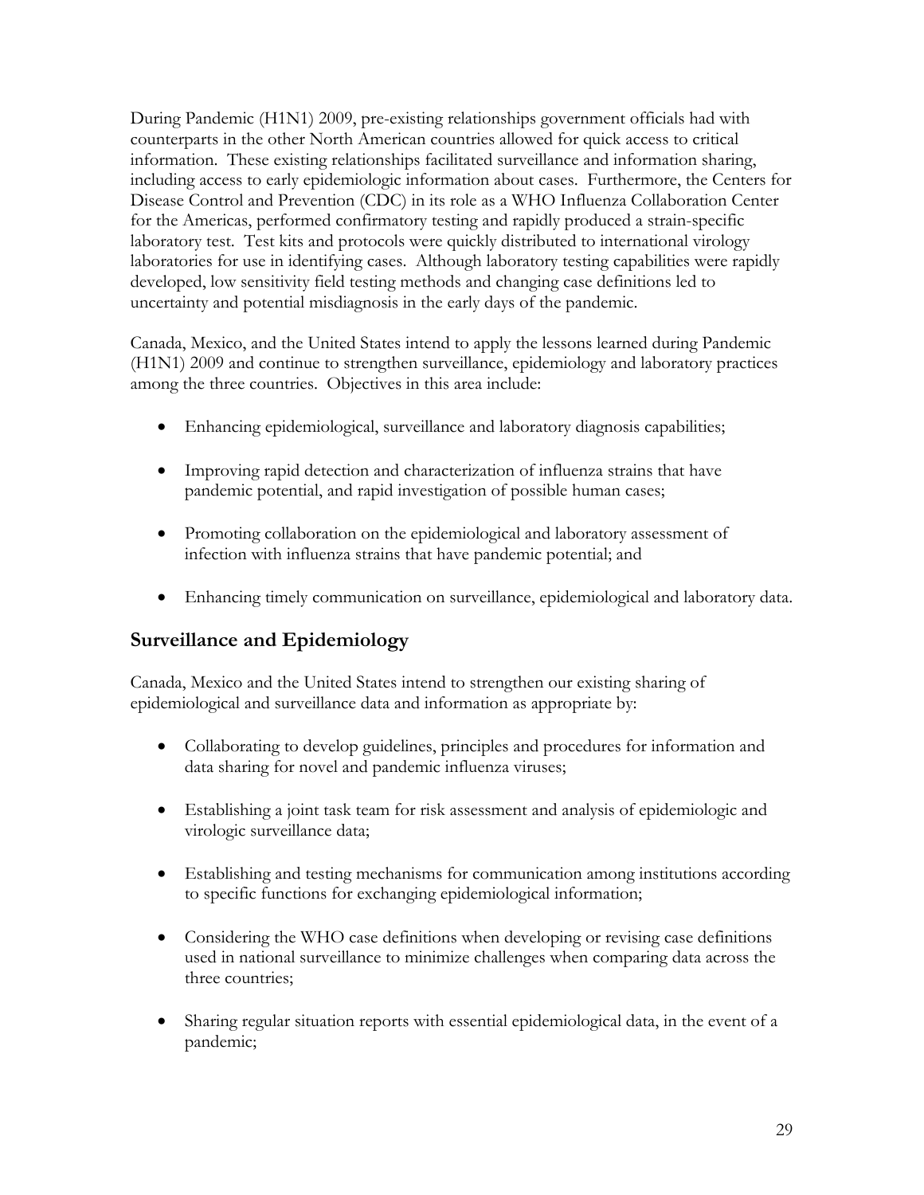During Pandemic (H1N1) 2009, pre-existing relationships government officials had with counterparts in the other North American countries allowed for quick access to critical information. These existing relationships facilitated surveillance and information sharing, including access to early epidemiologic information about cases. Furthermore, the Centers for Disease Control and Prevention (CDC) in its role as a WHO Influenza Collaboration Center for the Americas, performed confirmatory testing and rapidly produced a strain-specific laboratory test. Test kits and protocols were quickly distributed to international virology laboratories for use in identifying cases. Although laboratory testing capabilities were rapidly developed, low sensitivity field testing methods and changing case definitions led to uncertainty and potential misdiagnosis in the early days of the pandemic.

Canada, Mexico, and the United States intend to apply the lessons learned during Pandemic (H1N1) 2009 and continue to strengthen surveillance, epidemiology and laboratory practices among the three countries. Objectives in this area include:

- Enhancing epidemiological, surveillance and laboratory diagnosis capabilities;
- Improving rapid detection and characterization of influenza strains that have pandemic potential, and rapid investigation of possible human cases;
- Promoting collaboration on the epidemiological and laboratory assessment of infection with influenza strains that have pandemic potential; and
- Enhancing timely communication on surveillance, epidemiological and laboratory data.

## Surveillance and Epidemiology

Canada, Mexico and the United States intend to strengthen our existing sharing of epidemiological and surveillance data and information as appropriate by:

- Collaborating to develop guidelines, principles and procedures for information and data sharing for novel and pandemic influenza viruses;
- Establishing a joint task team for risk assessment and analysis of epidemiologic and virologic surveillance data;
- Establishing and testing mechanisms for communication among institutions according to specific functions for exchanging epidemiological information;
- Considering the WHO case definitions when developing or revising case definitions used in national surveillance to minimize challenges when comparing data across the three countries;
- Sharing regular situation reports with essential epidemiological data, in the event of a pandemic;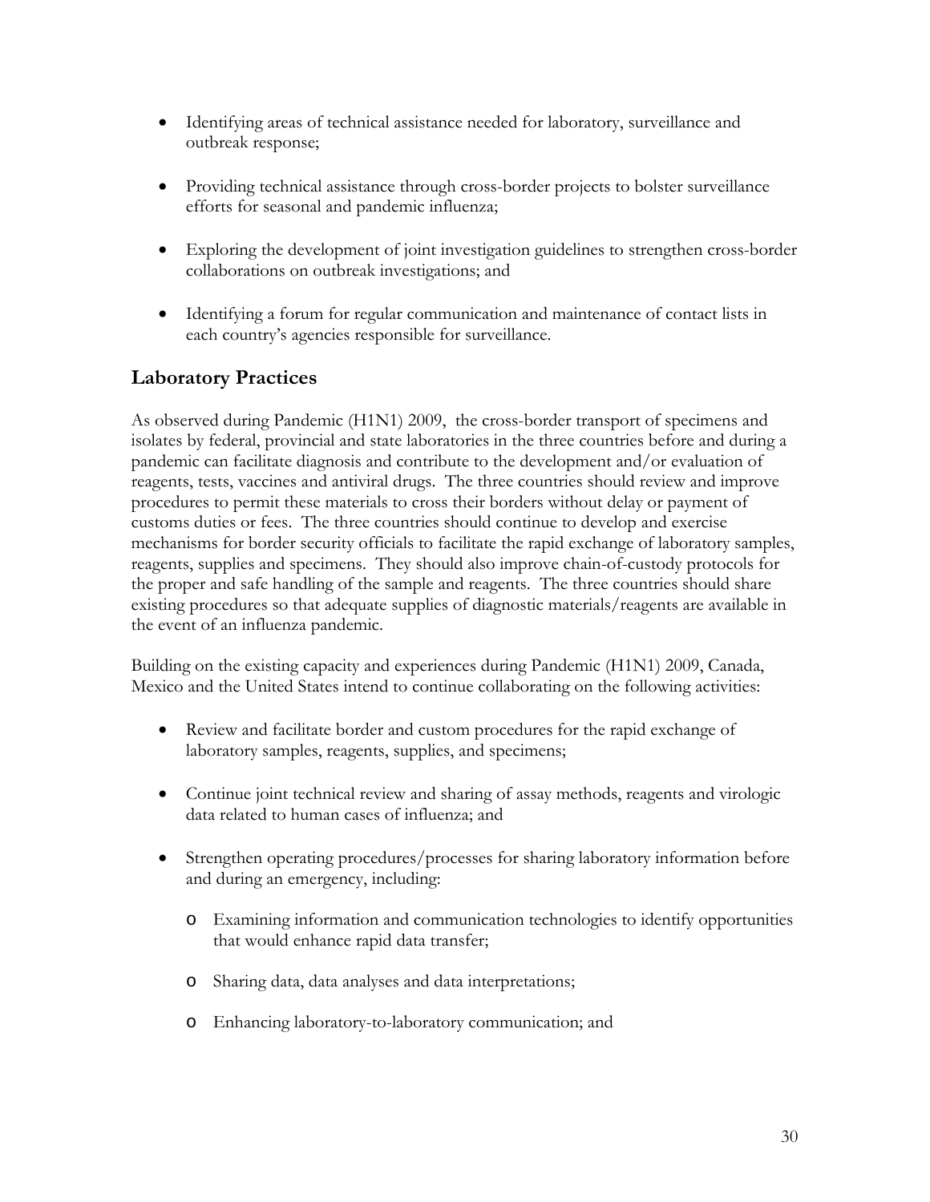- Identifying areas of technical assistance needed for laboratory, surveillance and outbreak response;

- Providing technical assistance through cross-border projects to bolster surveillance efforts for seasonal and pandemic influenza;

- Exploring the development of joint investigation guidelines to strengthen cross-border collaborations on outbreak investigations; and

- Identifying a forum for regular communication and maintenance of contact lists in each country's agencies responsible for surveillance.

## Laboratory Practices

As observed during Pandemic (H1N1) 2009, the cross-border transport of specimens and isolates by federal, provincial and state laboratories in the three countries before and during a pandemic can facilitate diagnosis and contribute to the development and/or evaluation of reagents, tests, vaccines and antiviral drugs. The three countries should review and improve procedures to permit these materials to cross their borders without delay or payment of customs duties or fees. The three countries should continue to develop and exercise mechanisms for border security officials to facilitate the rapid exchange of laboratory samples, reagents, supplies and specimens. They should also improve chain-of-custody protocols for the proper and safe handling of the sample and reagents. The three countries should share existing procedures so that adequate supplies of diagnostic materials/reagents are available in the event of an influenza pandemic.

Building on the existing capacity and experiences during Pandemic (H1N1) 2009, Canada, Mexico and the United States intend to continue collaborating on the following activities:

- Review and facilitate border and custom procedures for the rapid exchange of laboratory samples, reagents, supplies, and specimens;

- Continue joint technical review and sharing of assay methods, reagents and virologic data related to human cases of influenza; and

- Strengthen operating procedures/processes for sharing laboratory information before and during an emergency, including:

  - Examining information and communication technologies to identify opportunities that would enhance rapid data transfer;

  - Sharing data, data analyses and data interpretations;

  - Enhancing laboratory-to-laboratory communication; and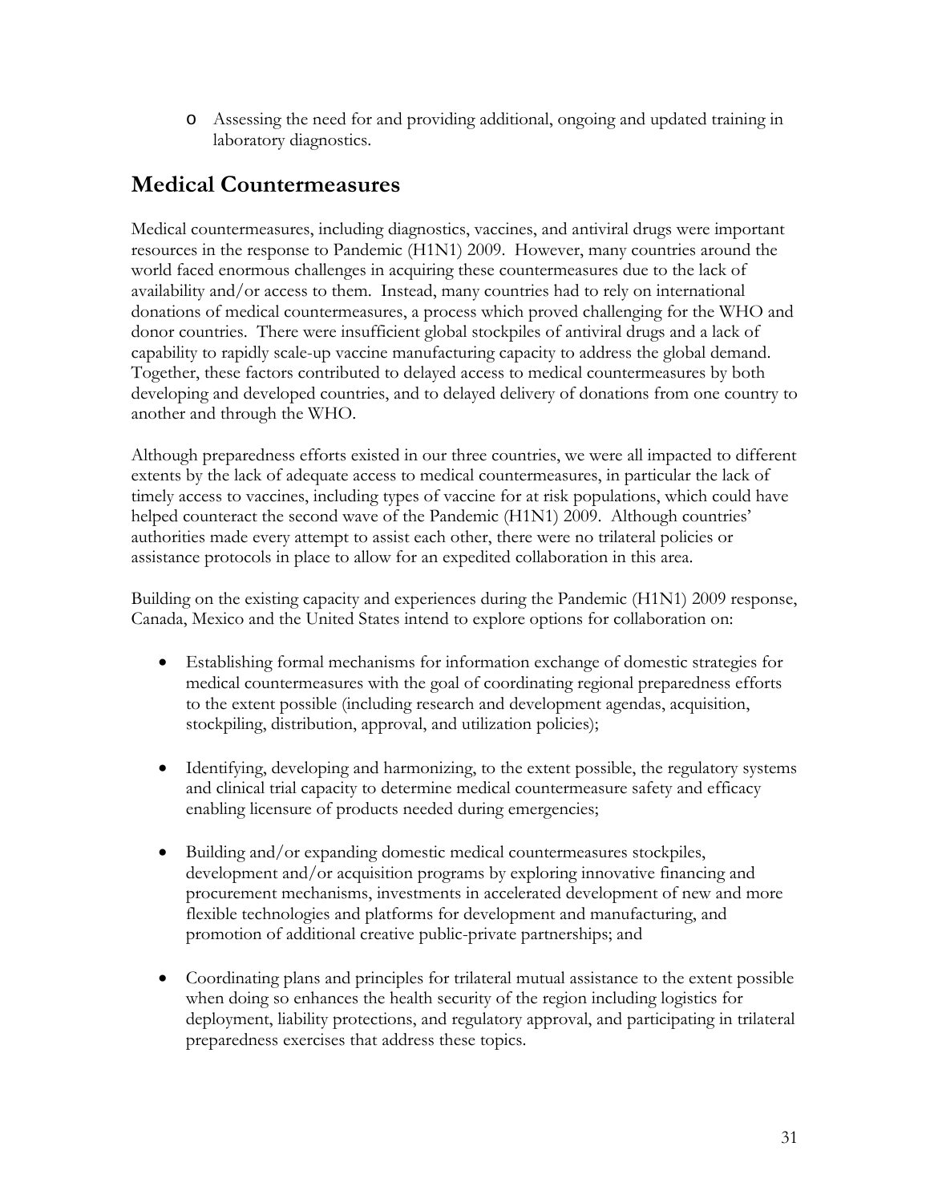- Assessing the need for and providing additional, ongoing and updated training in laboratory diagnostics.

## Medical Countermeasures

Medical countermeasures, including diagnostics, vaccines, and antiviral drugs were important resources in the response to Pandemic (H1N1) 2009. However, many countries around the world faced enormous challenges in acquiring these countermeasures due to the lack of availability and/or access to them. Instead, many countries had to rely on international donations of medical countermeasures, a process which proved challenging for the WHO and donor countries. There were insufficient global stockpiles of antiviral drugs and a lack of capability to rapidly scale-up vaccine manufacturing capacity to address the global demand. Together, these factors contributed to delayed access to medical countermeasures by both developing and developed countries, and to delayed delivery of donations from one country to another and through the WHO.

Although preparedness efforts existed in our three countries, we were all impacted to different extents by the lack of adequate access to medical countermeasures, in particular the lack of timely access to vaccines, including types of vaccine for at risk populations, which could have helped counteract the second wave of the Pandemic (H1N1) 2009. Although countries' authorities made every attempt to assist each other, there were no trilateral policies or assistance protocols in place to allow for an expedited collaboration in this area.

Building on the existing capacity and experiences during the Pandemic (H1N1) 2009 response, Canada, Mexico and the United States intend to explore options for collaboration on:

- Establishing formal mechanisms for information exchange of domestic strategies for medical countermeasures with the goal of coordinating regional preparedness efforts to the extent possible (including research and development agendas, acquisition, stockpiling, distribution, approval, and utilization policies);

- Identifying, developing and harmonizing, to the extent possible, the regulatory systems and clinical trial capacity to determine medical countermeasure safety and efficacy enabling licensure of products needed during emergencies;

- Building and/or expanding domestic medical countermeasures stockpiles, development and/or acquisition programs by exploring innovative financing and procurement mechanisms, investments in accelerated development of new and more flexible technologies and platforms for development and manufacturing, and promotion of additional creative public-private partnerships; and

- Coordinating plans and principles for trilateral mutual assistance to the extent possible when doing so enhances the health security of the region including logistics for deployment, liability protections, and regulatory approval, and participating in trilateral preparedness exercises that address these topics.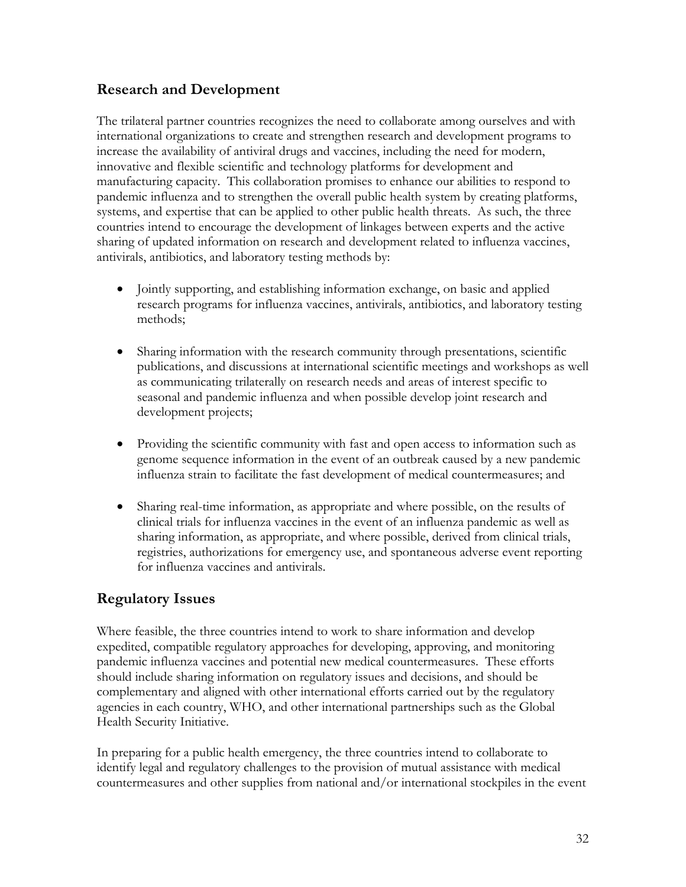## Research and Development

The trilateral partner countries recognizes the need to collaborate among ourselves and with international organizations to create and strengthen research and development programs to increase the availability of antiviral drugs and vaccines, including the need for modern, innovative and flexible scientific and technology platforms for development and manufacturing capacity. This collaboration promises to enhance our abilities to respond to pandemic influenza and to strengthen the overall public health system by creating platforms, systems, and expertise that can be applied to other public health threats. As such, the three countries intend to encourage the development of linkages between experts and the active sharing of updated information on research and development related to influenza vaccines, antivirals, antibiotics, and laboratory testing methods by:

- Jointly supporting, and establishing information exchange, on basic and applied research programs for influenza vaccines, antivirals, antibiotics, and laboratory testing methods;
- Sharing information with the research community through presentations, scientific publications, and discussions at international scientific meetings and workshops as well as communicating trilaterally on research needs and areas of interest specific to seasonal and pandemic influenza and when possible develop joint research and development projects;
- Providing the scientific community with fast and open access to information such as genome sequence information in the event of an outbreak caused by a new pandemic influenza strain to facilitate the fast development of medical countermeasures; and
- Sharing real-time information, as appropriate and where possible, on the results of clinical trials for influenza vaccines in the event of an influenza pandemic as well as sharing information, as appropriate, and where possible, derived from clinical trials, registries, authorizations for emergency use, and spontaneous adverse event reporting for influenza vaccines and antivirals.

## Regulatory Issues

Where feasible, the three countries intend to work to share information and develop expedited, compatible regulatory approaches for developing, approving, and monitoring pandemic influenza vaccines and potential new medical countermeasures. These efforts should include sharing information on regulatory issues and decisions, and should be complementary and aligned with other international efforts carried out by the regulatory agencies in each country, WHO, and other international partnerships such as the Global Health Security Initiative.

In preparing for a public health emergency, the three countries intend to collaborate to identify legal and regulatory challenges to the provision of mutual assistance with medical countermeasures and other supplies from national and/or international stockpiles in the event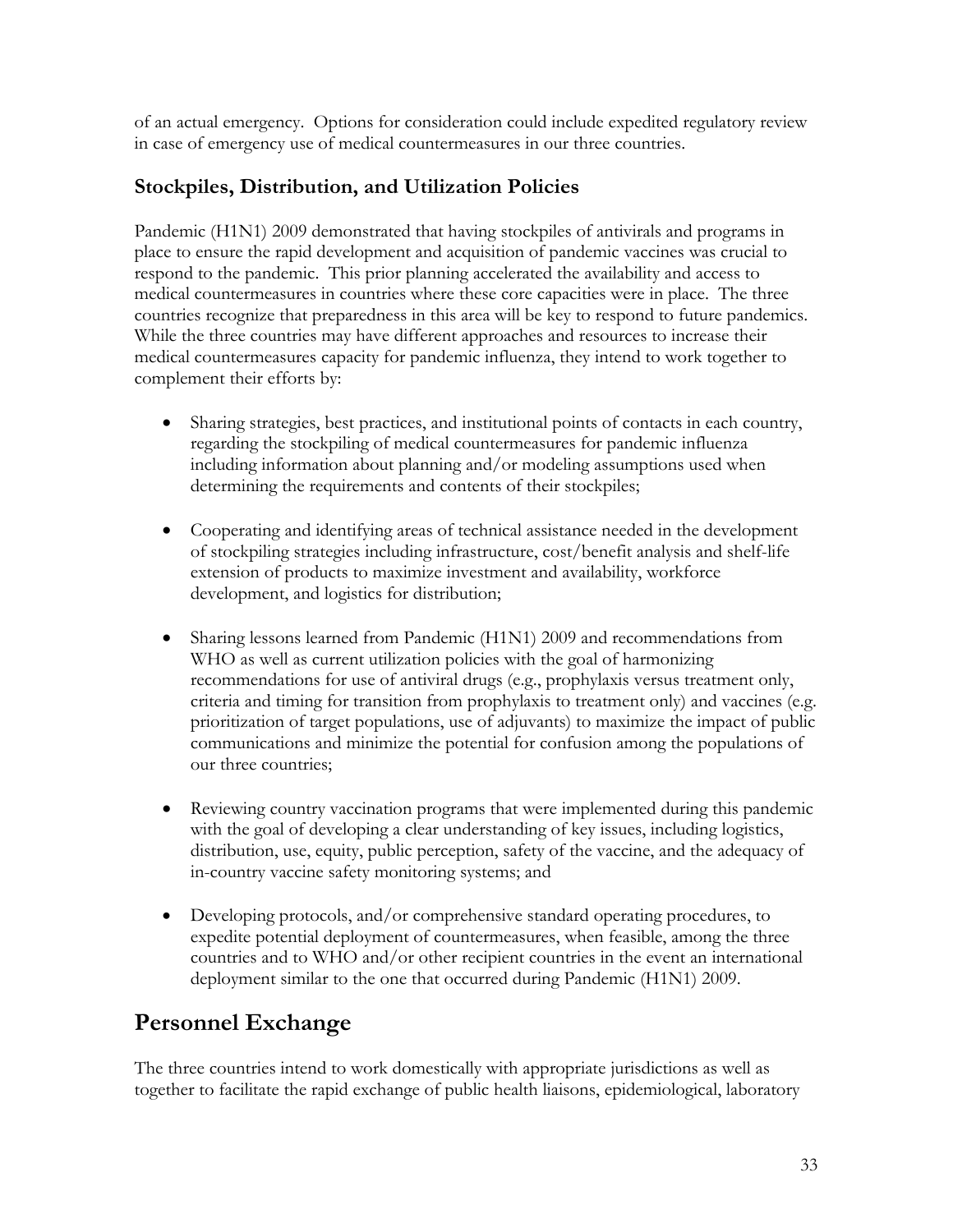of an actual emergency. Options for consideration could include expedited regulatory review in case of emergency use of medical countermeasures in our three countries.

### Stockpiles, Distribution, and Utilization Policies

Pandemic (H1N1) 2009 demonstrated that having stockpiles of antivirals and programs in place to ensure the rapid development and acquisition of pandemic vaccines was crucial to respond to the pandemic. This prior planning accelerated the availability and access to medical countermeasures in countries where these core capacities were in place. The three countries recognize that preparedness in this area will be key to respond to future pandemics. While the three countries may have different approaches and resources to increase their medical countermeasures capacity for pandemic influenza, they intend to work together to complement their efforts by:

- Sharing strategies, best practices, and institutional points of contacts in each country, regarding the stockpiling of medical countermeasures for pandemic influenza including information about planning and/or modeling assumptions used when determining the requirements and contents of their stockpiles;
- Cooperating and identifying areas of technical assistance needed in the development of stockpiling strategies including infrastructure, cost/benefit analysis and shelf-life extension of products to maximize investment and availability, workforce development, and logistics for distribution;
- Sharing lessons learned from Pandemic (H1N1) 2009 and recommendations from WHO as well as current utilization policies with the goal of harmonizing recommendations for use of antiviral drugs (e.g., prophylaxis versus treatment only, criteria and timing for transition from prophylaxis to treatment only) and vaccines (e.g. prioritization of target populations, use of adjuvants) to maximize the impact of public communications and minimize the potential for confusion among the populations of our three countries;
- Reviewing country vaccination programs that were implemented during this pandemic with the goal of developing a clear understanding of key issues, including logistics, distribution, use, equity, public perception, safety of the vaccine, and the adequacy of in-country vaccine safety monitoring systems; and
- Developing protocols, and/or comprehensive standard operating procedures, to expedite potential deployment of countermeasures, when feasible, among the three countries and to WHO and/or other recipient countries in the event an international deployment similar to the one that occurred during Pandemic (H1N1) 2009.

## Personnel Exchange

The three countries intend to work domestically with appropriate jurisdictions as well as together to facilitate the rapid exchange of public health liaisons, epidemiological, laboratory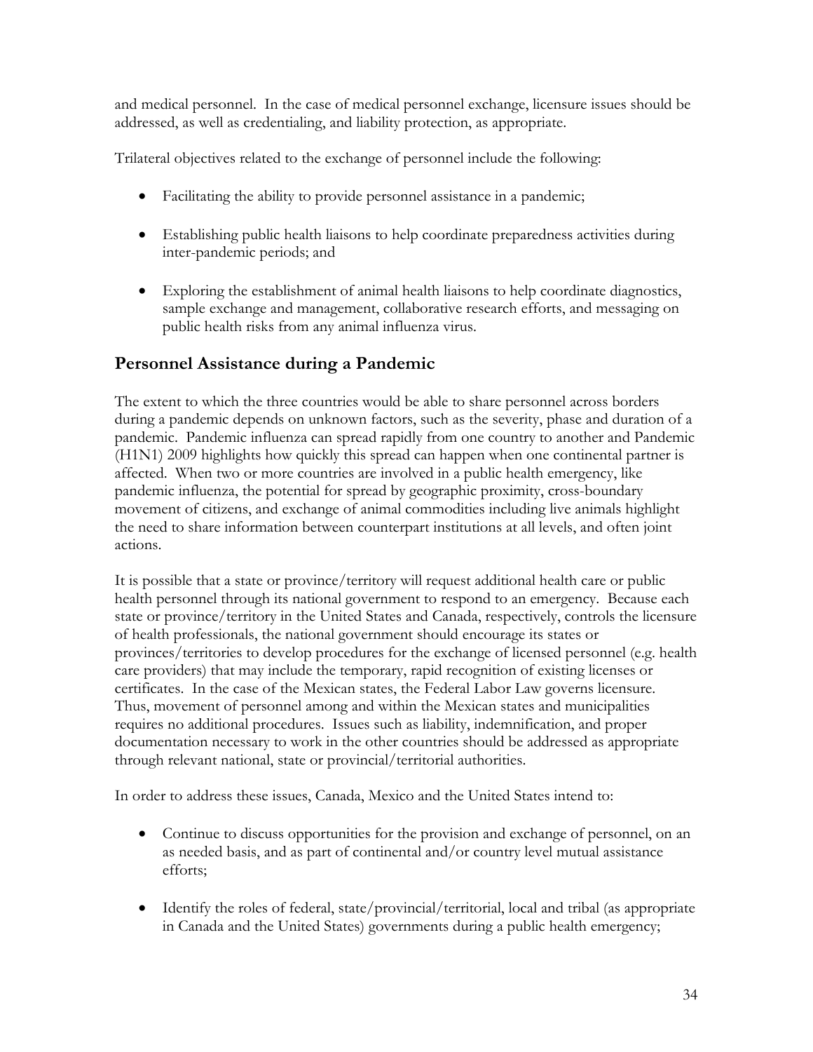and medical personnel. In the case of medical personnel exchange, licensure issues should be addressed, as well as credentialing, and liability protection, as appropriate.

Trilateral objectives related to the exchange of personnel include the following:

- Facilitating the ability to provide personnel assistance in a pandemic;
- Establishing public health liaisons to help coordinate preparedness activities during inter-pandemic periods; and
- Exploring the establishment of animal health liaisons to help coordinate diagnostics, sample exchange and management, collaborative research efforts, and messaging on public health risks from any animal influenza virus.

## Personnel Assistance during a Pandemic

The extent to which the three countries would be able to share personnel across borders during a pandemic depends on unknown factors, such as the severity, phase and duration of a pandemic. Pandemic influenza can spread rapidly from one country to another and Pandemic (H1N1) 2009 highlights how quickly this spread can happen when one continental partner is affected. When two or more countries are involved in a public health emergency, like pandemic influenza, the potential for spread by geographic proximity, cross-boundary movement of citizens, and exchange of animal commodities including live animals highlight the need to share information between counterpart institutions at all levels, and often joint actions.

It is possible that a state or province/territory will request additional health care or public health personnel through its national government to respond to an emergency. Because each state or province/territory in the United States and Canada, respectively, controls the licensure of health professionals, the national government should encourage its states or provinces/territories to develop procedures for the exchange of licensed personnel (e.g. health care providers) that may include the temporary, rapid recognition of existing licenses or certificates. In the case of the Mexican states, the Federal Labor Law governs licensure. Thus, movement of personnel among and within the Mexican states and municipalities requires no additional procedures. Issues such as liability, indemnification, and proper documentation necessary to work in the other countries should be addressed as appropriate through relevant national, state or provincial/territorial authorities.

In order to address these issues, Canada, Mexico and the United States intend to:

- Continue to discuss opportunities for the provision and exchange of personnel, on an as needed basis, and as part of continental and/or country level mutual assistance efforts;
- Identify the roles of federal, state/provincial/territorial, local and tribal (as appropriate in Canada and the United States) governments during a public health emergency;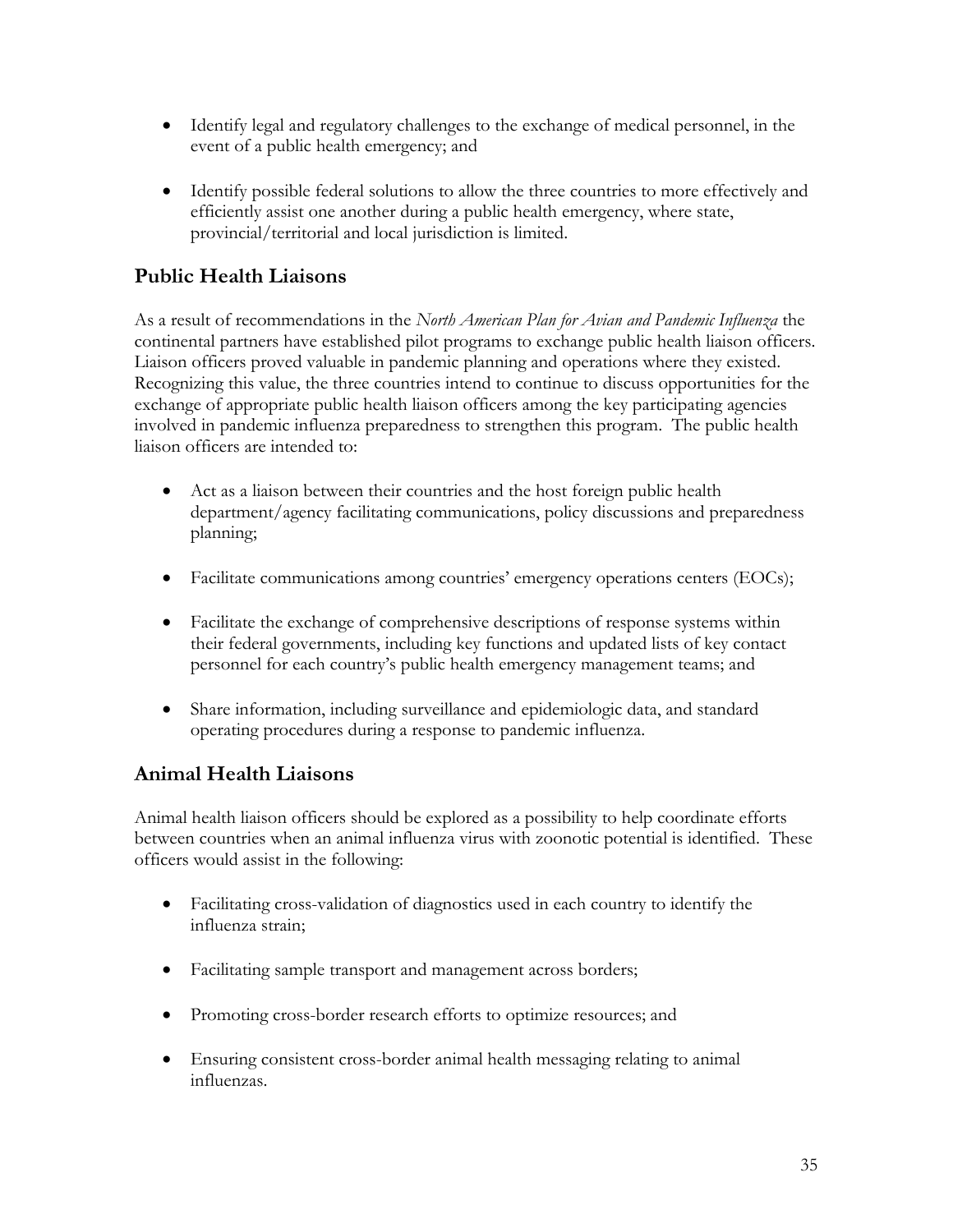- Identify legal and regulatory challenges to the exchange of medical personnel, in the event of a public health emergency; and

- Identify possible federal solutions to allow the three countries to more effectively and efficiently assist one another during a public health emergency, where state, provincial/territorial and local jurisdiction is limited.

## Public Health Liaisons

As a result of recommendations in the *North American Plan for Avian and Pandemic Influenza* the continental partners have established pilot programs to exchange public health liaison officers. Liaison officers proved valuable in pandemic planning and operations where they existed. Recognizing this value, the three countries intend to continue to discuss opportunities for the exchange of appropriate public health liaison officers among the key participating agencies involved in pandemic influenza preparedness to strengthen this program. The public health liaison officers are intended to:

- Act as a liaison between their countries and the host foreign public health department/agency facilitating communications, policy discussions and preparedness planning;

- Facilitate communications among countries' emergency operations centers (EOCs);

- Facilitate the exchange of comprehensive descriptions of response systems within their federal governments, including key functions and updated lists of key contact personnel for each country's public health emergency management teams; and

- Share information, including surveillance and epidemiologic data, and standard operating procedures during a response to pandemic influenza.

## Animal Health Liaisons

Animal health liaison officers should be explored as a possibility to help coordinate efforts between countries when an animal influenza virus with zoonotic potential is identified. These officers would assist in the following:

- Facilitating cross-validation of diagnostics used in each country to identify the influenza strain;

- Facilitating sample transport and management across borders;

- Promoting cross-border research efforts to optimize resources; and

- Ensuring consistent cross-border animal health messaging relating to animal influenzas.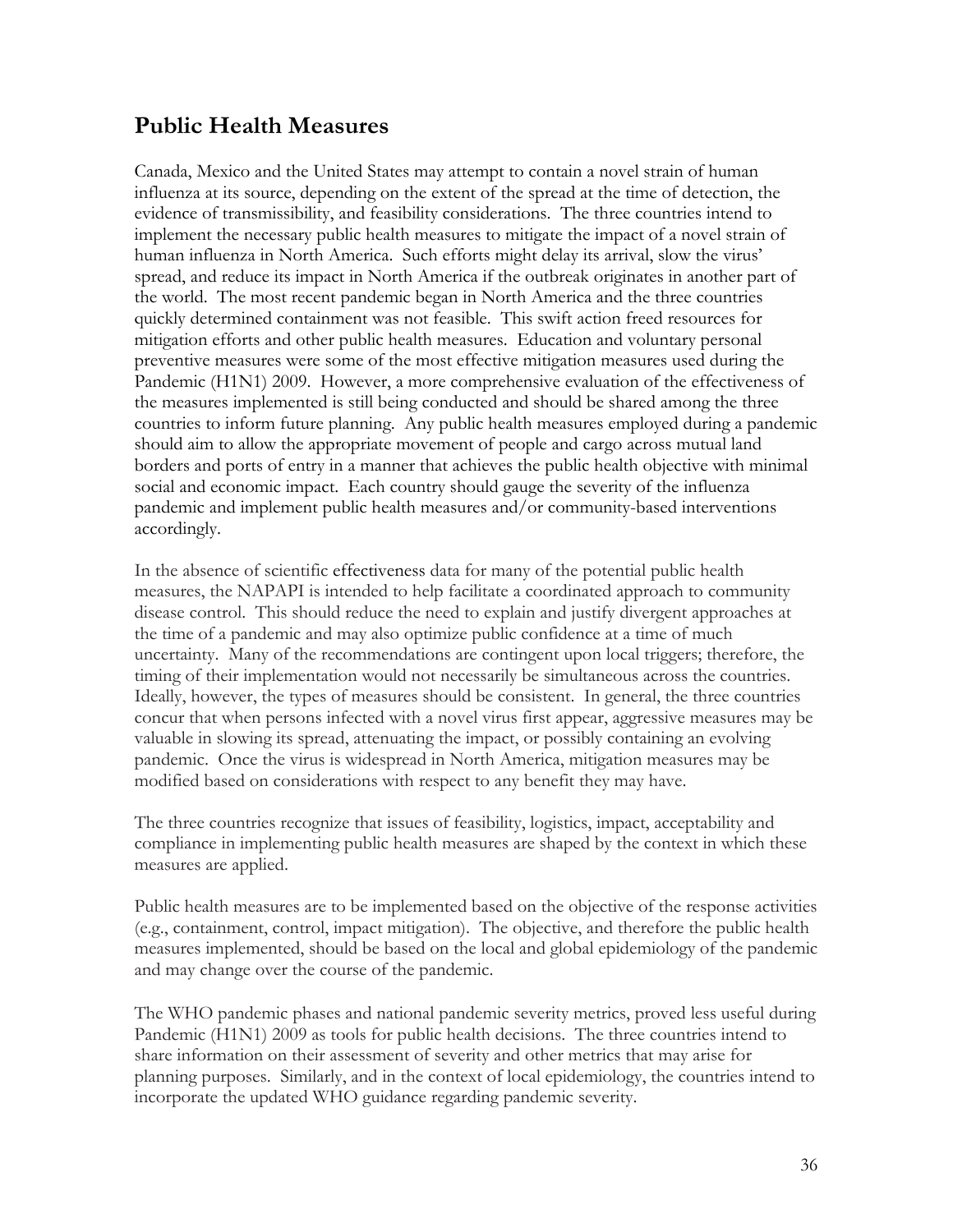## Public Health Measures

Canada, Mexico and the United States may attempt to contain a novel strain of human influenza at its source, depending on the extent of the spread at the time of detection, the evidence of transmissibility, and feasibility considerations. The three countries intend to implement the necessary public health measures to mitigate the impact of a novel strain of human influenza in North America. Such efforts might delay its arrival, slow the virus' spread, and reduce its impact in North America if the outbreak originates in another part of the world. The most recent pandemic began in North America and the three countries quickly determined containment was not feasible. This swift action freed resources for mitigation efforts and other public health measures. Education and voluntary personal preventive measures were some of the most effective mitigation measures used during the Pandemic (H1N1) 2009. However, a more comprehensive evaluation of the effectiveness of the measures implemented is still being conducted and should be shared among the three countries to inform future planning. Any public health measures employed during a pandemic should aim to allow the appropriate movement of people and cargo across mutual land borders and ports of entry in a manner that achieves the public health objective with minimal social and economic impact. Each country should gauge the severity of the influenza pandemic and implement public health measures and/or community-based interventions accordingly.

In the absence of scientific effectiveness data for many of the potential public health measures, the NAPAPI is intended to help facilitate a coordinated approach to community disease control. This should reduce the need to explain and justify divergent approaches at the time of a pandemic and may also optimize public confidence at a time of much uncertainty. Many of the recommendations are contingent upon local triggers; therefore, the timing of their implementation would not necessarily be simultaneous across the countries. Ideally, however, the types of measures should be consistent. In general, the three countries concur that when persons infected with a novel virus first appear, aggressive measures may be valuable in slowing its spread, attenuating the impact, or possibly containing an evolving pandemic. Once the virus is widespread in North America, mitigation measures may be modified based on considerations with respect to any benefit they may have.

The three countries recognize that issues of feasibility, logistics, impact, acceptability and compliance in implementing public health measures are shaped by the context in which these measures are applied.

Public health measures are to be implemented based on the objective of the response activities (e.g., containment, control, impact mitigation). The objective, and therefore the public health measures implemented, should be based on the local and global epidemiology of the pandemic and may change over the course of the pandemic.

The WHO pandemic phases and national pandemic severity metrics, proved less useful during Pandemic (H1N1) 2009 as tools for public health decisions. The three countries intend to share information on their assessment of severity and other metrics that may arise for planning purposes. Similarly, and in the context of local epidemiology, the countries intend to incorporate the updated WHO guidance regarding pandemic severity.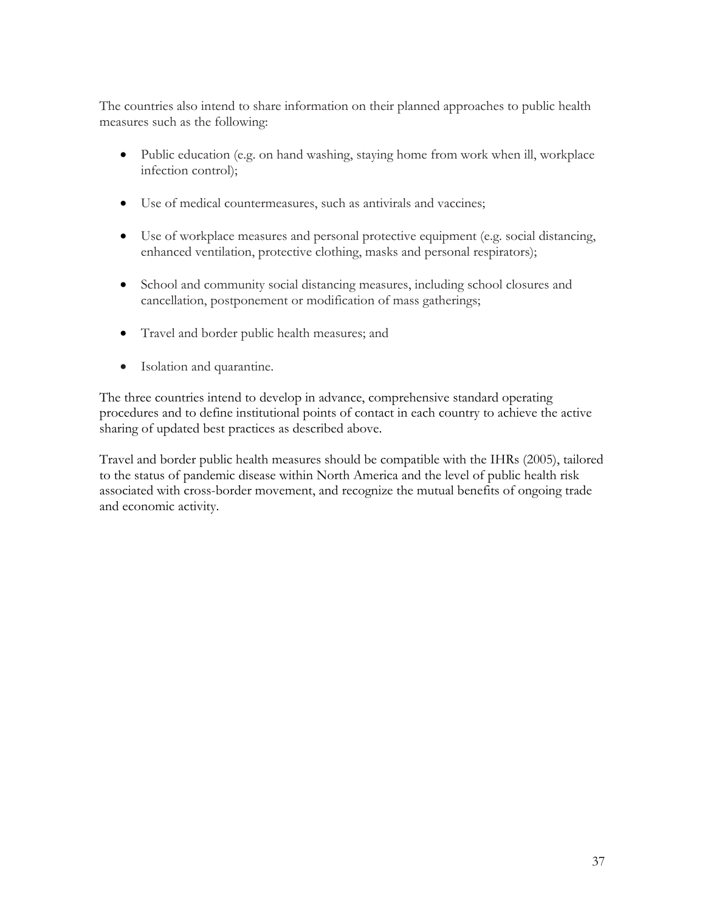The countries also intend to share information on their planned approaches to public health measures such as the following:

- Public education (e.g. on hand washing, staying home from work when ill, workplace infection control);
- Use of medical countermeasures, such as antivirals and vaccines;
- Use of workplace measures and personal protective equipment (e.g. social distancing, enhanced ventilation, protective clothing, masks and personal respirators);
- School and community social distancing measures, including school closures and cancellation, postponement or modification of mass gatherings;
- Travel and border public health measures; and
- Isolation and quarantine.

The three countries intend to develop in advance, comprehensive standard operating procedures and to define institutional points of contact in each country to achieve the active sharing of updated best practices as described above.

Travel and border public health measures should be compatible with the IHRs (2005), tailored to the status of pandemic disease within North America and the level of public health risk associated with cross-border movement, and recognize the mutual benefits of ongoing trade and economic activity.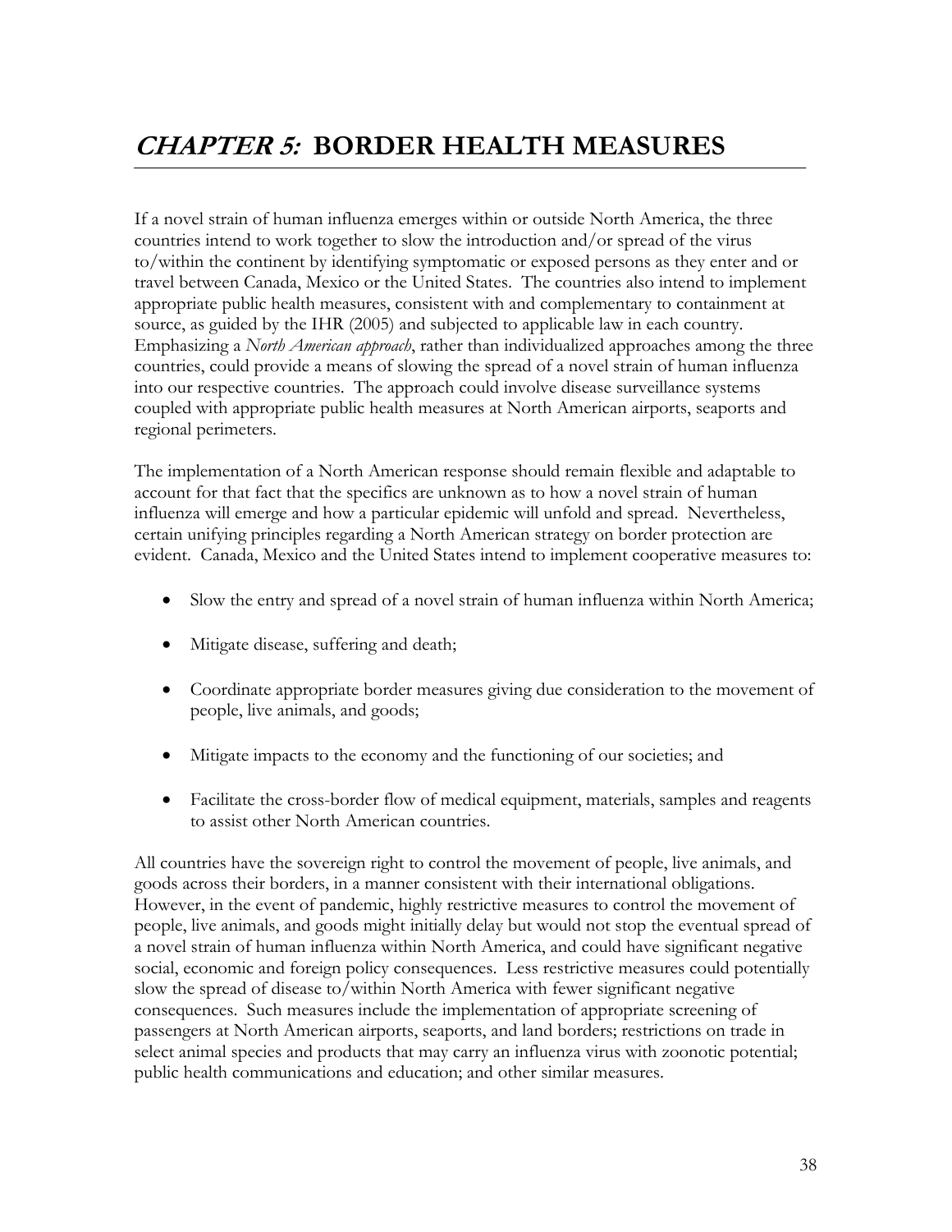# *CHAPTER 5:* BORDER HEALTH MEASURES

If a novel strain of human influenza emerges within or outside North America, the three countries intend to work together to slow the introduction and/or spread of the virus to/within the continent by identifying symptomatic or exposed persons as they enter and or travel between Canada, Mexico or the United States. The countries also intend to implement appropriate public health measures, consistent with and complementary to containment at source, as guided by the IHR (2005) and subjected to applicable law in each country. Emphasizing a *North American approach*, rather than individualized approaches among the three countries, could provide a means of slowing the spread of a novel strain of human influenza into our respective countries. The approach could involve disease surveillance systems coupled with appropriate public health measures at North American airports, seaports and regional perimeters.

The implementation of a North American response should remain flexible and adaptable to account for that fact that the specifics are unknown as to how a novel strain of human influenza will emerge and how a particular epidemic will unfold and spread. Nevertheless, certain unifying principles regarding a North American strategy on border protection are evident. Canada, Mexico and the United States intend to implement cooperative measures to:

- Slow the entry and spread of a novel strain of human influenza within North America;
- Mitigate disease, suffering and death;
- Coordinate appropriate border measures giving due consideration to the movement of people, live animals, and goods;
- Mitigate impacts to the economy and the functioning of our societies; and
- Facilitate the cross-border flow of medical equipment, materials, samples and reagents to assist other North American countries.

All countries have the sovereign right to control the movement of people, live animals, and goods across their borders, in a manner consistent with their international obligations. However, in the event of pandemic, highly restrictive measures to control the movement of people, live animals, and goods might initially delay but would not stop the eventual spread of a novel strain of human influenza within North America, and could have significant negative social, economic and foreign policy consequences. Less restrictive measures could potentially slow the spread of disease to/within North America with fewer significant negative consequences. Such measures include the implementation of appropriate screening of passengers at North American airports, seaports, and land borders; restrictions on trade in select animal species and products that may carry an influenza virus with zoonotic potential; public health communications and education; and other similar measures.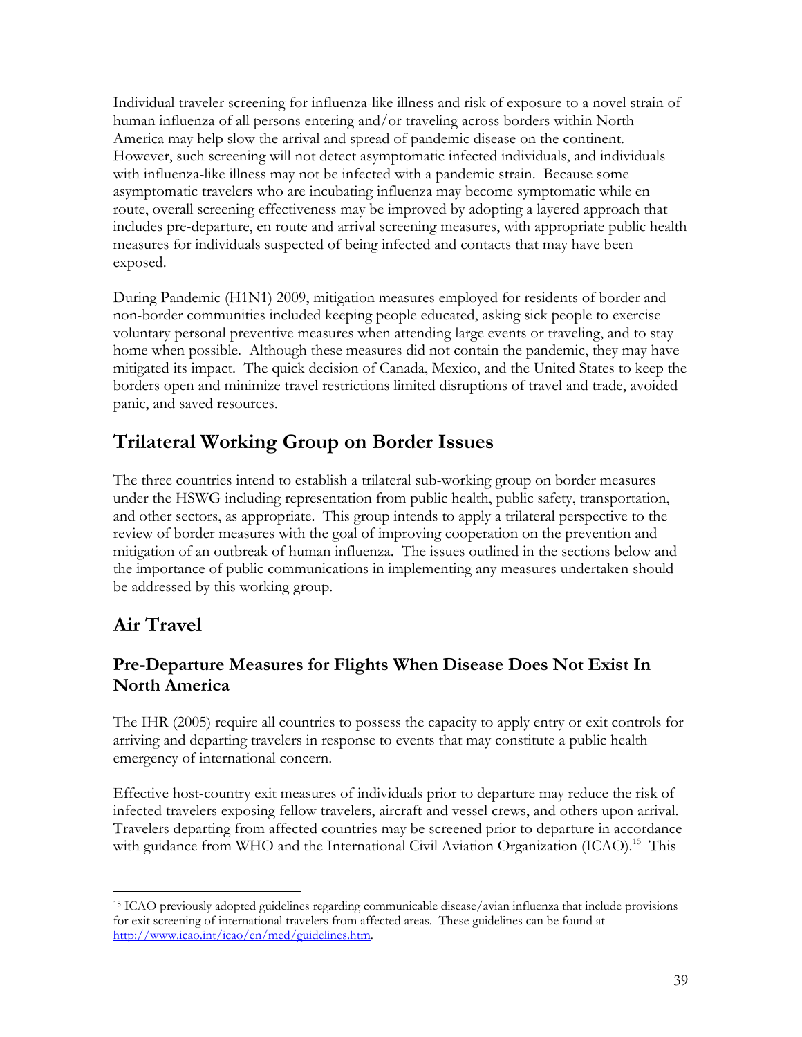Individual traveler screening for influenza-like illness and risk of exposure to a novel strain of human influenza of all persons entering and/or traveling across borders within North America may help slow the arrival and spread of pandemic disease on the continent. However, such screening will not detect asymptomatic infected individuals, and individuals with influenza-like illness may not be infected with a pandemic strain. Because some asymptomatic travelers who are incubating influenza may become symptomatic while en route, overall screening effectiveness may be improved by adopting a layered approach that includes pre-departure, en route and arrival screening measures, with appropriate public health measures for individuals suspected of being infected and contacts that may have been exposed.

During Pandemic (H1N1) 2009, mitigation measures employed for residents of border and non-border communities included keeping people educated, asking sick people to exercise voluntary personal preventive measures when attending large events or traveling, and to stay home when possible. Although these measures did not contain the pandemic, they may have mitigated its impact. The quick decision of Canada, Mexico, and the United States to keep the borders open and minimize travel restrictions limited disruptions of travel and trade, avoided panic, and saved resources.

## Trilateral Working Group on Border Issues

The three countries intend to establish a trilateral sub-working group on border measures under the HSWG including representation from public health, public safety, transportation, and other sectors, as appropriate. This group intends to apply a trilateral perspective to the review of border measures with the goal of improving cooperation on the prevention and mitigation of an outbreak of human influenza. The issues outlined in the sections below and the importance of public communications in implementing any measures undertaken should be addressed by this working group.

## Air Travel

### Pre-Departure Measures for Flights When Disease Does Not Exist In North America

The IHR (2005) require all countries to possess the capacity to apply entry or exit controls for arriving and departing travelers in response to events that may constitute a public health emergency of international concern.

Effective host-country exit measures of individuals prior to departure may reduce the risk of infected travelers exposing fellow travelers, aircraft and vessel crews, and others upon arrival. Travelers departing from affected countries may be screened prior to departure in accordance with guidance from WHO and the International Civil Aviation Organization (ICAO).[15] This

[15] ICAO previously adopted guidelines regarding communicable disease/avian influenza that include provisions for exit screening of international travelers from affected areas. These guidelines can be found at http://www.icao.int/icao/en/med/guidelines.htm.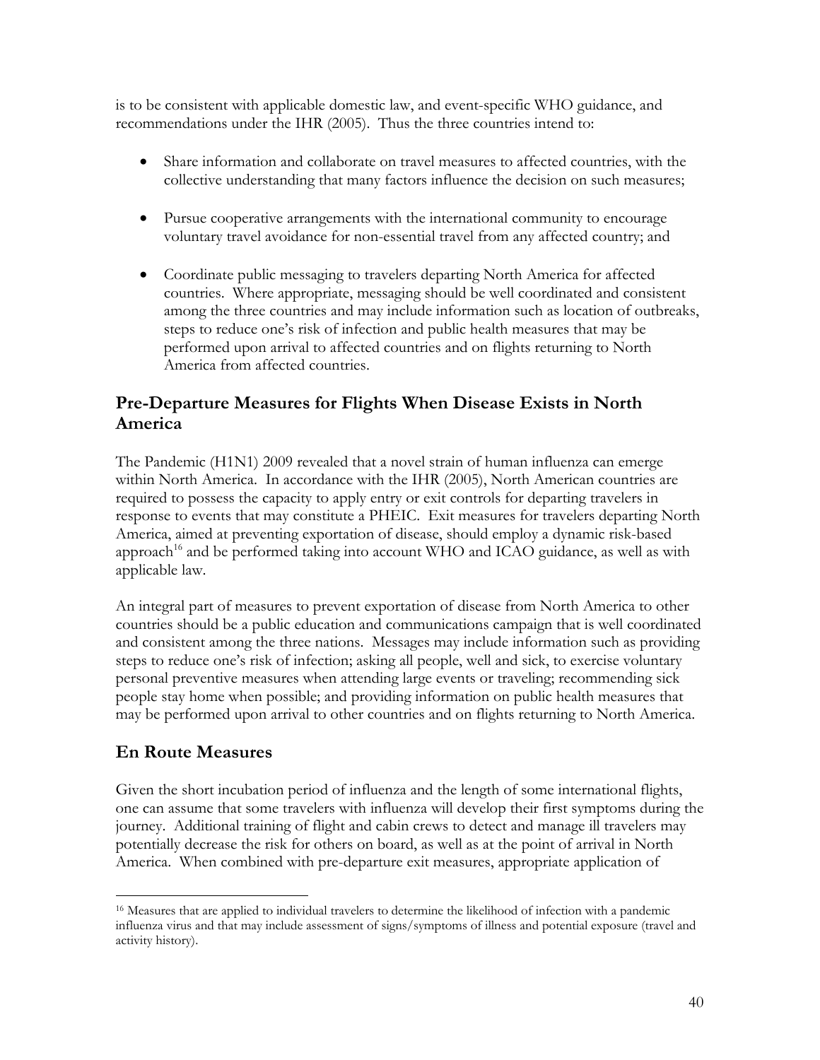is to be consistent with applicable domestic law, and event-specific WHO guidance, and recommendations under the IHR (2005). Thus the three countries intend to:

- Share information and collaborate on travel measures to affected countries, with the collective understanding that many factors influence the decision on such measures;
- Pursue cooperative arrangements with the international community to encourage voluntary travel avoidance for non-essential travel from any affected country; and
- Coordinate public messaging to travelers departing North America for affected countries. Where appropriate, messaging should be well coordinated and consistent among the three countries and may include information such as location of outbreaks, steps to reduce one's risk of infection and public health measures that may be performed upon arrival to affected countries and on flights returning to North America from affected countries.

## Pre-Departure Measures for Flights When Disease Exists in North America

The Pandemic (H1N1) 2009 revealed that a novel strain of human influenza can emerge within North America. In accordance with the IHR (2005), North American countries are required to possess the capacity to apply entry or exit controls for departing travelers in response to events that may constitute a PHEIC. Exit measures for travelers departing North America, aimed at preventing exportation of disease, should employ a dynamic risk-based approach[16] and be performed taking into account WHO and ICAO guidance, as well as with applicable law.

An integral part of measures to prevent exportation of disease from North America to other countries should be a public education and communications campaign that is well coordinated and consistent among the three nations. Messages may include information such as providing steps to reduce one's risk of infection; asking all people, well and sick, to exercise voluntary personal preventive measures when attending large events or traveling; recommending sick people stay home when possible; and providing information on public health measures that may be performed upon arrival to other countries and on flights returning to North America.

## En Route Measures

Given the short incubation period of influenza and the length of some international flights, one can assume that some travelers with influenza will develop their first symptoms during the journey. Additional training of flight and cabin crews to detect and manage ill travelers may potentially decrease the risk for others on board, as well as at the point of arrival in North America. When combined with pre-departure exit measures, appropriate application of

[16] Measures that are applied to individual travelers to determine the likelihood of infection with a pandemic influenza virus and that may include assessment of signs/symptoms of illness and potential exposure (travel and activity history).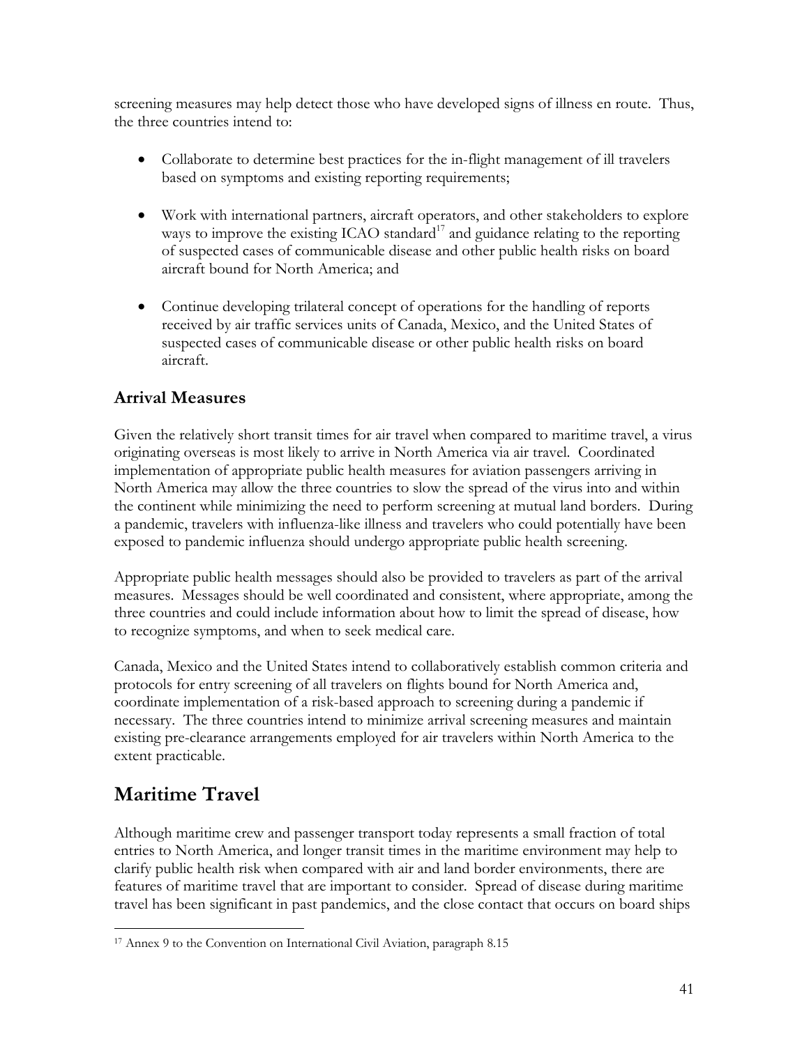screening measures may help detect those who have developed signs of illness en route. Thus, the three countries intend to:

- Collaborate to determine best practices for the in-flight management of ill travelers based on symptoms and existing reporting requirements;
- Work with international partners, aircraft operators, and other stakeholders to explore ways to improve the existing ICAO standard[17] and guidance relating to the reporting of suspected cases of communicable disease and other public health risks on board aircraft bound for North America; and
- Continue developing trilateral concept of operations for the handling of reports received by air traffic services units of Canada, Mexico, and the United States of suspected cases of communicable disease or other public health risks on board aircraft.

### Arrival Measures

Given the relatively short transit times for air travel when compared to maritime travel, a virus originating overseas is most likely to arrive in North America via air travel. Coordinated implementation of appropriate public health measures for aviation passengers arriving in North America may allow the three countries to slow the spread of the virus into and within the continent while minimizing the need to perform screening at mutual land borders. During a pandemic, travelers with influenza-like illness and travelers who could potentially have been exposed to pandemic influenza should undergo appropriate public health screening.

Appropriate public health messages should also be provided to travelers as part of the arrival measures. Messages should be well coordinated and consistent, where appropriate, among the three countries and could include information about how to limit the spread of disease, how to recognize symptoms, and when to seek medical care.

Canada, Mexico and the United States intend to collaboratively establish common criteria and protocols for entry screening of all travelers on flights bound for North America and, coordinate implementation of a risk-based approach to screening during a pandemic if necessary. The three countries intend to minimize arrival screening measures and maintain existing pre-clearance arrangements employed for air travelers within North America to the extent practicable.

## Maritime Travel

Although maritime crew and passenger transport today represents a small fraction of total entries to North America, and longer transit times in the maritime environment may help to clarify public health risk when compared with air and land border environments, there are features of maritime travel that are important to consider. Spread of disease during maritime travel has been significant in past pandemics, and the close contact that occurs on board ships

[17] Annex 9 to the Convention on International Civil Aviation, paragraph 8.15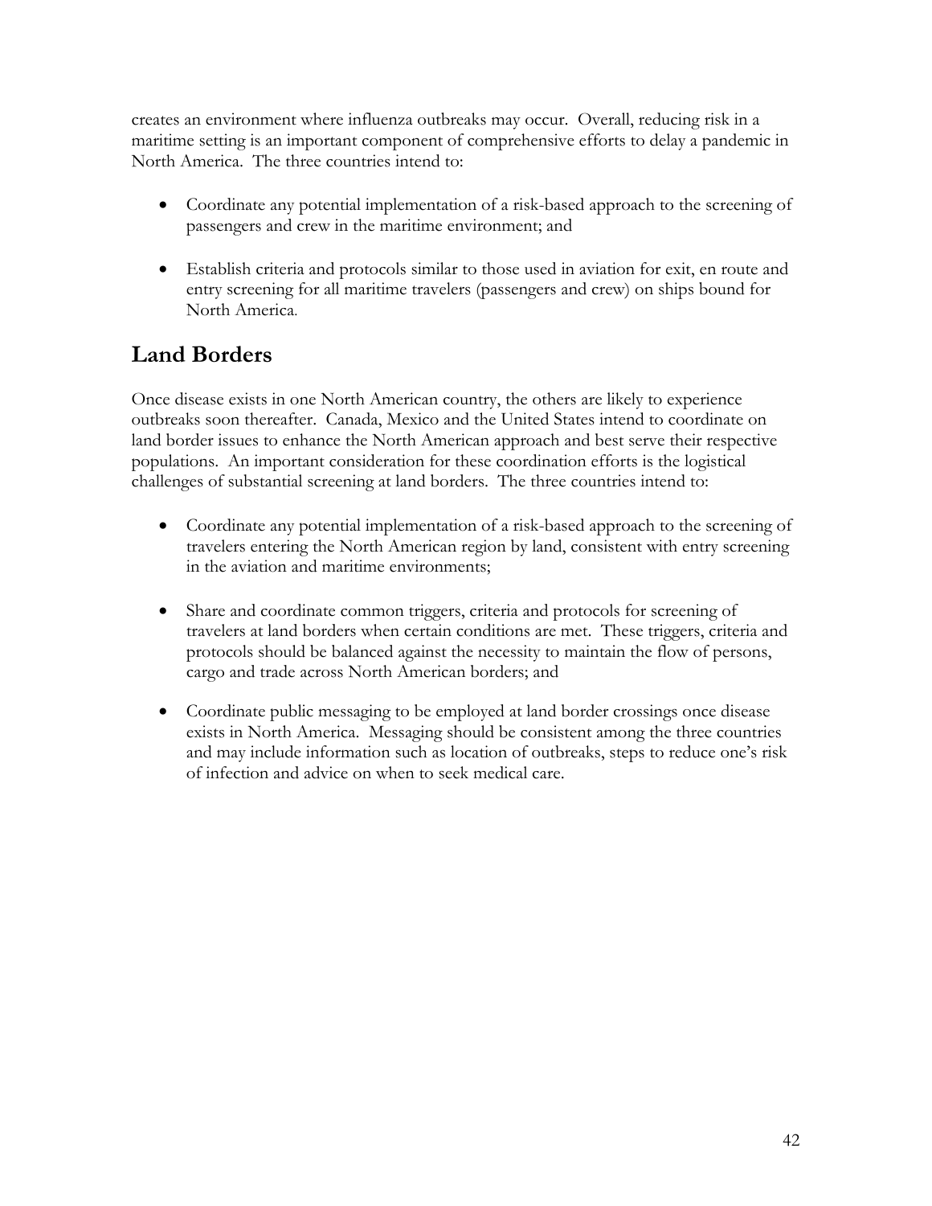creates an environment where influenza outbreaks may occur. Overall, reducing risk in a maritime setting is an important component of comprehensive efforts to delay a pandemic in North America. The three countries intend to:

- Coordinate any potential implementation of a risk-based approach to the screening of passengers and crew in the maritime environment; and

- Establish criteria and protocols similar to those used in aviation for exit, en route and entry screening for all maritime travelers (passengers and crew) on ships bound for North America.

## Land Borders

Once disease exists in one North American country, the others are likely to experience outbreaks soon thereafter. Canada, Mexico and the United States intend to coordinate on land border issues to enhance the North American approach and best serve their respective populations. An important consideration for these coordination efforts is the logistical challenges of substantial screening at land borders. The three countries intend to:

- Coordinate any potential implementation of a risk-based approach to the screening of travelers entering the North American region by land, consistent with entry screening in the aviation and maritime environments;

- Share and coordinate common triggers, criteria and protocols for screening of travelers at land borders when certain conditions are met. These triggers, criteria and protocols should be balanced against the necessity to maintain the flow of persons, cargo and trade across North American borders; and

- Coordinate public messaging to be employed at land border crossings once disease exists in North America. Messaging should be consistent among the three countries and may include information such as location of outbreaks, steps to reduce one's risk of infection and advice on when to seek medical care.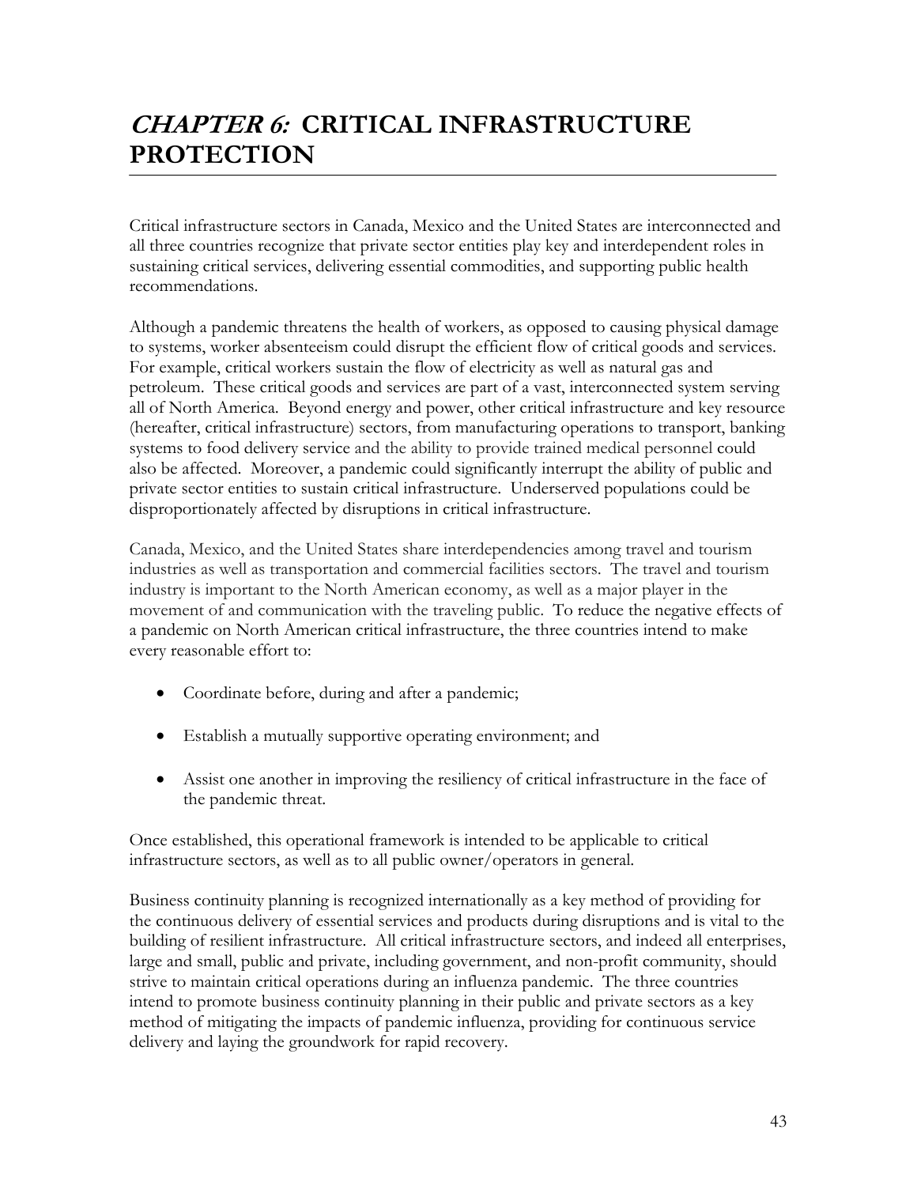# *CHAPTER 6:* CRITICAL INFRASTRUCTURE PROTECTION

Critical infrastructure sectors in Canada, Mexico and the United States are interconnected and all three countries recognize that private sector entities play key and interdependent roles in sustaining critical services, delivering essential commodities, and supporting public health recommendations.

Although a pandemic threatens the health of workers, as opposed to causing physical damage to systems, worker absenteeism could disrupt the efficient flow of critical goods and services. For example, critical workers sustain the flow of electricity as well as natural gas and petroleum. These critical goods and services are part of a vast, interconnected system serving all of North America. Beyond energy and power, other critical infrastructure and key resource (hereafter, critical infrastructure) sectors, from manufacturing operations to transport, banking systems to food delivery service and the ability to provide trained medical personnel could also be affected. Moreover, a pandemic could significantly interrupt the ability of public and private sector entities to sustain critical infrastructure. Underserved populations could be disproportionately affected by disruptions in critical infrastructure.

Canada, Mexico, and the United States share interdependencies among travel and tourism industries as well as transportation and commercial facilities sectors. The travel and tourism industry is important to the North American economy, as well as a major player in the movement of and communication with the traveling public. To reduce the negative effects of a pandemic on North American critical infrastructure, the three countries intend to make every reasonable effort to:

- Coordinate before, during and after a pandemic;
- Establish a mutually supportive operating environment; and
- Assist one another in improving the resiliency of critical infrastructure in the face of the pandemic threat.

Once established, this operational framework is intended to be applicable to critical infrastructure sectors, as well as to all public owner/operators in general.

Business continuity planning is recognized internationally as a key method of providing for the continuous delivery of essential services and products during disruptions and is vital to the building of resilient infrastructure. All critical infrastructure sectors, and indeed all enterprises, large and small, public and private, including government, and non-profit community, should strive to maintain critical operations during an influenza pandemic. The three countries intend to promote business continuity planning in their public and private sectors as a key method of mitigating the impacts of pandemic influenza, providing for continuous service delivery and laying the groundwork for rapid recovery.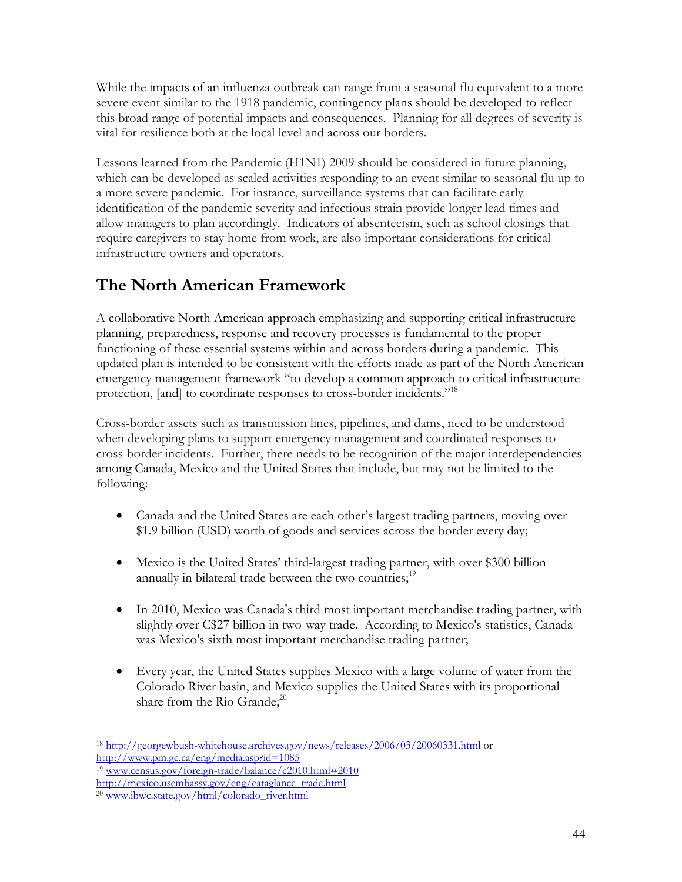While the impacts of an influenza outbreak can range from a seasonal flu equivalent to a more severe event similar to the 1918 pandemic, contingency plans should be developed to reflect this broad range of potential impacts and consequences. Planning for all degrees of severity is vital for resilience both at the local level and across our borders.

Lessons learned from the Pandemic (H1N1) 2009 should be considered in future planning, which can be developed as scaled activities responding to an event similar to seasonal flu up to a more severe pandemic. For instance, surveillance systems that can facilitate early identification of the pandemic severity and infectious strain provide longer lead times and allow managers to plan accordingly. Indicators of absenteeism, such as school closings that require caregivers to stay home from work, are also important considerations for critical infrastructure owners and operators.

## The North American Framework

A collaborative North American approach emphasizing and supporting critical infrastructure planning, preparedness, response and recovery processes is fundamental to the proper functioning of these essential systems within and across borders during a pandemic. This updated plan is intended to be consistent with the efforts made as part of the North American emergency management framework "to develop a common approach to critical infrastructure protection, [and] to coordinate responses to cross-border incidents."[18]

Cross-border assets such as transmission lines, pipelines, and dams, need to be understood when developing plans to support emergency management and coordinated responses to cross-border incidents. Further, there needs to be recognition of the major interdependencies among Canada, Mexico and the United States that include, but may not be limited to the following:

- Canada and the United States are each other's largest trading partners, moving over $1.9 billion (USD) worth of goods and services across the border every day;
- Mexico is the United States' third-largest trading partner, with over $300 billion annually in bilateral trade between the two countries;[19]
- In 2010, Mexico was Canada's third most important merchandise trading partner, with slightly over C$27 billion in two-way trade. According to Mexico's statistics, Canada was Mexico's sixth most important merchandise trading partner;
- Every year, the United States supplies Mexico with a large volume of water from the Colorado River basin, and Mexico supplies the United States with its proportional share from the Rio Grande;[20]

---

[18] http://georgewbush-whitehouse.archives.gov/news/releases/2006/03/20060331.html or http://www.pm.gc.ca/eng/media.asp?id=1085

[19] www.census.gov/foreign-trade/balance/c2010.html#2010 http://mexico.usembassy.gov/eng/eataglance_trade.html

[20] www.ibwc.state.gov/html/colorado_river.html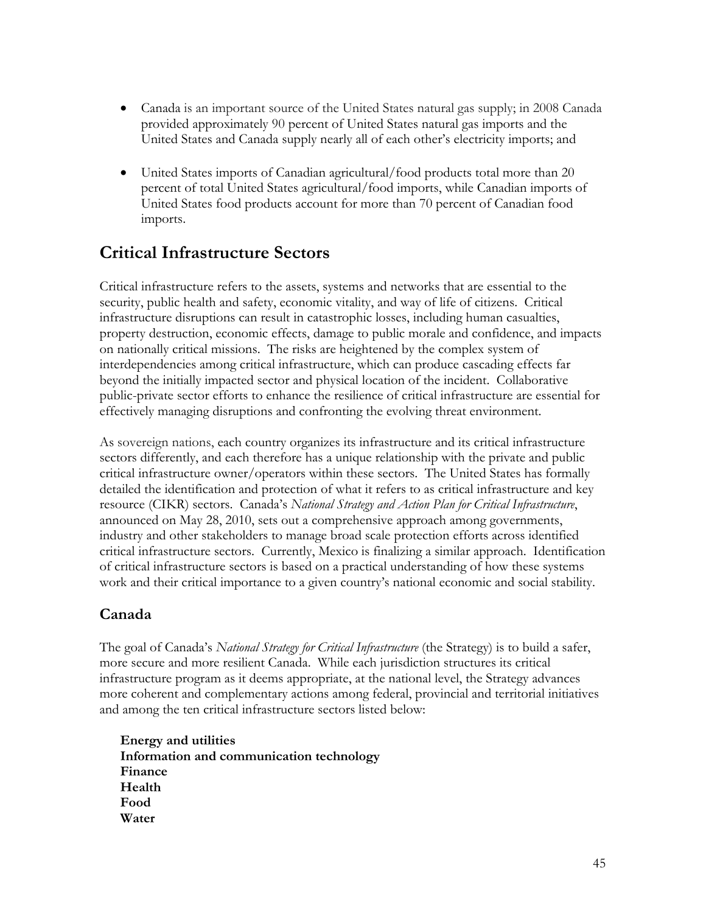- Canada is an important source of the United States natural gas supply; in 2008 Canada provided approximately 90 percent of United States natural gas imports and the United States and Canada supply nearly all of each other's electricity imports; and

- United States imports of Canadian agricultural/food products total more than 20 percent of total United States agricultural/food imports, while Canadian imports of United States food products account for more than 70 percent of Canadian food imports.

## Critical Infrastructure Sectors

Critical infrastructure refers to the assets, systems and networks that are essential to the security, public health and safety, economic vitality, and way of life of citizens. Critical infrastructure disruptions can result in catastrophic losses, including human casualties, property destruction, economic effects, damage to public morale and confidence, and impacts on nationally critical missions. The risks are heightened by the complex system of interdependencies among critical infrastructure, which can produce cascading effects far beyond the initially impacted sector and physical location of the incident. Collaborative public-private sector efforts to enhance the resilience of critical infrastructure are essential for effectively managing disruptions and confronting the evolving threat environment.

As sovereign nations, each country organizes its infrastructure and its critical infrastructure sectors differently, and each therefore has a unique relationship with the private and public critical infrastructure owner/operators within these sectors. The United States has formally detailed the identification and protection of what it refers to as critical infrastructure and key resource (CIKR) sectors. Canada's *National Strategy and Action Plan for Critical Infrastructure*, announced on May 28, 2010, sets out a comprehensive approach among governments, industry and other stakeholders to manage broad scale protection efforts across identified critical infrastructure sectors. Currently, Mexico is finalizing a similar approach. Identification of critical infrastructure sectors is based on a practical understanding of how these systems work and their critical importance to a given country's national economic and social stability.

### Canada

The goal of Canada's *National Strategy for Critical Infrastructure* (the Strategy) is to build a safer, more secure and more resilient Canada. While each jurisdiction structures its critical infrastructure program as it deems appropriate, at the national level, the Strategy advances more coherent and complementary actions among federal, provincial and territorial initiatives and among the ten critical infrastructure sectors listed below:

**Energy and utilities**
**Information and communication technology**
**Finance**
**Health**
**Food**
**Water**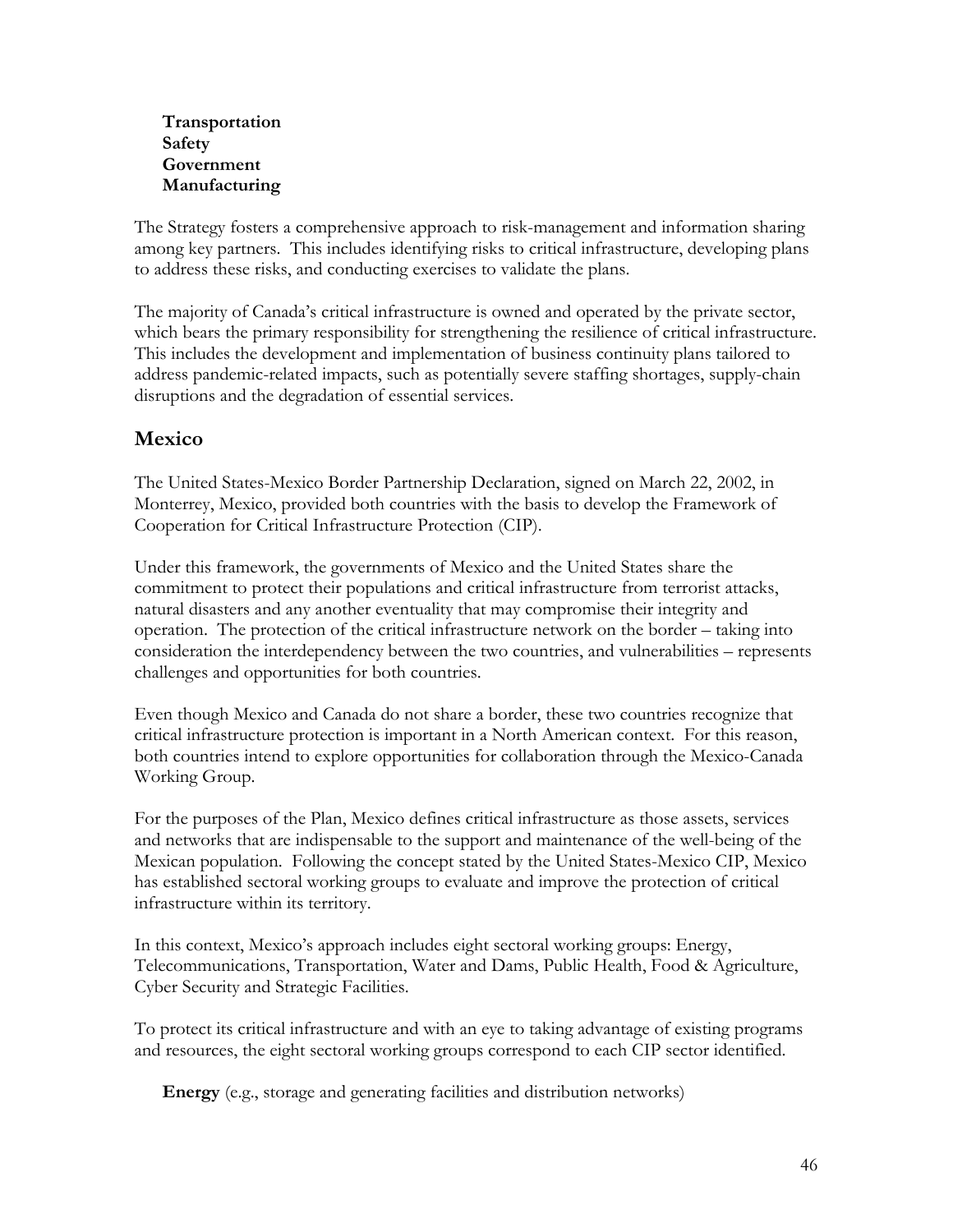**Transportation**  
**Safety**  
**Government**  
**Manufacturing**

The Strategy fosters a comprehensive approach to risk-management and information sharing among key partners. This includes identifying risks to critical infrastructure, developing plans to address these risks, and conducting exercises to validate the plans.

The majority of Canada's critical infrastructure is owned and operated by the private sector, which bears the primary responsibility for strengthening the resilience of critical infrastructure. This includes the development and implementation of business continuity plans tailored to address pandemic-related impacts, such as potentially severe staffing shortages, supply-chain disruptions and the degradation of essential services.

## Mexico

The United States-Mexico Border Partnership Declaration, signed on March 22, 2002, in Monterrey, Mexico, provided both countries with the basis to develop the Framework of Cooperation for Critical Infrastructure Protection (CIP).

Under this framework, the governments of Mexico and the United States share the commitment to protect their populations and critical infrastructure from terrorist attacks, natural disasters and any another eventuality that may compromise their integrity and operation. The protection of the critical infrastructure network on the border – taking into consideration the interdependency between the two countries, and vulnerabilities – represents challenges and opportunities for both countries.

Even though Mexico and Canada do not share a border, these two countries recognize that critical infrastructure protection is important in a North American context. For this reason, both countries intend to explore opportunities for collaboration through the Mexico-Canada Working Group.

For the purposes of the Plan, Mexico defines critical infrastructure as those assets, services and networks that are indispensable to the support and maintenance of the well-being of the Mexican population. Following the concept stated by the United States-Mexico CIP, Mexico has established sectoral working groups to evaluate and improve the protection of critical infrastructure within its territory.

In this context, Mexico's approach includes eight sectoral working groups: Energy, Telecommunications, Transportation, Water and Dams, Public Health, Food & Agriculture, Cyber Security and Strategic Facilities.

To protect its critical infrastructure and with an eye to taking advantage of existing programs and resources, the eight sectoral working groups correspond to each CIP sector identified.

**Energy** (e.g., storage and generating facilities and distribution networks)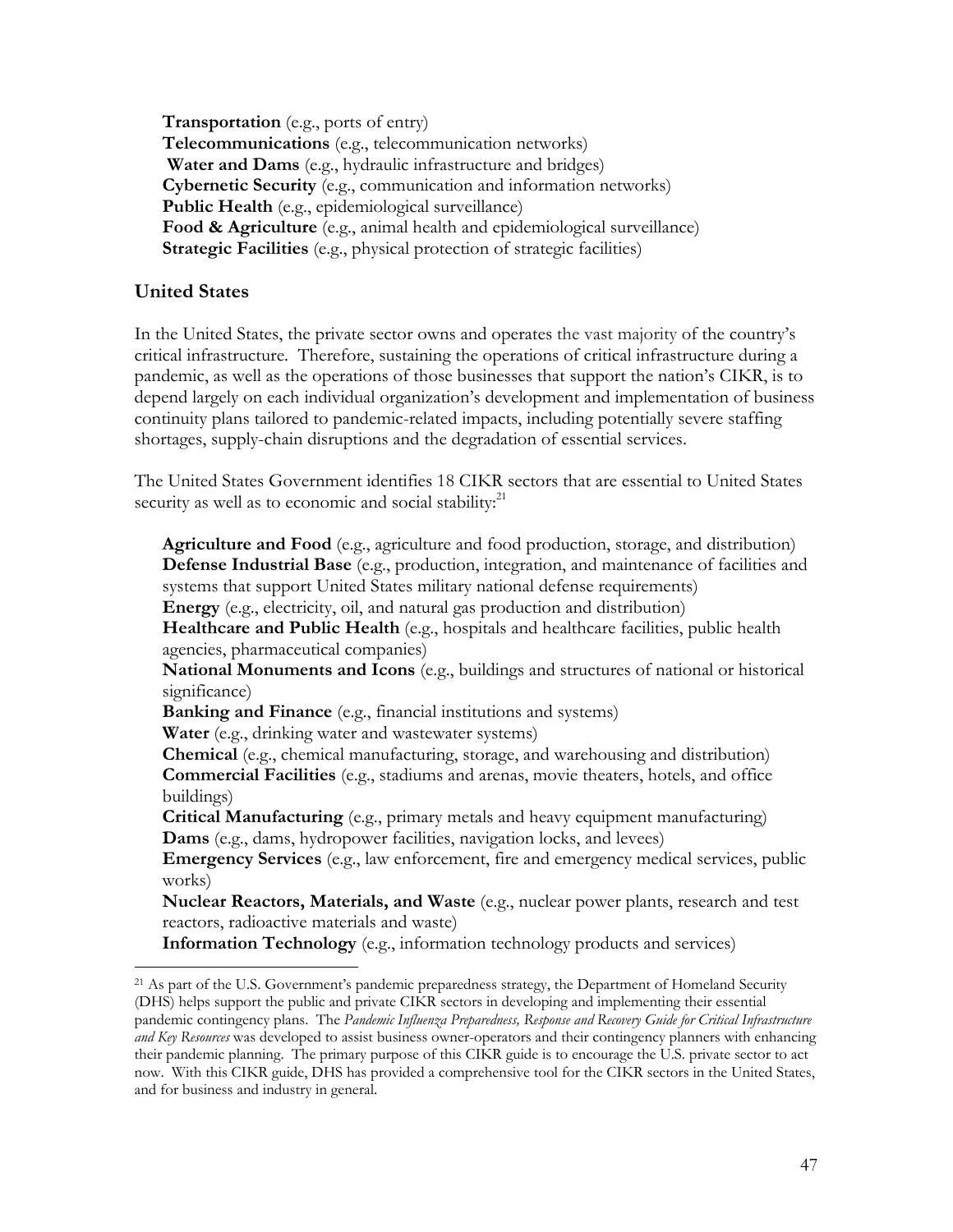**Transportation** (e.g., ports of entry)
**Telecommunications** (e.g., telecommunication networks)
**Water and Dams** (e.g., hydraulic infrastructure and bridges)
**Cybernetic Security** (e.g., communication and information networks)
**Public Health** (e.g., epidemiological surveillance)
**Food & Agriculture** (e.g., animal health and epidemiological surveillance)
**Strategic Facilities** (e.g., physical protection of strategic facilities)

### United States

In the United States, the private sector owns and operates the vast majority of the country's critical infrastructure. Therefore, sustaining the operations of critical infrastructure during a pandemic, as well as the operations of those businesses that support the nation's CIKR, is to depend largely on each individual organization's development and implementation of business continuity plans tailored to pandemic-related impacts, including potentially severe staffing shortages, supply-chain disruptions and the degradation of essential services.

The United States Government identifies 18 CIKR sectors that are essential to United States security as well as to economic and social stability:[21]

**Agriculture and Food** (e.g., agriculture and food production, storage, and distribution)
**Defense Industrial Base** (e.g., production, integration, and maintenance of facilities and systems that support United States military national defense requirements)
**Energy** (e.g., electricity, oil, and natural gas production and distribution)
**Healthcare and Public Health** (e.g., hospitals and healthcare facilities, public health agencies, pharmaceutical companies)
**National Monuments and Icons** (e.g., buildings and structures of national or historical significance)
**Banking and Finance** (e.g., financial institutions and systems)
**Water** (e.g., drinking water and wastewater systems)
**Chemical** (e.g., chemical manufacturing, storage, and warehousing and distribution)
**Commercial Facilities** (e.g., stadiums and arenas, movie theaters, hotels, and office buildings)
**Critical Manufacturing** (e.g., primary metals and heavy equipment manufacturing)
**Dams** (e.g., dams, hydropower facilities, navigation locks, and levees)
**Emergency Services** (e.g., law enforcement, fire and emergency medical services, public works)
**Nuclear Reactors, Materials, and Waste** (e.g., nuclear power plants, research and test reactors, radioactive materials and waste)
**Information Technology** (e.g., information technology products and services)

[21] As part of the U.S. Government's pandemic preparedness strategy, the Department of Homeland Security (DHS) helps support the public and private CIKR sectors in developing and implementing their essential pandemic contingency plans. The *Pandemic Influenza Preparedness, Response and Recovery Guide for Critical Infrastructure and Key Resources* was developed to assist business owner-operators and their contingency planners with enhancing their pandemic planning. The primary purpose of this CIKR guide is to encourage the U.S. private sector to act now. With this CIKR guide, DHS has provided a comprehensive tool for the CIKR sectors in the United States, and for business and industry in general.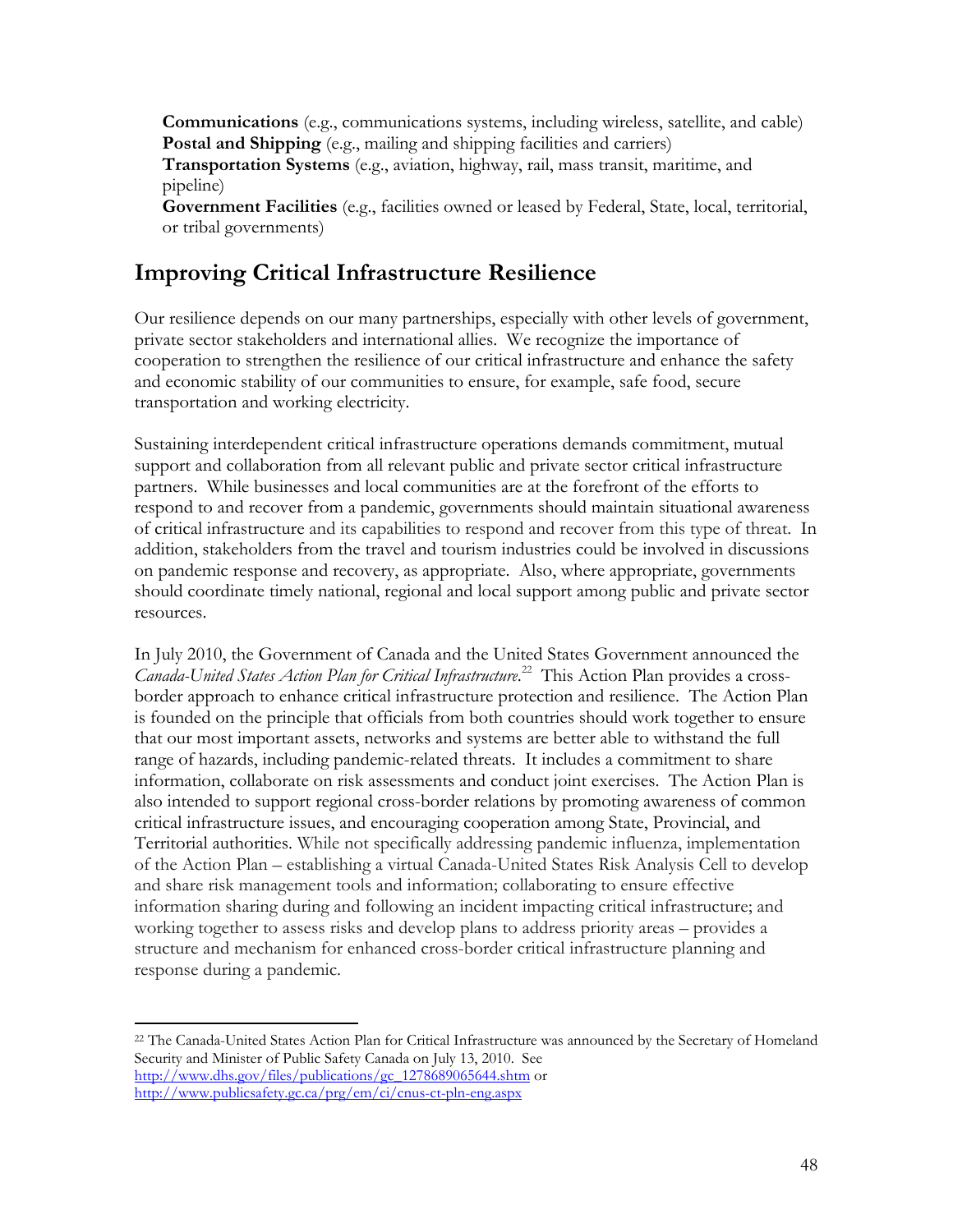**Communications** (e.g., communications systems, including wireless, satellite, and cable)
**Postal and Shipping** (e.g., mailing and shipping facilities and carriers)
**Transportation Systems** (e.g., aviation, highway, rail, mass transit, maritime, and pipeline)
**Government Facilities** (e.g., facilities owned or leased by Federal, State, local, territorial, or tribal governments)

## Improving Critical Infrastructure Resilience

Our resilience depends on our many partnerships, especially with other levels of government, private sector stakeholders and international allies. We recognize the importance of cooperation to strengthen the resilience of our critical infrastructure and enhance the safety and economic stability of our communities to ensure, for example, safe food, secure transportation and working electricity.

Sustaining interdependent critical infrastructure operations demands commitment, mutual support and collaboration from all relevant public and private sector critical infrastructure partners. While businesses and local communities are at the forefront of the efforts to respond to and recover from a pandemic, governments should maintain situational awareness of critical infrastructure and its capabilities to respond and recover from this type of threat. In addition, stakeholders from the travel and tourism industries could be involved in discussions on pandemic response and recovery, as appropriate. Also, where appropriate, governments should coordinate timely national, regional and local support among public and private sector resources.

In July 2010, the Government of Canada and the United States Government announced the *Canada-United States Action Plan for Critical Infrastructure*.[22] This Action Plan provides a cross-border approach to enhance critical infrastructure protection and resilience. The Action Plan is founded on the principle that officials from both countries should work together to ensure that our most important assets, networks and systems are better able to withstand the full range of hazards, including pandemic-related threats. It includes a commitment to share information, collaborate on risk assessments and conduct joint exercises. The Action Plan is also intended to support regional cross-border relations by promoting awareness of common critical infrastructure issues, and encouraging cooperation among State, Provincial, and Territorial authorities. While not specifically addressing pandemic influenza, implementation of the Action Plan – establishing a virtual Canada-United States Risk Analysis Cell to develop and share risk management tools and information; collaborating to ensure effective information sharing during and following an incident impacting critical infrastructure; and working together to assess risks and develop plans to address priority areas – provides a structure and mechanism for enhanced cross-border critical infrastructure planning and response during a pandemic.

---

[22] The Canada-United States Action Plan for Critical Infrastructure was announced by the Secretary of Homeland Security and Minister of Public Safety Canada on July 13, 2010. See http://www.dhs.gov/files/publications/gc_1278689065644.shtm or http://www.publicsafety.gc.ca/prg/em/ci/cnus-ct-pln-eng.aspx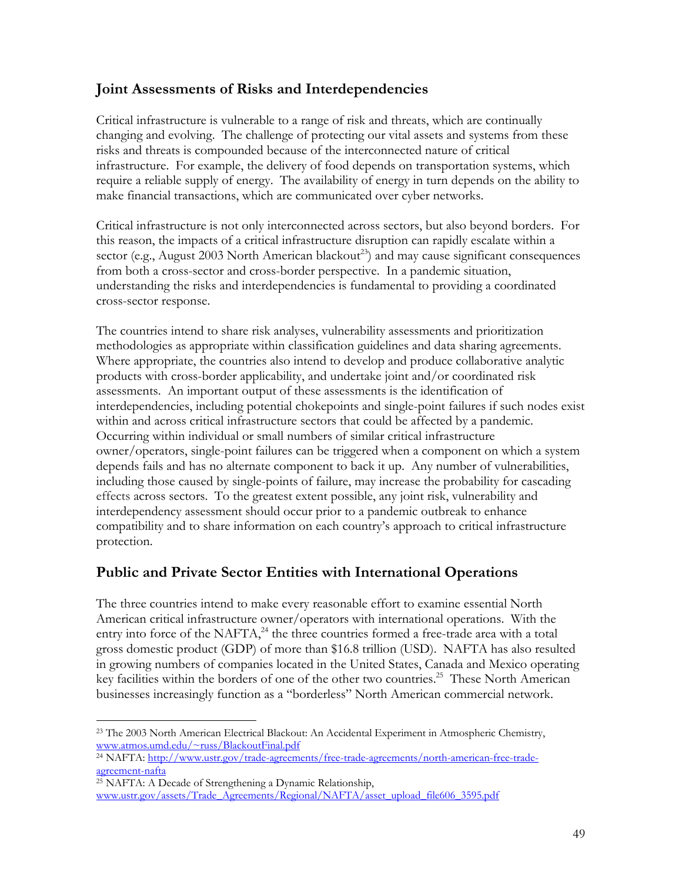## Joint Assessments of Risks and Interdependencies

Critical infrastructure is vulnerable to a range of risk and threats, which are continually changing and evolving. The challenge of protecting our vital assets and systems from these risks and threats is compounded because of the interconnected nature of critical infrastructure. For example, the delivery of food depends on transportation systems, which require a reliable supply of energy. The availability of energy in turn depends on the ability to make financial transactions, which are communicated over cyber networks.

Critical infrastructure is not only interconnected across sectors, but also beyond borders. For this reason, the impacts of a critical infrastructure disruption can rapidly escalate within a sector (e.g., August 2003 North American blackout[23]) and may cause significant consequences from both a cross-sector and cross-border perspective. In a pandemic situation, understanding the risks and interdependencies is fundamental to providing a coordinated cross-sector response.

The countries intend to share risk analyses, vulnerability assessments and prioritization methodologies as appropriate within classification guidelines and data sharing agreements. Where appropriate, the countries also intend to develop and produce collaborative analytic products with cross-border applicability, and undertake joint and/or coordinated risk assessments. An important output of these assessments is the identification of interdependencies, including potential chokepoints and single-point failures if such nodes exist within and across critical infrastructure sectors that could be affected by a pandemic. Occurring within individual or small numbers of similar critical infrastructure owner/operators, single-point failures can be triggered when a component on which a system depends fails and has no alternate component to back it up. Any number of vulnerabilities, including those caused by single-points of failure, may increase the probability for cascading effects across sectors. To the greatest extent possible, any joint risk, vulnerability and interdependency assessment should occur prior to a pandemic outbreak to enhance compatibility and to share information on each country's approach to critical infrastructure protection.

## Public and Private Sector Entities with International Operations

The three countries intend to make every reasonable effort to examine essential North American critical infrastructure owner/operators with international operations. With the entry into force of the NAFTA,[24] the three countries formed a free-trade area with a total gross domestic product (GDP) of more than $16.8 trillion (USD). NAFTA has also resulted in growing numbers of companies located in the United States, Canada and Mexico operating key facilities within the borders of one of the other two countries.[25] These North American businesses increasingly function as a "borderless" North American commercial network.

---

[23] The 2003 North American Electrical Blackout: An Accidental Experiment in Atmospheric Chemistry, www.atmos.umd.edu/~russ/BlackoutFinal.pdf

[24] NAFTA: http://www.ustr.gov/trade-agreements/free-trade-agreements/north-american-free-trade-agreement-nafta

[25] NAFTA: A Decade of Strengthening a Dynamic Relationship, www.ustr.gov/assets/Trade_Agreements/Regional/NAFTA/asset_upload_file606_3595.pdf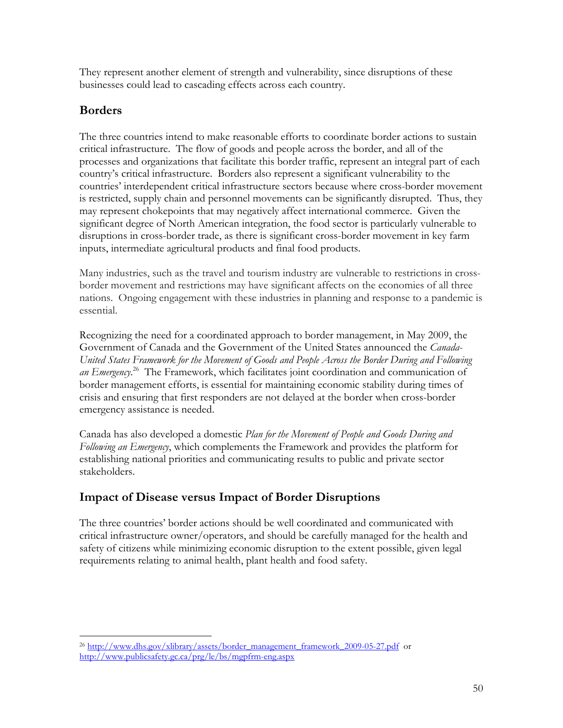They represent another element of strength and vulnerability, since disruptions of these businesses could lead to cascading effects across each country.

## Borders

The three countries intend to make reasonable efforts to coordinate border actions to sustain critical infrastructure. The flow of goods and people across the border, and all of the processes and organizations that facilitate this border traffic, represent an integral part of each country's critical infrastructure. Borders also represent a significant vulnerability to the countries' interdependent critical infrastructure sectors because where cross-border movement is restricted, supply chain and personnel movements can be significantly disrupted. Thus, they may represent chokepoints that may negatively affect international commerce. Given the significant degree of North American integration, the food sector is particularly vulnerable to disruptions in cross-border trade, as there is significant cross-border movement in key farm inputs, intermediate agricultural products and final food products.

Many industries, such as the travel and tourism industry are vulnerable to restrictions in cross-border movement and restrictions may have significant affects on the economies of all three nations. Ongoing engagement with these industries in planning and response to a pandemic is essential.

Recognizing the need for a coordinated approach to border management, in May 2009, the Government of Canada and the Government of the United States announced the *Canada-United States Framework for the Movement of Goods and People Across the Border During and Following an Emergency*.[26] The Framework, which facilitates joint coordination and communication of border management efforts, is essential for maintaining economic stability during times of crisis and ensuring that first responders are not delayed at the border when cross-border emergency assistance is needed.

Canada has also developed a domestic *Plan for the Movement of People and Goods During and Following an Emergency*, which complements the Framework and provides the platform for establishing national priorities and communicating results to public and private sector stakeholders.

## Impact of Disease versus Impact of Border Disruptions

The three countries' border actions should be well coordinated and communicated with critical infrastructure owner/operators, and should be carefully managed for the health and safety of citizens while minimizing economic disruption to the extent possible, given legal requirements relating to animal health, plant health and food safety.

---

[26] http://www.dhs.gov/xlibrary/assets/border_management_framework_2009-05-27.pdf or http://www.publicsafety.gc.ca/prg/le/bs/mgpfrm-eng.aspx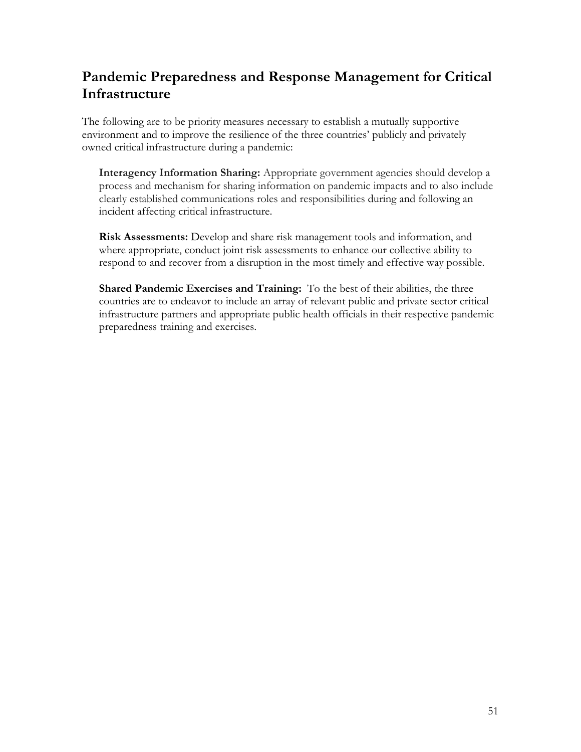## Pandemic Preparedness and Response Management for Critical Infrastructure

The following are to be priority measures necessary to establish a mutually supportive environment and to improve the resilience of the three countries' publicly and privately owned critical infrastructure during a pandemic:

**Interagency Information Sharing:** Appropriate government agencies should develop a process and mechanism for sharing information on pandemic impacts and to also include clearly established communications roles and responsibilities during and following an incident affecting critical infrastructure.

**Risk Assessments:** Develop and share risk management tools and information, and where appropriate, conduct joint risk assessments to enhance our collective ability to respond to and recover from a disruption in the most timely and effective way possible.

**Shared Pandemic Exercises and Training:** To the best of their abilities, the three countries are to endeavor to include an array of relevant public and private sector critical infrastructure partners and appropriate public health officials in their respective pandemic preparedness training and exercises.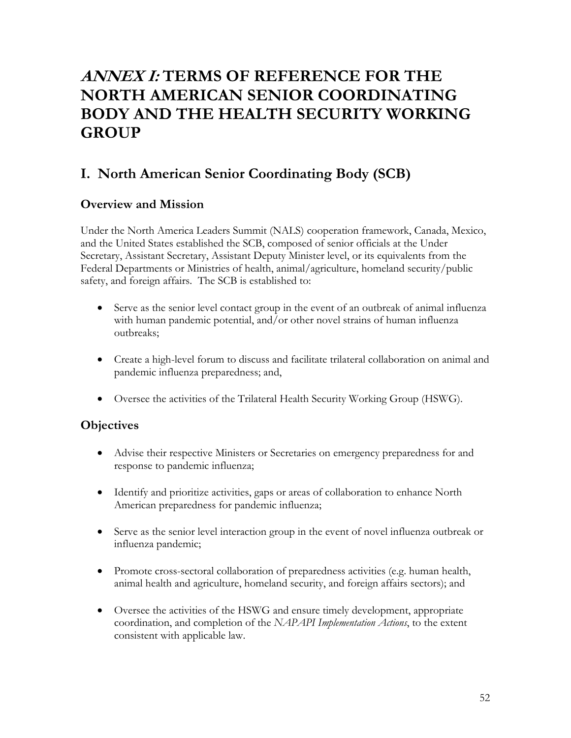# *ANNEX I:* TERMS OF REFERENCE FOR THE NORTH AMERICAN SENIOR COORDINATING BODY AND THE HEALTH SECURITY WORKING GROUP

## I. North American Senior Coordinating Body (SCB)

### Overview and Mission

Under the North America Leaders Summit (NALS) cooperation framework, Canada, Mexico, and the United States established the SCB, composed of senior officials at the Under Secretary, Assistant Secretary, Assistant Deputy Minister level, or its equivalents from the Federal Departments or Ministries of health, animal/agriculture, homeland security/public safety, and foreign affairs. The SCB is established to:

- Serve as the senior level contact group in the event of an outbreak of animal influenza with human pandemic potential, and/or other novel strains of human influenza outbreaks;
- Create a high-level forum to discuss and facilitate trilateral collaboration on animal and pandemic influenza preparedness; and,
- Oversee the activities of the Trilateral Health Security Working Group (HSWG).

### Objectives

- Advise their respective Ministers or Secretaries on emergency preparedness for and response to pandemic influenza;
- Identify and prioritize activities, gaps or areas of collaboration to enhance North American preparedness for pandemic influenza;
- Serve as the senior level interaction group in the event of novel influenza outbreak or influenza pandemic;
- Promote cross-sectoral collaboration of preparedness activities (e.g. human health, animal health and agriculture, homeland security, and foreign affairs sectors); and
- Oversee the activities of the HSWG and ensure timely development, appropriate coordination, and completion of the *NAPAPI Implementation Actions*, to the extent consistent with applicable law.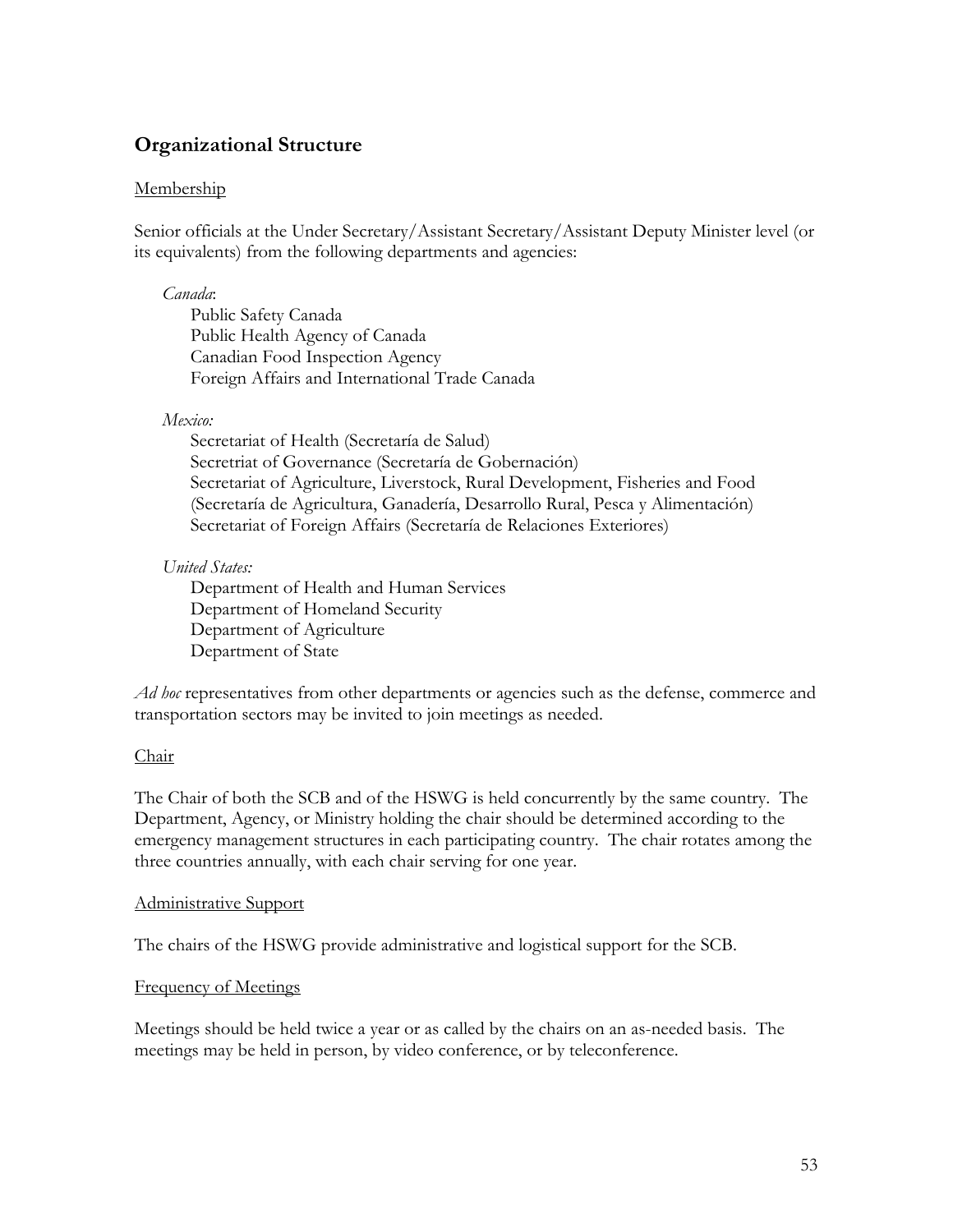## Organizational Structure

Membership

Senior officials at the Under Secretary/Assistant Secretary/Assistant Deputy Minister level (or its equivalents) from the following departments and agencies:

*Canada*:

Public Safety Canada
Public Health Agency of Canada
Canadian Food Inspection Agency
Foreign Affairs and International Trade Canada

*Mexico:*

Secretariat of Health (Secretaría de Salud)
Secretriat of Governance (Secretaría de Gobernación)
Secretariat of Agriculture, Liverstock, Rural Development, Fisheries and Food (Secretaría de Agricultura, Ganadería, Desarrollo Rural, Pesca y Alimentación)
Secretariat of Foreign Affairs (Secretaría de Relaciones Exteriores)

*United States:*

Department of Health and Human Services
Department of Homeland Security
Department of Agriculture
Department of State

*Ad hoc* representatives from other departments or agencies such as the defense, commerce and transportation sectors may be invited to join meetings as needed.

Chair

The Chair of both the SCB and of the HSWG is held concurrently by the same country. The Department, Agency, or Ministry holding the chair should be determined according to the emergency management structures in each participating country. The chair rotates among the three countries annually, with each chair serving for one year.

Administrative Support

The chairs of the HSWG provide administrative and logistical support for the SCB.

Frequency of Meetings

Meetings should be held twice a year or as called by the chairs on an as-needed basis. The meetings may be held in person, by video conference, or by teleconference.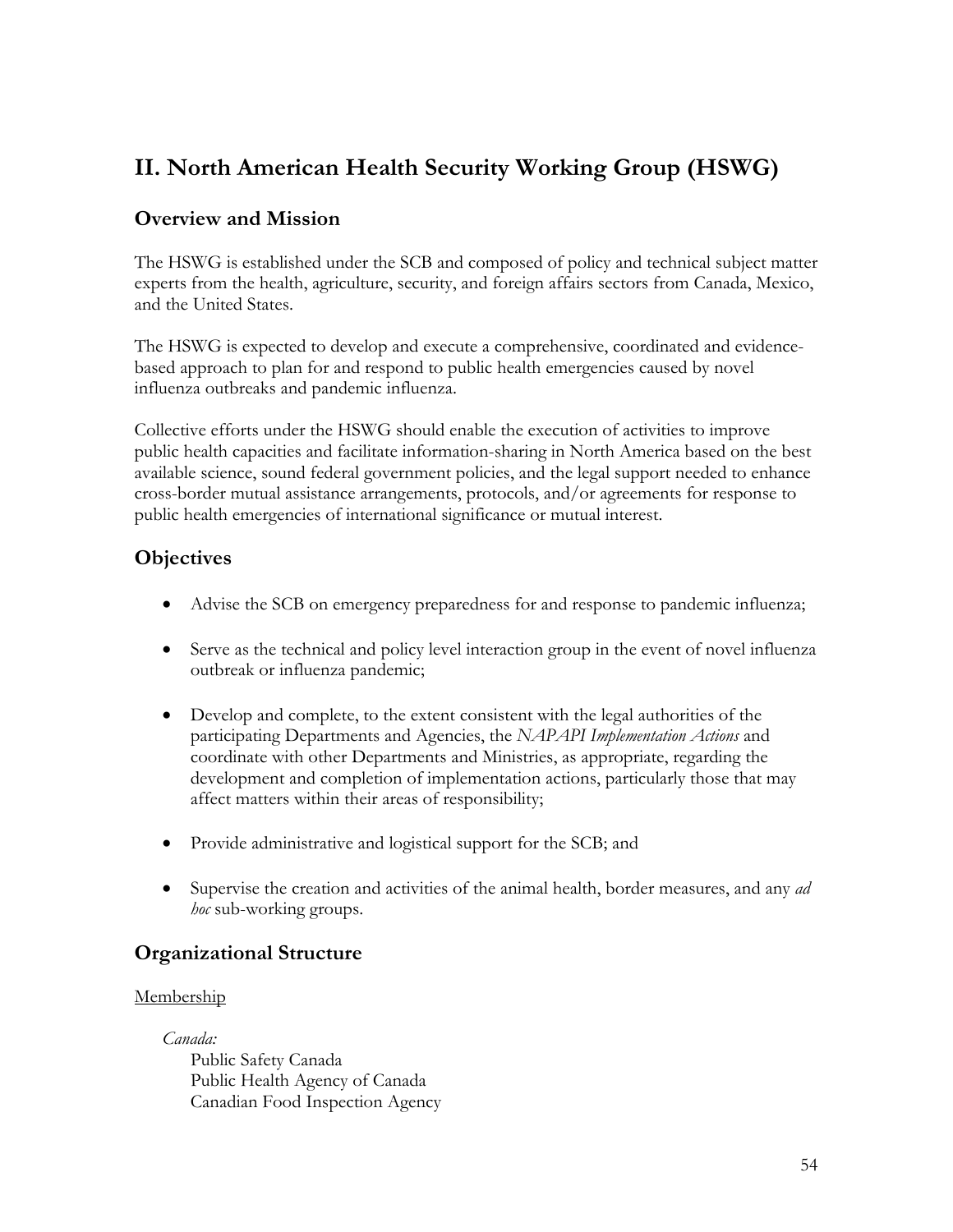## II. North American Health Security Working Group (HSWG)

### Overview and Mission

The HSWG is established under the SCB and composed of policy and technical subject matter experts from the health, agriculture, security, and foreign affairs sectors from Canada, Mexico, and the United States.

The HSWG is expected to develop and execute a comprehensive, coordinated and evidence-based approach to plan for and respond to public health emergencies caused by novel influenza outbreaks and pandemic influenza.

Collective efforts under the HSWG should enable the execution of activities to improve public health capacities and facilitate information-sharing in North America based on the best available science, sound federal government policies, and the legal support needed to enhance cross-border mutual assistance arrangements, protocols, and/or agreements for response to public health emergencies of international significance or mutual interest.

### Objectives

- Advise the SCB on emergency preparedness for and response to pandemic influenza;
- Serve as the technical and policy level interaction group in the event of novel influenza outbreak or influenza pandemic;
- Develop and complete, to the extent consistent with the legal authorities of the participating Departments and Agencies, the *NAPAPI Implementation Actions* and coordinate with other Departments and Ministries, as appropriate, regarding the development and completion of implementation actions, particularly those that may affect matters within their areas of responsibility;
- Provide administrative and logistical support for the SCB; and
- Supervise the creation and activities of the animal health, border measures, and any *ad hoc* sub-working groups.

### Organizational Structure

Membership

*Canada:*
Public Safety Canada
Public Health Agency of Canada
Canadian Food Inspection Agency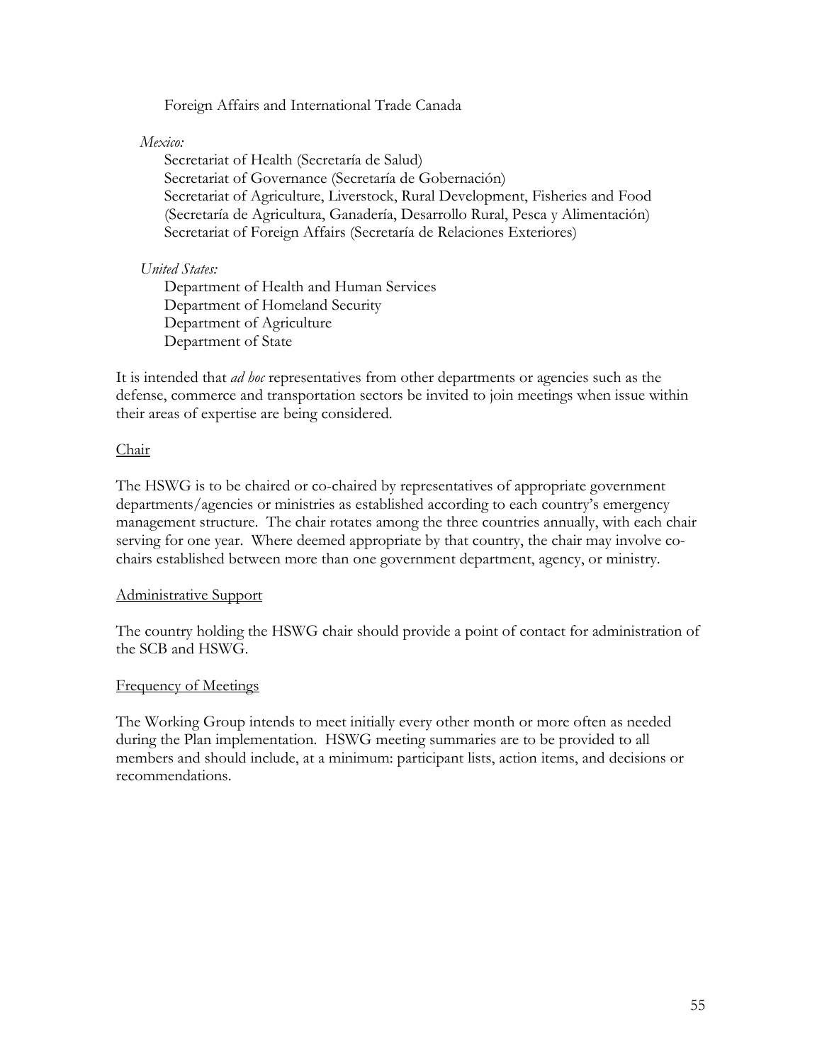Foreign Affairs and International Trade Canada

*Mexico:*

Secretariat of Health (Secretaría de Salud)
Secretariat of Governance (Secretaría de Gobernación)
Secretariat of Agriculture, Liverstock, Rural Development, Fisheries and Food (Secretaría de Agricultura, Ganadería, Desarrollo Rural, Pesca y Alimentación)
Secretariat of Foreign Affairs (Secretaría de Relaciones Exteriores)

*United States:*

Department of Health and Human Services
Department of Homeland Security
Department of Agriculture
Department of State

It is intended that *ad hoc* representatives from other departments or agencies such as the defense, commerce and transportation sectors be invited to join meetings when issue within their areas of expertise are being considered.

<u>Chair</u>

The HSWG is to be chaired or co-chaired by representatives of appropriate government departments/agencies or ministries as established according to each country's emergency management structure. The chair rotates among the three countries annually, with each chair serving for one year. Where deemed appropriate by that country, the chair may involve co-chairs established between more than one government department, agency, or ministry.

<u>Administrative Support</u>

The country holding the HSWG chair should provide a point of contact for administration of the SCB and HSWG.

<u>Frequency of Meetings</u>

The Working Group intends to meet initially every other month or more often as needed during the Plan implementation. HSWG meeting summaries are to be provided to all members and should include, at a minimum: participant lists, action items, and decisions or recommendations.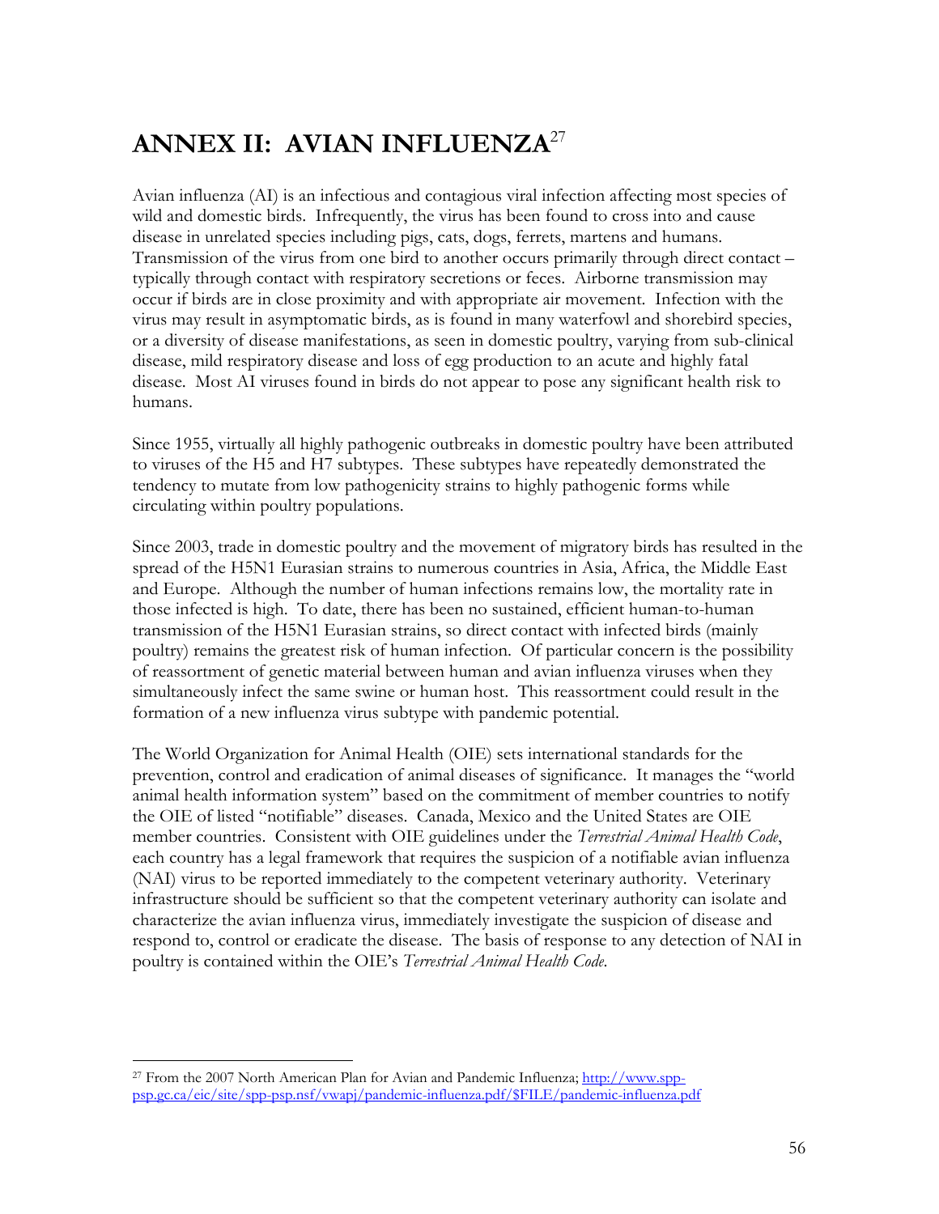# ANNEX II: AVIAN INFLUENZA[27]

Avian influenza (AI) is an infectious and contagious viral infection affecting most species of wild and domestic birds. Infrequently, the virus has been found to cross into and cause disease in unrelated species including pigs, cats, dogs, ferrets, martens and humans. Transmission of the virus from one bird to another occurs primarily through direct contact – typically through contact with respiratory secretions or feces. Airborne transmission may occur if birds are in close proximity and with appropriate air movement. Infection with the virus may result in asymptomatic birds, as is found in many waterfowl and shorebird species, or a diversity of disease manifestations, as seen in domestic poultry, varying from sub-clinical disease, mild respiratory disease and loss of egg production to an acute and highly fatal disease. Most AI viruses found in birds do not appear to pose any significant health risk to humans.

Since 1955, virtually all highly pathogenic outbreaks in domestic poultry have been attributed to viruses of the H5 and H7 subtypes. These subtypes have repeatedly demonstrated the tendency to mutate from low pathogenicity strains to highly pathogenic forms while circulating within poultry populations.

Since 2003, trade in domestic poultry and the movement of migratory birds has resulted in the spread of the H5N1 Eurasian strains to numerous countries in Asia, Africa, the Middle East and Europe. Although the number of human infections remains low, the mortality rate in those infected is high. To date, there has been no sustained, efficient human-to-human transmission of the H5N1 Eurasian strains, so direct contact with infected birds (mainly poultry) remains the greatest risk of human infection. Of particular concern is the possibility of reassortment of genetic material between human and avian influenza viruses when they simultaneously infect the same swine or human host. This reassortment could result in the formation of a new influenza virus subtype with pandemic potential.

The World Organization for Animal Health (OIE) sets international standards for the prevention, control and eradication of animal diseases of significance. It manages the "world animal health information system" based on the commitment of member countries to notify the OIE of listed "notifiable" diseases. Canada, Mexico and the United States are OIE member countries. Consistent with OIE guidelines under the *Terrestrial Animal Health Code*, each country has a legal framework that requires the suspicion of a notifiable avian influenza (NAI) virus to be reported immediately to the competent veterinary authority. Veterinary infrastructure should be sufficient so that the competent veterinary authority can isolate and characterize the avian influenza virus, immediately investigate the suspicion of disease and respond to, control or eradicate the disease. The basis of response to any detection of NAI in poultry is contained within the OIE's *Terrestrial Animal Health Code.*

---

[27] From the 2007 North American Plan for Avian and Pandemic Influenza; http://www.spp-psp.gc.ca/eic/site/spp-psp.nsf/vwapj/pandemic-influenza.pdf/$FILE/pandemic-influenza.pdf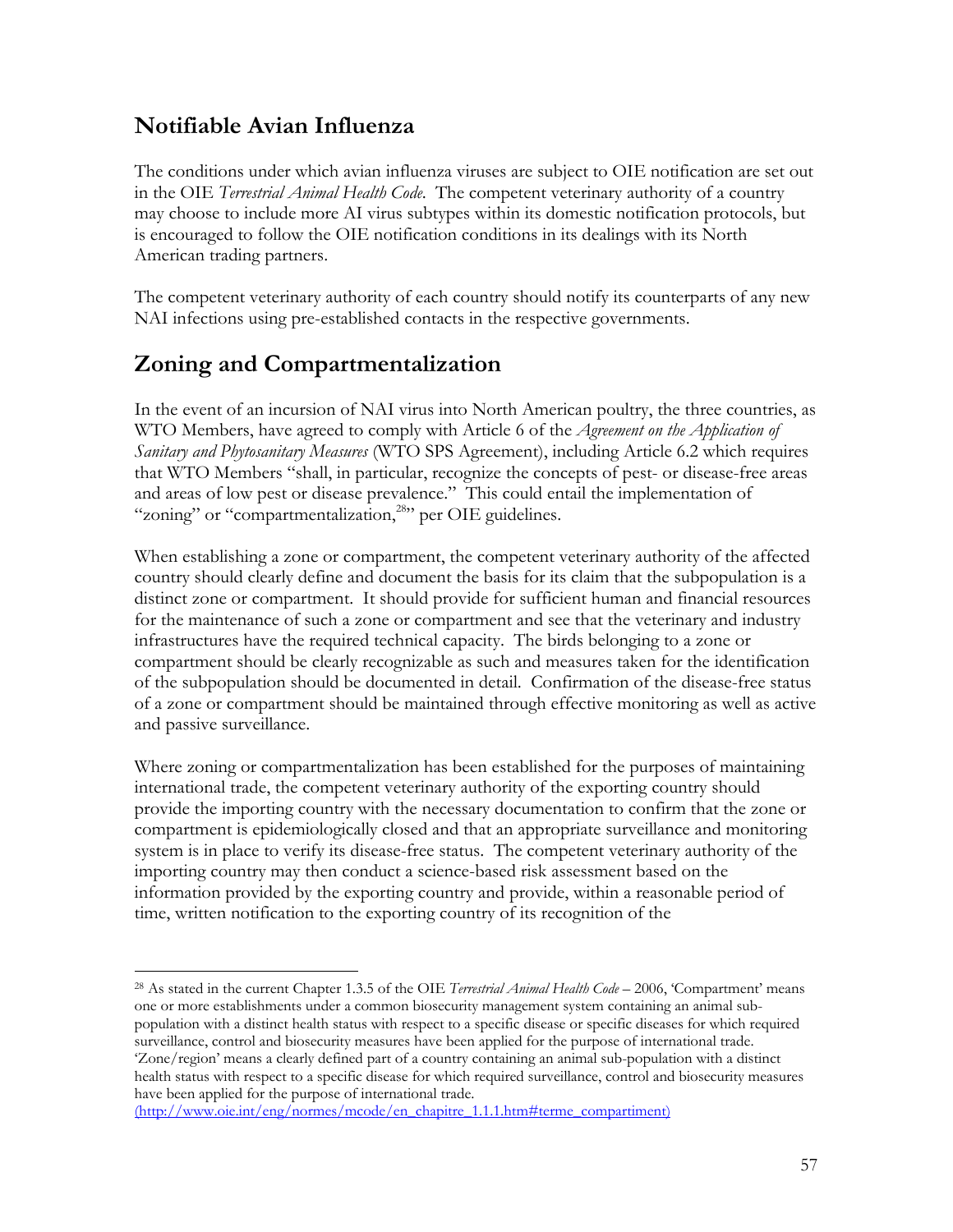## Notifiable Avian Influenza

The conditions under which avian influenza viruses are subject to OIE notification are set out in the OIE *Terrestrial Animal Health Code*. The competent veterinary authority of a country may choose to include more AI virus subtypes within its domestic notification protocols, but is encouraged to follow the OIE notification conditions in its dealings with its North American trading partners.

The competent veterinary authority of each country should notify its counterparts of any new NAI infections using pre-established contacts in the respective governments.

## Zoning and Compartmentalization

In the event of an incursion of NAI virus into North American poultry, the three countries, as WTO Members, have agreed to comply with Article 6 of the *Agreement on the Application of Sanitary and Phytosanitary Measures* (WTO SPS Agreement), including Article 6.2 which requires that WTO Members "shall, in particular, recognize the concepts of pest- or disease-free areas and areas of low pest or disease prevalence." This could entail the implementation of "zoning" or "compartmentalization,[28]" per OIE guidelines.

When establishing a zone or compartment, the competent veterinary authority of the affected country should clearly define and document the basis for its claim that the subpopulation is a distinct zone or compartment. It should provide for sufficient human and financial resources for the maintenance of such a zone or compartment and see that the veterinary and industry infrastructures have the required technical capacity. The birds belonging to a zone or compartment should be clearly recognizable as such and measures taken for the identification of the subpopulation should be documented in detail. Confirmation of the disease-free status of a zone or compartment should be maintained through effective monitoring as well as active and passive surveillance.

Where zoning or compartmentalization has been established for the purposes of maintaining international trade, the competent veterinary authority of the exporting country should provide the importing country with the necessary documentation to confirm that the zone or compartment is epidemiologically closed and that an appropriate surveillance and monitoring system is in place to verify its disease-free status. The competent veterinary authority of the importing country may then conduct a science-based risk assessment based on the information provided by the exporting country and provide, within a reasonable period of time, written notification to the exporting country of its recognition of the

---

[28] As stated in the current Chapter 1.3.5 of the OIE *Terrestrial Animal Health Code* – 2006, 'Compartment' means one or more establishments under a common biosecurity management system containing an animal sub-population with a distinct health status with respect to a specific disease or specific diseases for which required surveillance, control and biosecurity measures have been applied for the purpose of international trade. 'Zone/region' means a clearly defined part of a country containing an animal sub-population with a distinct health status with respect to a specific disease for which required surveillance, control and biosecurity measures have been applied for the purpose of international trade. (http://www.oie.int/eng/normes/mcode/en_chapitre_1.1.1.htm#terme_compartiment)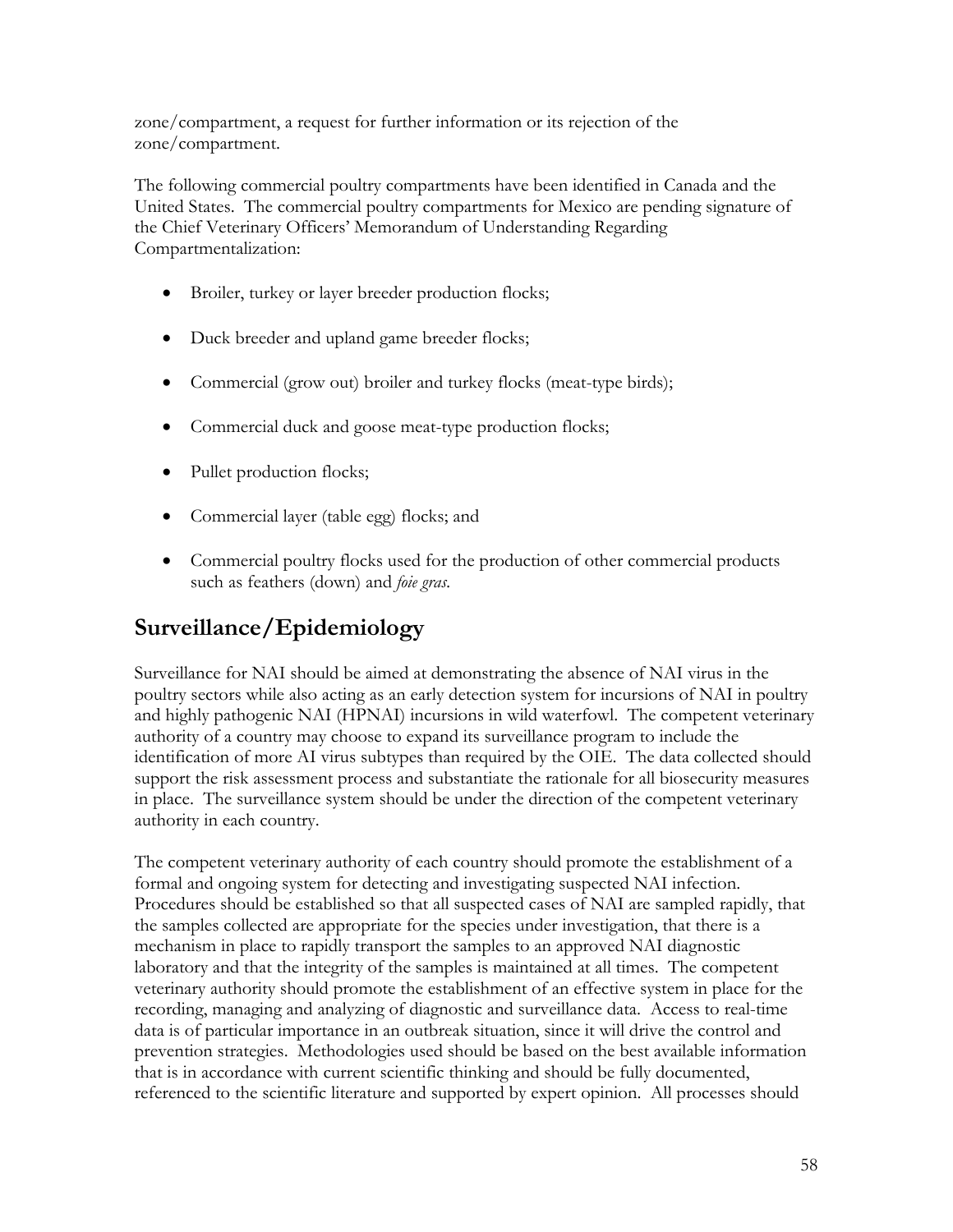zone/compartment, a request for further information or its rejection of the zone/compartment.

The following commercial poultry compartments have been identified in Canada and the United States. The commercial poultry compartments for Mexico are pending signature of the Chief Veterinary Officers' Memorandum of Understanding Regarding Compartmentalization:

- Broiler, turkey or layer breeder production flocks;
- Duck breeder and upland game breeder flocks;
- Commercial (grow out) broiler and turkey flocks (meat-type birds);
- Commercial duck and goose meat-type production flocks;
- Pullet production flocks;
- Commercial layer (table egg) flocks; and
- Commercial poultry flocks used for the production of other commercial products such as feathers (down) and *foie gras*.

## Surveillance/Epidemiology

Surveillance for NAI should be aimed at demonstrating the absence of NAI virus in the poultry sectors while also acting as an early detection system for incursions of NAI in poultry and highly pathogenic NAI (HPNAI) incursions in wild waterfowl. The competent veterinary authority of a country may choose to expand its surveillance program to include the identification of more AI virus subtypes than required by the OIE. The data collected should support the risk assessment process and substantiate the rationale for all biosecurity measures in place. The surveillance system should be under the direction of the competent veterinary authority in each country.

The competent veterinary authority of each country should promote the establishment of a formal and ongoing system for detecting and investigating suspected NAI infection. Procedures should be established so that all suspected cases of NAI are sampled rapidly, that the samples collected are appropriate for the species under investigation, that there is a mechanism in place to rapidly transport the samples to an approved NAI diagnostic laboratory and that the integrity of the samples is maintained at all times. The competent veterinary authority should promote the establishment of an effective system in place for the recording, managing and analyzing of diagnostic and surveillance data. Access to real-time data is of particular importance in an outbreak situation, since it will drive the control and prevention strategies. Methodologies used should be based on the best available information that is in accordance with current scientific thinking and should be fully documented, referenced to the scientific literature and supported by expert opinion. All processes should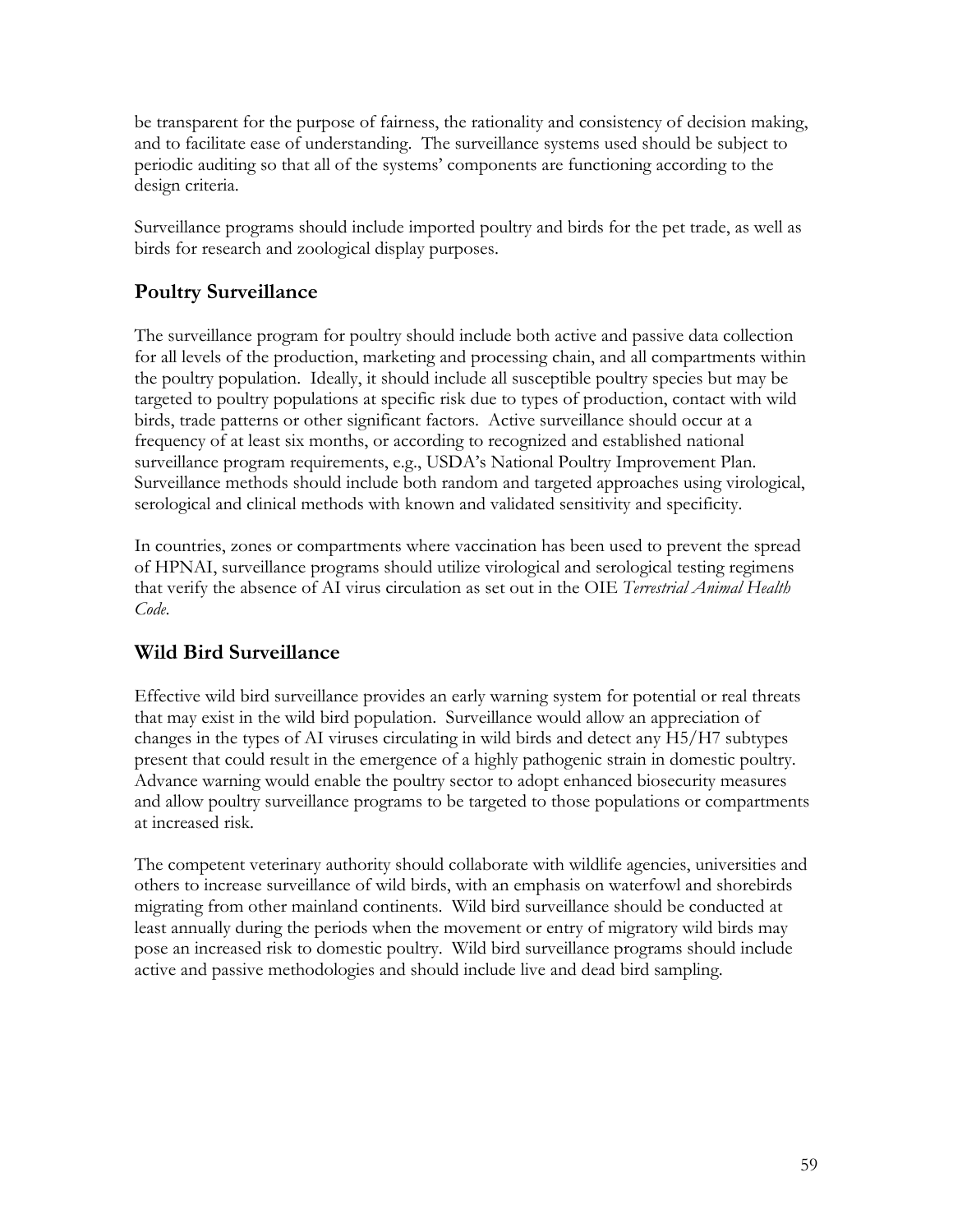be transparent for the purpose of fairness, the rationality and consistency of decision making, and to facilitate ease of understanding. The surveillance systems used should be subject to periodic auditing so that all of the systems' components are functioning according to the design criteria.

Surveillance programs should include imported poultry and birds for the pet trade, as well as birds for research and zoological display purposes.

## Poultry Surveillance

The surveillance program for poultry should include both active and passive data collection for all levels of the production, marketing and processing chain, and all compartments within the poultry population. Ideally, it should include all susceptible poultry species but may be targeted to poultry populations at specific risk due to types of production, contact with wild birds, trade patterns or other significant factors. Active surveillance should occur at a frequency of at least six months, or according to recognized and established national surveillance program requirements, e.g., USDA's National Poultry Improvement Plan. Surveillance methods should include both random and targeted approaches using virological, serological and clinical methods with known and validated sensitivity and specificity.

In countries, zones or compartments where vaccination has been used to prevent the spread of HPNAI, surveillance programs should utilize virological and serological testing regimens that verify the absence of AI virus circulation as set out in the OIE *Terrestrial Animal Health Code.*

## Wild Bird Surveillance

Effective wild bird surveillance provides an early warning system for potential or real threats that may exist in the wild bird population. Surveillance would allow an appreciation of changes in the types of AI viruses circulating in wild birds and detect any H5/H7 subtypes present that could result in the emergence of a highly pathogenic strain in domestic poultry. Advance warning would enable the poultry sector to adopt enhanced biosecurity measures and allow poultry surveillance programs to be targeted to those populations or compartments at increased risk.

The competent veterinary authority should collaborate with wildlife agencies, universities and others to increase surveillance of wild birds, with an emphasis on waterfowl and shorebirds migrating from other mainland continents. Wild bird surveillance should be conducted at least annually during the periods when the movement or entry of migratory wild birds may pose an increased risk to domestic poultry. Wild bird surveillance programs should include active and passive methodologies and should include live and dead bird sampling.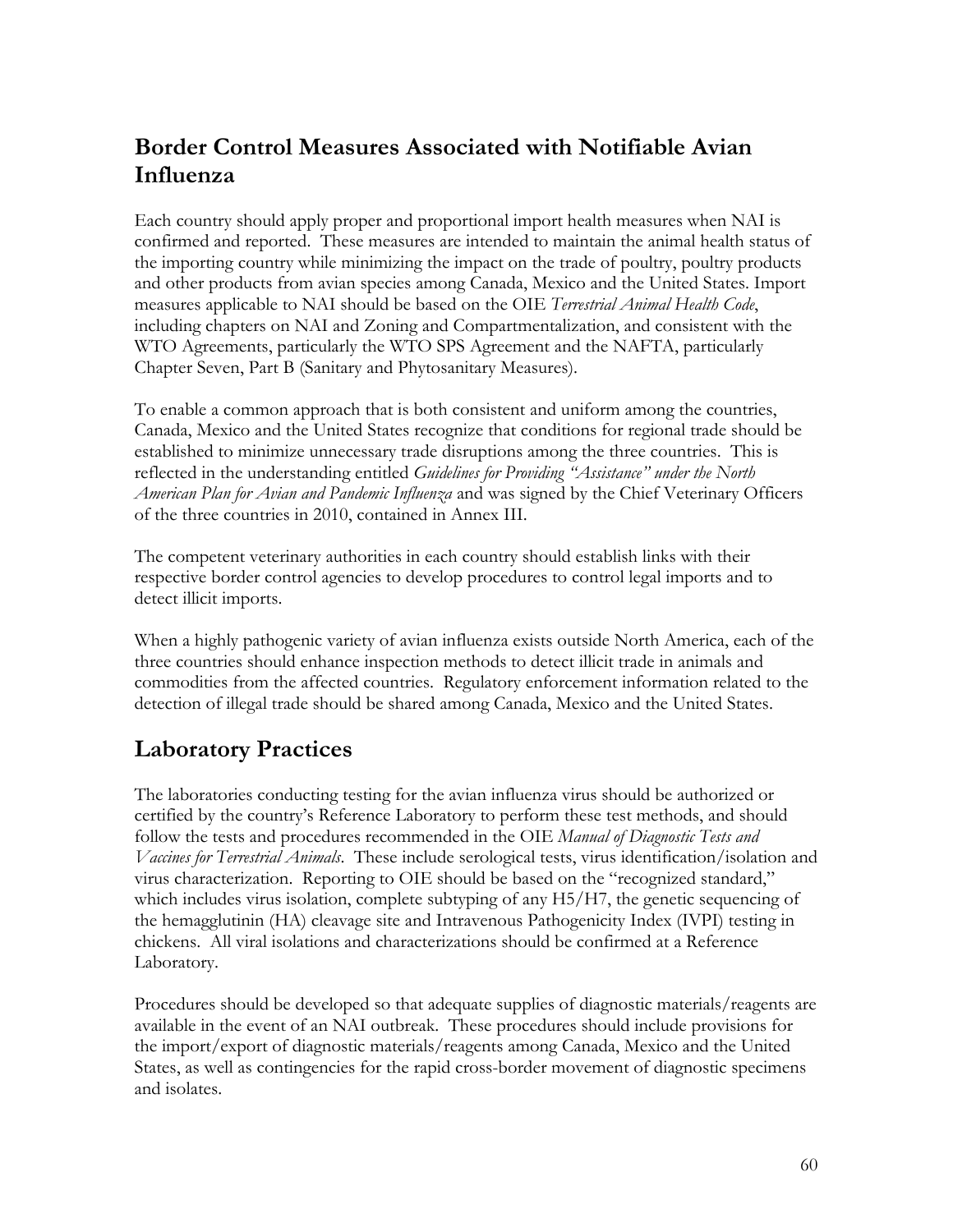## Border Control Measures Associated with Notifiable Avian Influenza

Each country should apply proper and proportional import health measures when NAI is confirmed and reported. These measures are intended to maintain the animal health status of the importing country while minimizing the impact on the trade of poultry, poultry products and other products from avian species among Canada, Mexico and the United States. Import measures applicable to NAI should be based on the OIE *Terrestrial Animal Health Code*, including chapters on NAI and Zoning and Compartmentalization, and consistent with the WTO Agreements, particularly the WTO SPS Agreement and the NAFTA, particularly Chapter Seven, Part B (Sanitary and Phytosanitary Measures).

To enable a common approach that is both consistent and uniform among the countries, Canada, Mexico and the United States recognize that conditions for regional trade should be established to minimize unnecessary trade disruptions among the three countries. This is reflected in the understanding entitled *Guidelines for Providing "Assistance" under the North American Plan for Avian and Pandemic Influenza* and was signed by the Chief Veterinary Officers of the three countries in 2010, contained in Annex III.

The competent veterinary authorities in each country should establish links with their respective border control agencies to develop procedures to control legal imports and to detect illicit imports.

When a highly pathogenic variety of avian influenza exists outside North America, each of the three countries should enhance inspection methods to detect illicit trade in animals and commodities from the affected countries. Regulatory enforcement information related to the detection of illegal trade should be shared among Canada, Mexico and the United States.

## Laboratory Practices

The laboratories conducting testing for the avian influenza virus should be authorized or certified by the country's Reference Laboratory to perform these test methods, and should follow the tests and procedures recommended in the OIE *Manual of Diagnostic Tests and Vaccines for Terrestrial Animals*. These include serological tests, virus identification/isolation and virus characterization. Reporting to OIE should be based on the "recognized standard," which includes virus isolation, complete subtyping of any H5/H7, the genetic sequencing of the hemagglutinin (HA) cleavage site and Intravenous Pathogenicity Index (IVPI) testing in chickens. All viral isolations and characterizations should be confirmed at a Reference Laboratory.

Procedures should be developed so that adequate supplies of diagnostic materials/reagents are available in the event of an NAI outbreak. These procedures should include provisions for the import/export of diagnostic materials/reagents among Canada, Mexico and the United States, as well as contingencies for the rapid cross-border movement of diagnostic specimens and isolates.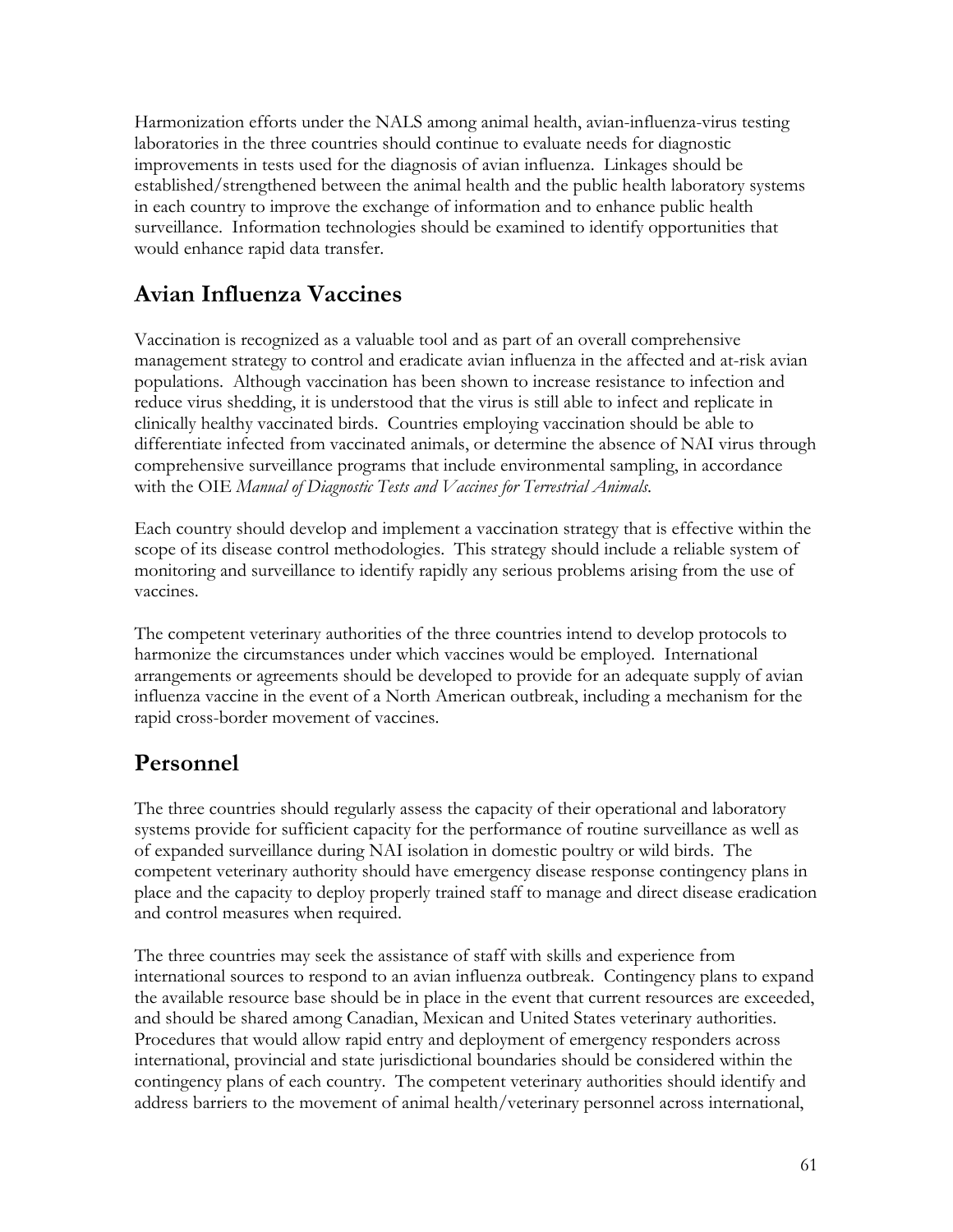Harmonization efforts under the NALS among animal health, avian-influenza-virus testing laboratories in the three countries should continue to evaluate needs for diagnostic improvements in tests used for the diagnosis of avian influenza. Linkages should be established/strengthened between the animal health and the public health laboratory systems in each country to improve the exchange of information and to enhance public health surveillance. Information technologies should be examined to identify opportunities that would enhance rapid data transfer.

## Avian Influenza Vaccines

Vaccination is recognized as a valuable tool and as part of an overall comprehensive management strategy to control and eradicate avian influenza in the affected and at-risk avian populations. Although vaccination has been shown to increase resistance to infection and reduce virus shedding, it is understood that the virus is still able to infect and replicate in clinically healthy vaccinated birds. Countries employing vaccination should be able to differentiate infected from vaccinated animals, or determine the absence of NAI virus through comprehensive surveillance programs that include environmental sampling, in accordance with the OIE *Manual of Diagnostic Tests and Vaccines for Terrestrial Animals*.

Each country should develop and implement a vaccination strategy that is effective within the scope of its disease control methodologies. This strategy should include a reliable system of monitoring and surveillance to identify rapidly any serious problems arising from the use of vaccines.

The competent veterinary authorities of the three countries intend to develop protocols to harmonize the circumstances under which vaccines would be employed. International arrangements or agreements should be developed to provide for an adequate supply of avian influenza vaccine in the event of a North American outbreak, including a mechanism for the rapid cross-border movement of vaccines.

## Personnel

The three countries should regularly assess the capacity of their operational and laboratory systems provide for sufficient capacity for the performance of routine surveillance as well as of expanded surveillance during NAI isolation in domestic poultry or wild birds. The competent veterinary authority should have emergency disease response contingency plans in place and the capacity to deploy properly trained staff to manage and direct disease eradication and control measures when required.

The three countries may seek the assistance of staff with skills and experience from international sources to respond to an avian influenza outbreak. Contingency plans to expand the available resource base should be in place in the event that current resources are exceeded, and should be shared among Canadian, Mexican and United States veterinary authorities. Procedures that would allow rapid entry and deployment of emergency responders across international, provincial and state jurisdictional boundaries should be considered within the contingency plans of each country. The competent veterinary authorities should identify and address barriers to the movement of animal health/veterinary personnel across international,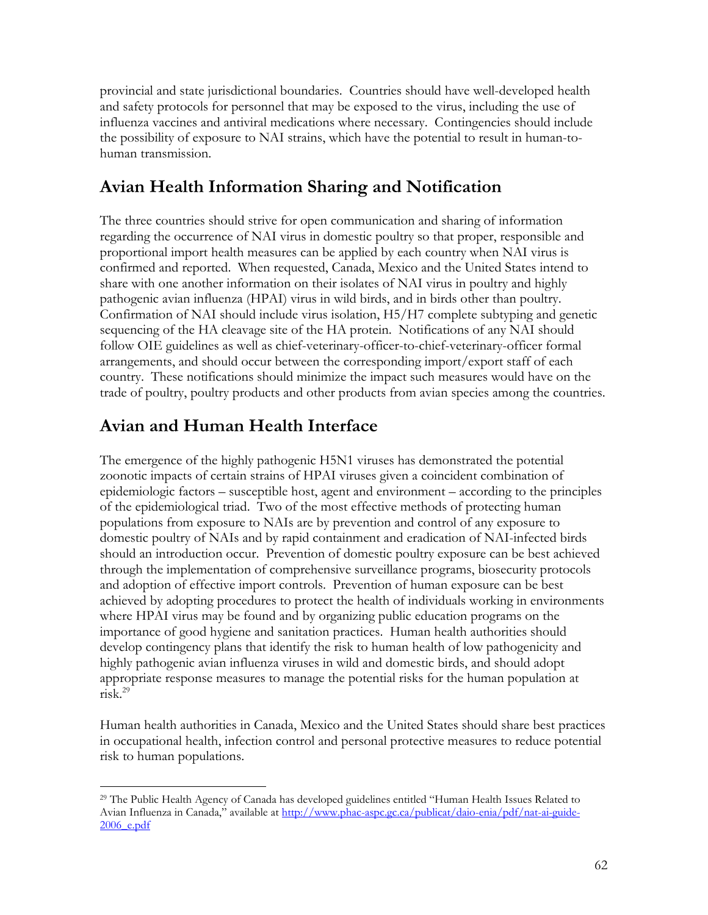provincial and state jurisdictional boundaries. Countries should have well-developed health and safety protocols for personnel that may be exposed to the virus, including the use of influenza vaccines and antiviral medications where necessary. Contingencies should include the possibility of exposure to NAI strains, which have the potential to result in human-to-human transmission.

## Avian Health Information Sharing and Notification

The three countries should strive for open communication and sharing of information regarding the occurrence of NAI virus in domestic poultry so that proper, responsible and proportional import health measures can be applied by each country when NAI virus is confirmed and reported. When requested, Canada, Mexico and the United States intend to share with one another information on their isolates of NAI virus in poultry and highly pathogenic avian influenza (HPAI) virus in wild birds, and in birds other than poultry. Confirmation of NAI should include virus isolation, H5/H7 complete subtyping and genetic sequencing of the HA cleavage site of the HA protein. Notifications of any NAI should follow OIE guidelines as well as chief-veterinary-officer-to-chief-veterinary-officer formal arrangements, and should occur between the corresponding import/export staff of each country. These notifications should minimize the impact such measures would have on the trade of poultry, poultry products and other products from avian species among the countries.

## Avian and Human Health Interface

The emergence of the highly pathogenic H5N1 viruses has demonstrated the potential zoonotic impacts of certain strains of HPAI viruses given a coincident combination of epidemiologic factors – susceptible host, agent and environment – according to the principles of the epidemiological triad. Two of the most effective methods of protecting human populations from exposure to NAIs are by prevention and control of any exposure to domestic poultry of NAIs and by rapid containment and eradication of NAI-infected birds should an introduction occur. Prevention of domestic poultry exposure can be best achieved through the implementation of comprehensive surveillance programs, biosecurity protocols and adoption of effective import controls. Prevention of human exposure can be best achieved by adopting procedures to protect the health of individuals working in environments where HPAI virus may be found and by organizing public education programs on the importance of good hygiene and sanitation practices. Human health authorities should develop contingency plans that identify the risk to human health of low pathogenicity and highly pathogenic avian influenza viruses in wild and domestic birds, and should adopt appropriate response measures to manage the potential risks for the human population at risk.[29]

Human health authorities in Canada, Mexico and the United States should share best practices in occupational health, infection control and personal protective measures to reduce potential risk to human populations.

---

[29] The Public Health Agency of Canada has developed guidelines entitled "Human Health Issues Related to Avian Influenza in Canada," available at http://www.phac-aspc.gc.ca/publicat/daio-enia/pdf/nat-ai-guide-2006_e.pdf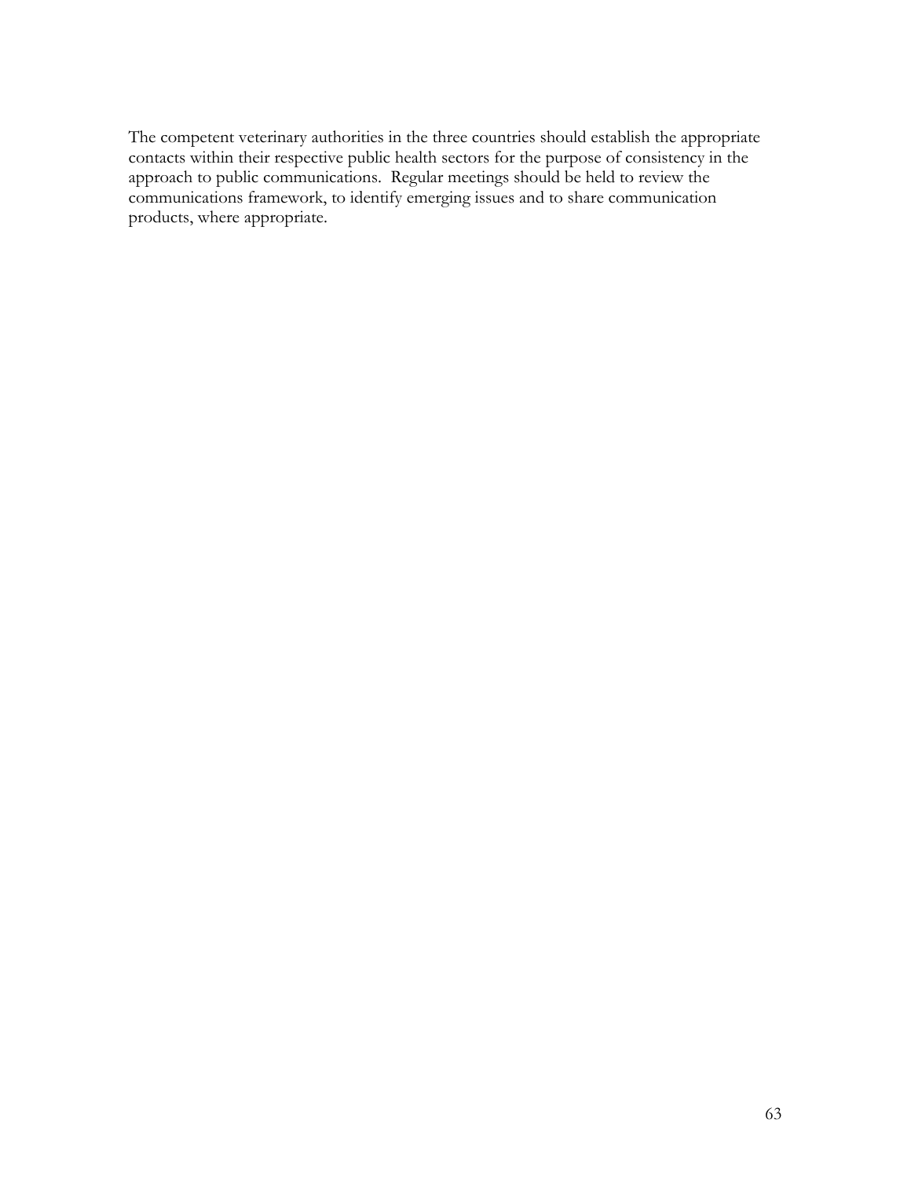The competent veterinary authorities in the three countries should establish the appropriate contacts within their respective public health sectors for the purpose of consistency in the approach to public communications. Regular meetings should be held to review the communications framework, to identify emerging issues and to share communication products, where appropriate.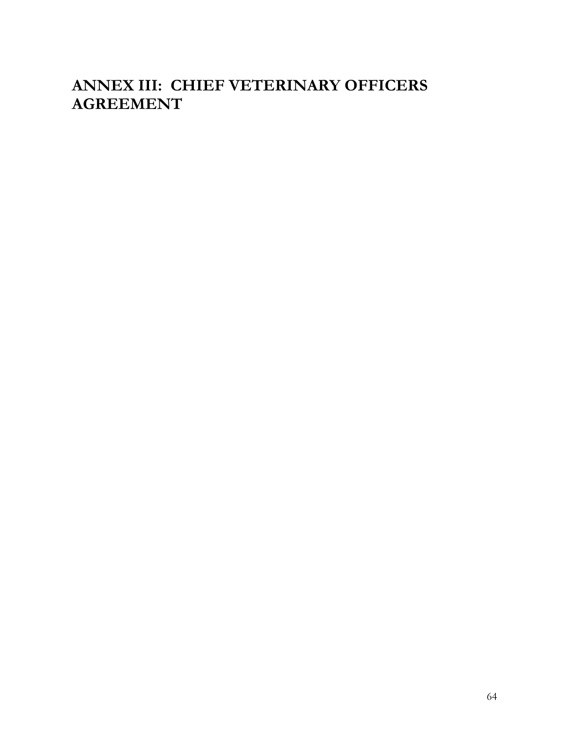# ANNEX III: CHIEF VETERINARY OFFICERS AGREEMENT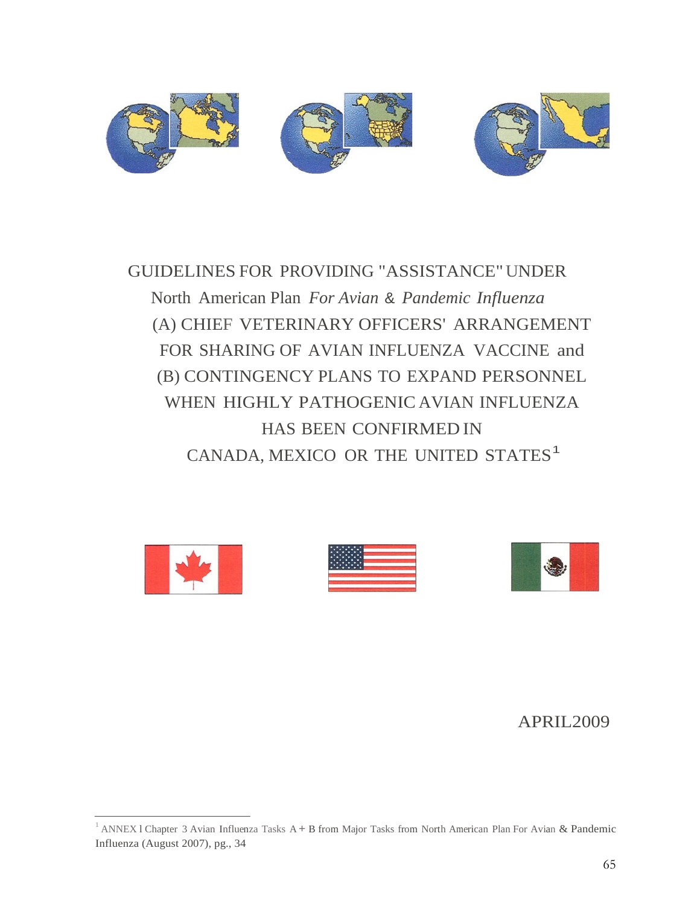# GUIDELINES FOR PROVIDING "ASSISTANCE" UNDER North American Plan *For Avian & Pandemic Influenza* (A) CHIEF VETERINARY OFFICERS' ARRANGEMENT FOR SHARING OF AVIAN INFLUENZA VACCINE and (B) CONTINGENCY PLANS TO EXPAND PERSONNEL WHEN HIGHLY PATHOGENIC AVIAN INFLUENZA HAS BEEN CONFIRMED IN CANADA, MEXICO OR THE UNITED STATES[1]

APRIL 2009

---

[1] ANNEX I Chapter 3 Avian Influenza Tasks A + B from Major Tasks from North American Plan For Avian & Pandemic Influenza (August 2007), pg., 34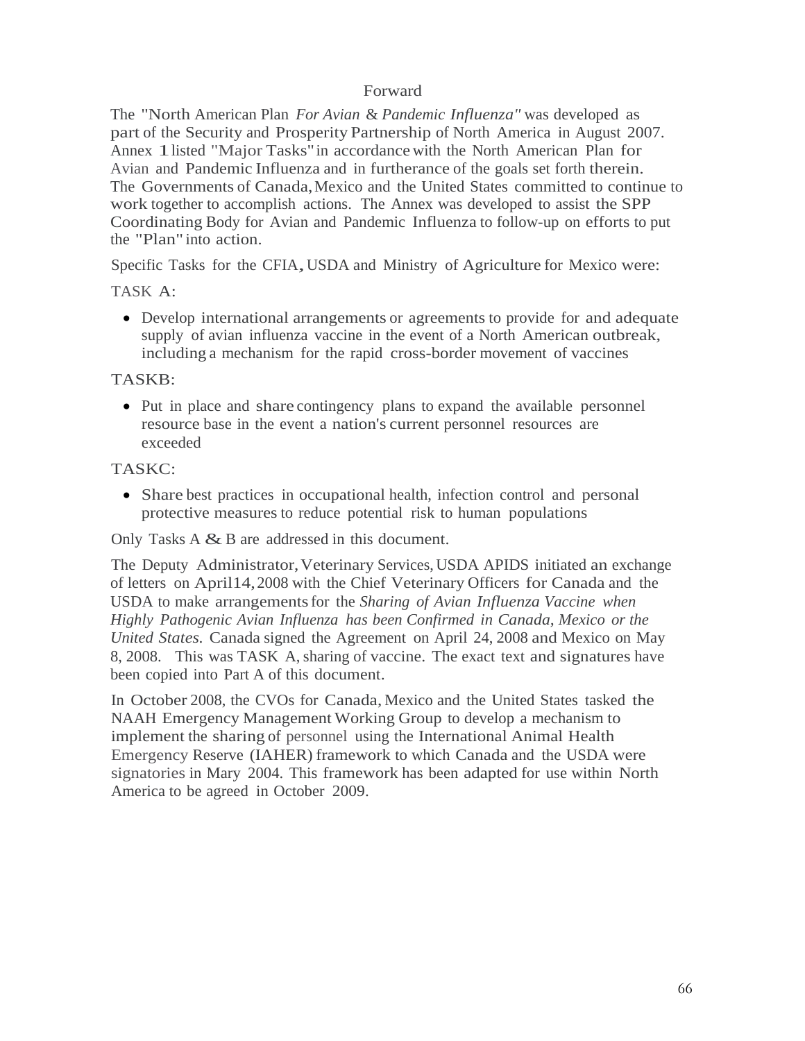## Forward

The "North American Plan *For Avian & Pandemic Influenza"* was developed as part of the Security and Prosperity Partnership of North America in August 2007. Annex 1 listed "Major Tasks" in accordance with the North American Plan for Avian and Pandemic Influenza and in furtherance of the goals set forth therein. The Governments of Canada, Mexico and the United States committed to continue to work together to accomplish actions. The Annex was developed to assist the SPP Coordinating Body for Avian and Pandemic Influenza to follow-up on efforts to put the "Plan" into action.

Specific Tasks for the CFIA, USDA and Ministry of Agriculture for Mexico were:

TASK A:

- Develop international arrangements or agreements to provide for and adequate supply of avian influenza vaccine in the event of a North American outbreak, including a mechanism for the rapid cross-border movement of vaccines

TASKB:

- Put in place and share contingency plans to expand the available personnel resource base in the event a nation's current personnel resources are exceeded

TASKC:

- Share best practices in occupational health, infection control and personal protective measures to reduce potential risk to human populations

Only Tasks A & B are addressed in this document.

The Deputy Administrator, Veterinary Services, USDA APIDS initiated an exchange of letters on April14, 2008 with the Chief Veterinary Officers for Canada and the USDA to make arrangements for the *Sharing of Avian Influenza Vaccine when Highly Pathogenic Avian Influenza has been Confirmed in Canada, Mexico or the United States.* Canada signed the Agreement on April 24, 2008 and Mexico on May 8, 2008. This was TASK A, sharing of vaccine. The exact text and signatures have been copied into Part A of this document.

In October 2008, the CVOs for Canada, Mexico and the United States tasked the NAAH Emergency Management Working Group to develop a mechanism to implement the sharing of personnel using the International Animal Health Emergency Reserve (IAHER) framework to which Canada and the USDA were signatories in Mary 2004. This framework has been adapted for use within North America to be agreed in October 2009.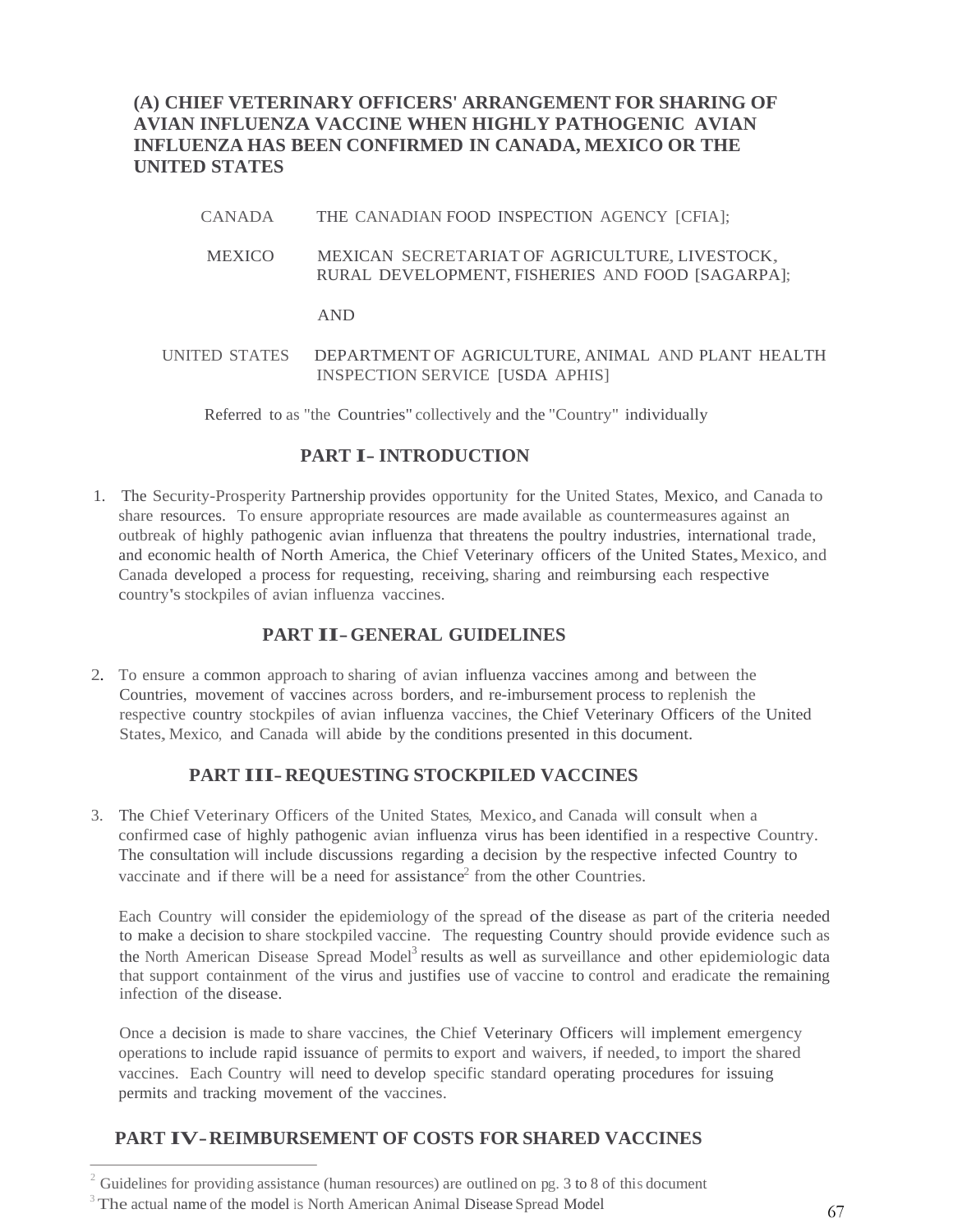## (A) CHIEF VETERINARY OFFICERS' ARRANGEMENT FOR SHARING OF AVIAN INFLUENZA VACCINE WHEN HIGHLY PATHOGENIC AVIAN INFLUENZA HAS BEEN CONFIRMED IN CANADA, MEXICO OR THE UNITED STATES

| | |
|---|---|
| CANADA | THE CANADIAN FOOD INSPECTION AGENCY [CFIA]; |
| MEXICO | MEXICAN SECRETARIAT OF AGRICULTURE, LIVESTOCK, RURAL DEVELOPMENT, FISHERIES AND FOOD [SAGARPA]; |
| | AND |
| UNITED STATES | DEPARTMENT OF AGRICULTURE, ANIMAL AND PLANT HEALTH INSPECTION SERVICE [USDA APHIS] |

Referred to as "the Countries" collectively and the "Country" individually

### PART I - INTRODUCTION

1. The Security-Prosperity Partnership provides opportunity for the United States, Mexico, and Canada to share resources. To ensure appropriate resources are made available as countermeasures against an outbreak of highly pathogenic avian influenza that threatens the poultry industries, international trade, and economic health of North America, the Chief Veterinary officers of the United States, Mexico, and Canada developed a process for requesting, receiving, sharing and reimbursing each respective country's stockpiles of avian influenza vaccines.

### PART II - GENERAL GUIDELINES

2. To ensure a common approach to sharing of avian influenza vaccines among and between the Countries, movement of vaccines across borders, and re-imbursement process to replenish the respective country stockpiles of avian influenza vaccines, the Chief Veterinary Officers of the United States, Mexico, and Canada will abide by the conditions presented in this document.

### PART III - REQUESTING STOCKPILED VACCINES

3. The Chief Veterinary Officers of the United States, Mexico, and Canada will consult when a confirmed case of highly pathogenic avian influenza virus has been identified in a respective Country. The consultation will include discussions regarding a decision by the respective infected Country to vaccinate and if there will be a need for assistance[2] from the other Countries.

   Each Country will consider the epidemiology of the spread of the disease as part of the criteria needed to make a decision to share stockpiled vaccine. The requesting Country should provide evidence such as the North American Disease Spread Model[3] results as well as surveillance and other epidemiologic data that support containment of the virus and justifies use of vaccine to control and eradicate the remaining infection of the disease.

   Once a decision is made to share vaccines, the Chief Veterinary Officers will implement emergency operations to include rapid issuance of permits to export and waivers, if needed, to import the shared vaccines. Each Country will need to develop specific standard operating procedures for issuing permits and tracking movement of the vaccines.

### PART IV - REIMBURSEMENT OF COSTS FOR SHARED VACCINES

---

[2] Guidelines for providing assistance (human resources) are outlined on pg. 3 to 8 of this document

[3] The actual name of the model is North American Animal Disease Spread Model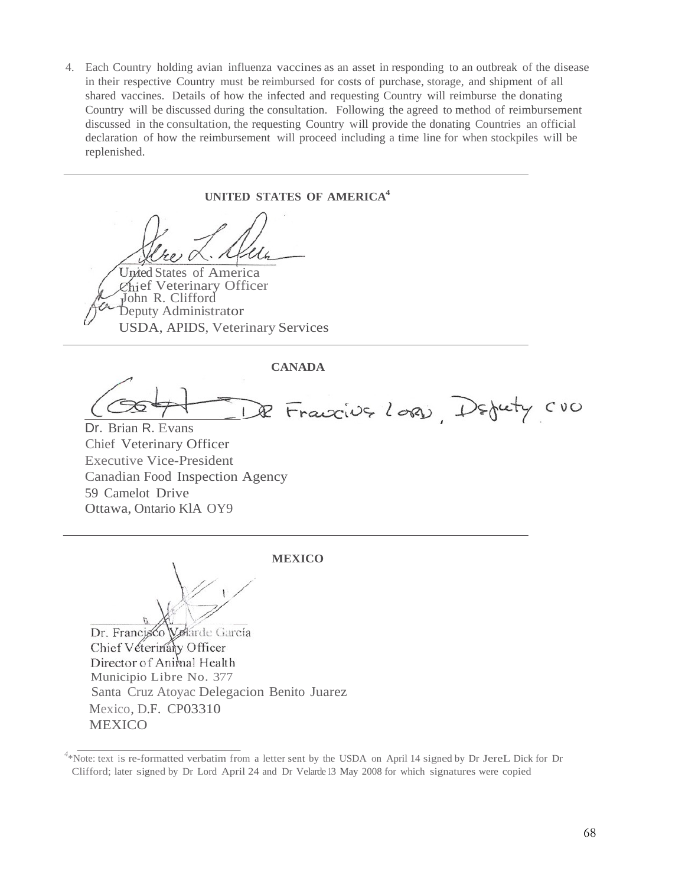4. Each Country holding avian influenza vaccines as an asset in responding to an outbreak of the disease in their respective Country must be reimbursed for costs of purchase, storage, and shipment of all shared vaccines. Details of how the infected and requesting Country will reimburse the donating Country will be discussed during the consultation. Following the agreed to method of reimbursement discussed in the consultation, the requesting Country will provide the donating Countries an official declaration of how the reimbursement will proceed including a time line for when stockpiles will be replenished.

---

**UNITED STATES OF AMERICA[4]**

United States of America
Chief Veterinary Officer
John R. Clifford
Deputy Administrator
USDA, APIDS, Veterinary Services

---

**CANADA**

Dr Francis Lord, Deputy CVO

Dr. Brian R. Evans
Chief Veterinary Officer
Executive Vice-President
Canadian Food Inspection Agency
59 Camelot Drive
Ottawa, Ontario KlA OY9

---

**MEXICO**

Dr. Francisco Velarde García
Chief Veterinary Officer
Director of Animal Health
Municipio Libre No. 377
Santa Cruz Atoyac Delegacion Benito Juarez
Mexico, D.F. CP03310
MEXICO

---

[4] *Note: text is re-formatted verbatim from a letter sent by the USDA on April 14 signed by Dr JereL Dick for Dr Clifford; later signed by Dr Lord April 24 and Dr Velarde 13 May 2008 for which signatures were copied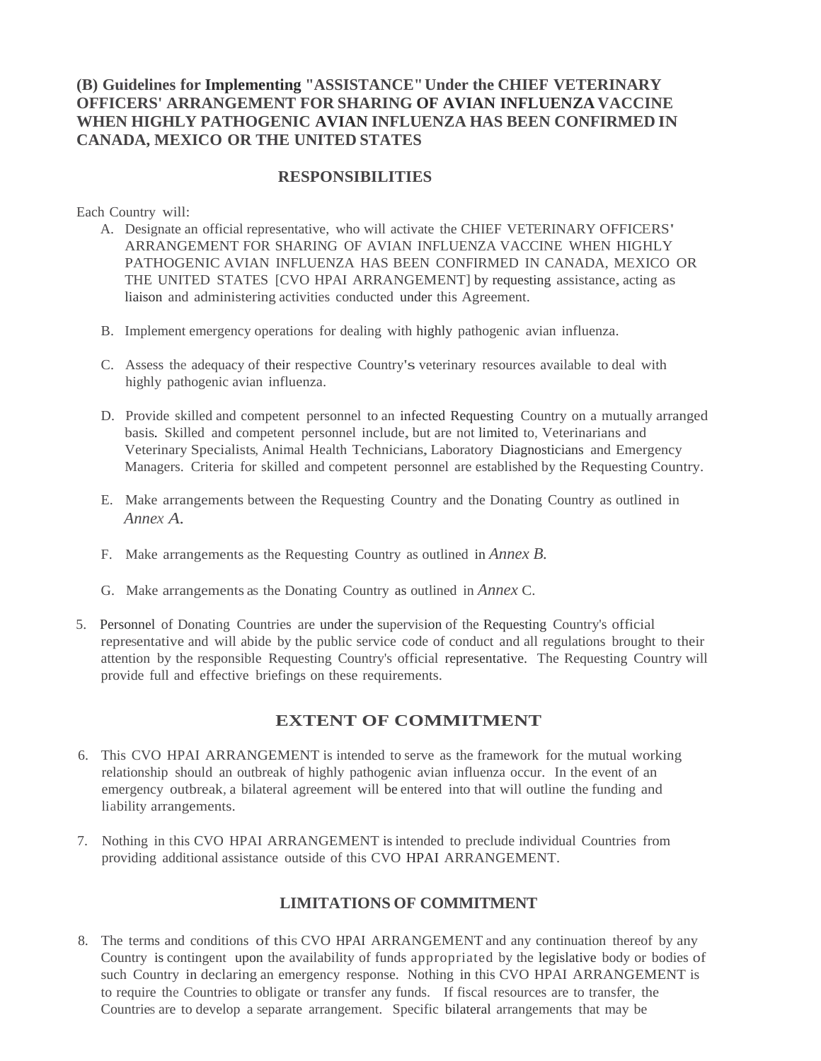### (B) Guidelines for Implementing "ASSISTANCE" Under the CHIEF VETERINARY OFFICERS' ARRANGEMENT FOR SHARING OF AVIAN INFLUENZA VACCINE WHEN HIGHLY PATHOGENIC AVIAN INFLUENZA HAS BEEN CONFIRMED IN CANADA, MEXICO OR THE UNITED STATES

## RESPONSIBILITIES

Each Country will:

A. Designate an official representative, who will activate the CHIEF VETERINARY OFFICERS' ARRANGEMENT FOR SHARING OF AVIAN INFLUENZA VACCINE WHEN HIGHLY PATHOGENIC AVIAN INFLUENZA HAS BEEN CONFIRMED IN CANADA, MEXICO OR THE UNITED STATES [CVO HPAI ARRANGEMENT] by requesting assistance, acting as liaison and administering activities conducted under this Agreement.

B. Implement emergency operations for dealing with highly pathogenic avian influenza.

C. Assess the adequacy of their respective Country's veterinary resources available to deal with highly pathogenic avian influenza.

D. Provide skilled and competent personnel to an infected Requesting Country on a mutually arranged basis. Skilled and competent personnel include, but are not limited to, Veterinarians and Veterinary Specialists, Animal Health Technicians, Laboratory Diagnosticians and Emergency Managers. Criteria for skilled and competent personnel are established by the Requesting Country.

E. Make arrangements between the Requesting Country and the Donating Country as outlined in *Annex A.*

F. Make arrangements as the Requesting Country as outlined in *Annex B.*

G. Make arrangements as the Donating Country as outlined in *Annex* C.

5. Personnel of Donating Countries are under the supervision of the Requesting Country's official representative and will abide by the public service code of conduct and all regulations brought to their attention by the responsible Requesting Country's official representative. The Requesting Country will provide full and effective briefings on these requirements.

## EXTENT OF COMMITMENT

6. This CVO HPAI ARRANGEMENT is intended to serve as the framework for the mutual working relationship should an outbreak of highly pathogenic avian influenza occur. In the event of an emergency outbreak, a bilateral agreement will be entered into that will outline the funding and liability arrangements.

7. Nothing in this CVO HPAI ARRANGEMENT is intended to preclude individual Countries from providing additional assistance outside of this CVO HPAI ARRANGEMENT.

## LIMITATIONS OF COMMITMENT

8. The terms and conditions of this CVO HPAI ARRANGEMENT and any continuation thereof by any Country is contingent upon the availability of funds appropriated by the legislative body or bodies of such Country in declaring an emergency response. Nothing in this CVO HPAI ARRANGEMENT is to require the Countries to obligate or transfer any funds. If fiscal resources are to transfer, the Countries are to develop a separate arrangement. Specific bilateral arrangements that may be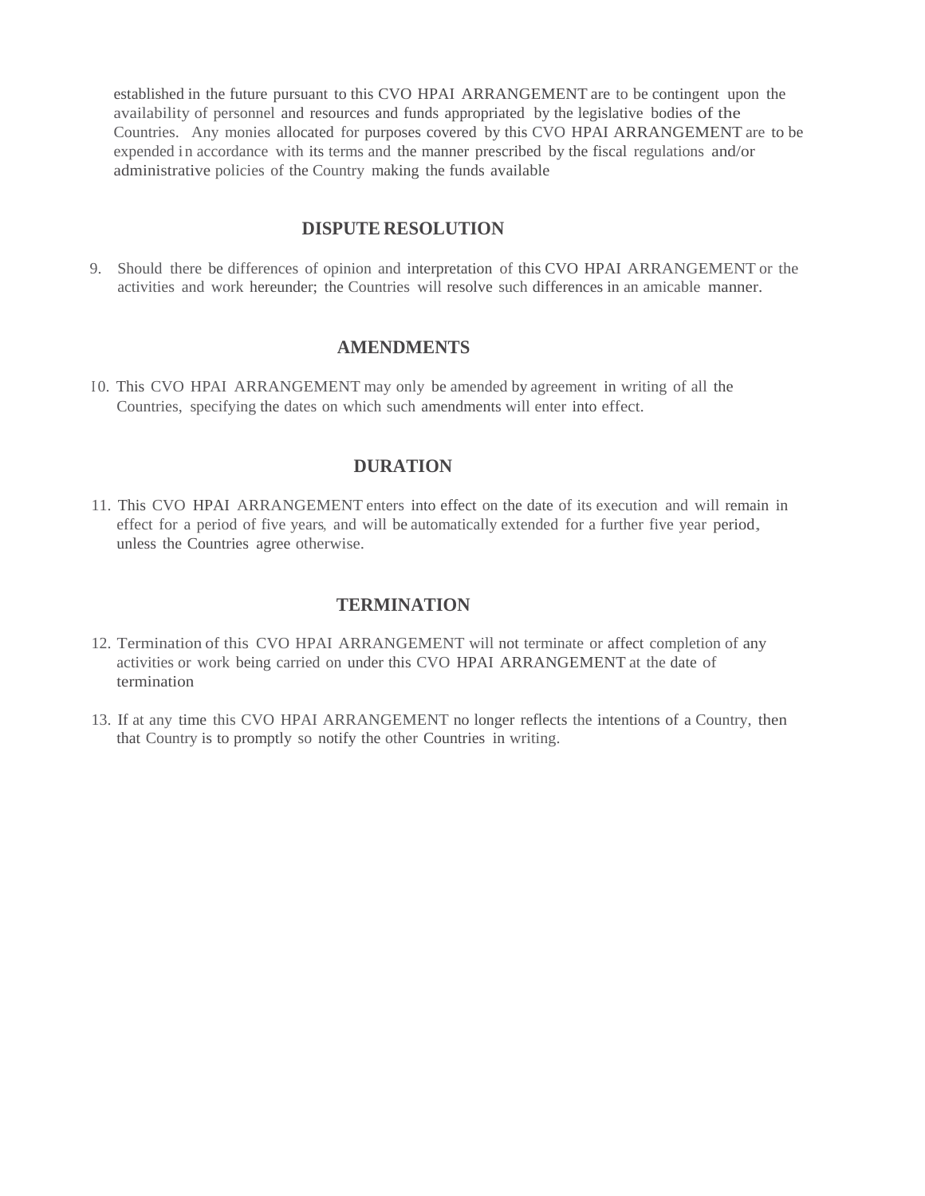established in the future pursuant to this CVO HPAI ARRANGEMENT are to be contingent upon the availability of personnel and resources and funds appropriated by the legislative bodies of the Countries. Any monies allocated for purposes covered by this CVO HPAI ARRANGEMENT are to be expended in accordance with its terms and the manner prescribed by the fiscal regulations and/or administrative policies of the Country making the funds available

## DISPUTE RESOLUTION

9. Should there be differences of opinion and interpretation of this CVO HPAI ARRANGEMENT or the activities and work hereunder; the Countries will resolve such differences in an amicable manner.

## AMENDMENTS

10. This CVO HPAI ARRANGEMENT may only be amended by agreement in writing of all the Countries, specifying the dates on which such amendments will enter into effect.

## DURATION

11. This CVO HPAI ARRANGEMENT enters into effect on the date of its execution and will remain in effect for a period of five years, and will be automatically extended for a further five year period, unless the Countries agree otherwise.

## TERMINATION

12. Termination of this CVO HPAI ARRANGEMENT will not terminate or affect completion of any activities or work being carried on under this CVO HPAI ARRANGEMENT at the date of termination

13. If at any time this CVO HPAI ARRANGEMENT no longer reflects the intentions of a Country, then that Country is to promptly so notify the other Countries in writing.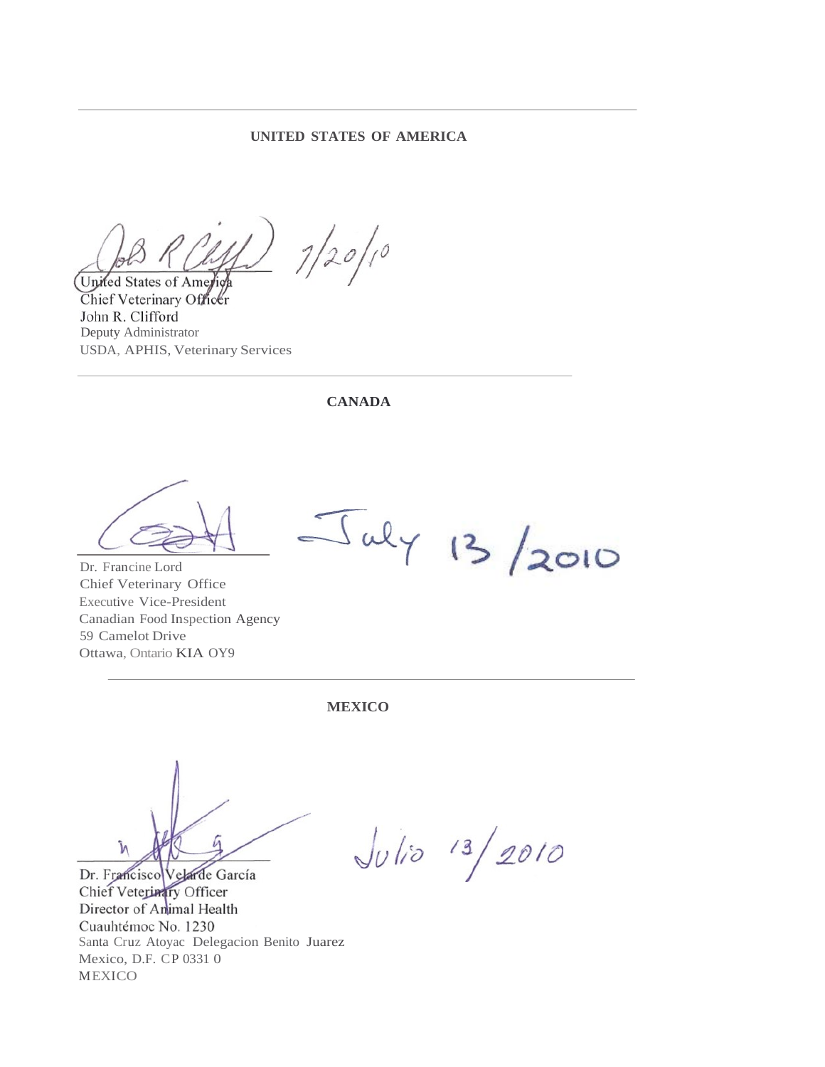---

**UNITED STATES OF AMERICA**

7/20/10

United States of America
Chief Veterinary Officer
John R. Clifford
Deputy Administrator
USDA, APHIS, Veterinary Services

---

**CANADA**

July 13 /2010

Dr. Francine Lord
Chief Veterinary Office
Executive Vice-President
Canadian Food Inspection Agency
59 Camelot Drive
Ottawa, Ontario KIA OY9

---

**MEXICO**

Julio 13/2010

Dr. Francisco Velarde García
Chief Veterinary Officer
Director of Animal Health
Cuauhtémoc No. 1230
Santa Cruz Atoyac Delegacion Benito Juarez
Mexico, D.F. CP 0331 0
MEXICO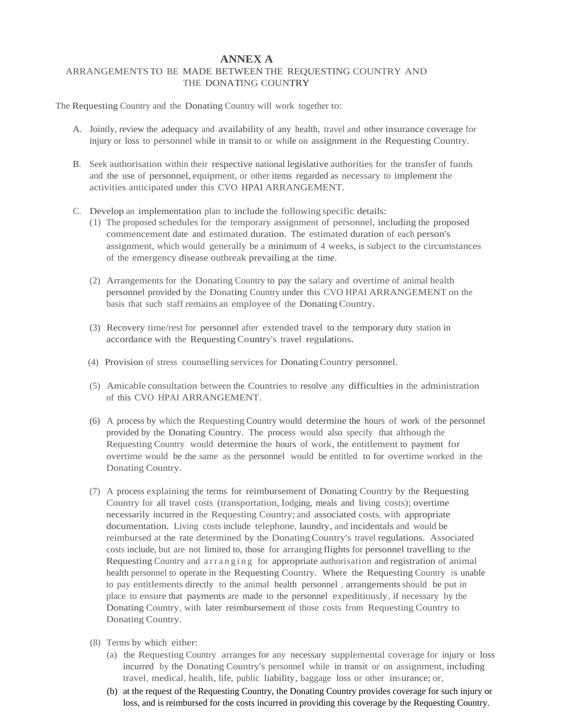# ANNEX A

ARRANGEMENTS TO BE MADE BETWEEN THE REQUESTING COUNTRY AND THE DONATING COUNTRY

The Requesting Country and the Donating Country will work together to:

A. Jointly, review the adequacy and availability of any health, travel and other insurance coverage for injury or loss to personnel while in transit to or while on assignment in the Requesting Country.

B. Seek authorisation within their respective national legislative authorities for the transfer of funds and the use of personnel, equipment, or other items regarded as necessary to implement the activities anticipated under this CVO HPAI ARRANGEMENT.

C. Develop an implementation plan to include the following specific details:

   (1) The proposed schedules for the temporary assignment of personnel, including the proposed commencement date and estimated duration. The estimated duration of each person's assignment, which would generally be a minimum of 4 weeks, is subject to the circumstances of the emergency disease outbreak prevailing at the time.

   (2) Arrangements for the Donating Country to pay the salary and overtime of animal health personnel provided by the Donating Country under this CVO HPAI ARRANGEMENT on the basis that such staff remains an employee of the Donating Country.

   (3) Recovery time/rest for personnel after extended travel to the temporary duty station in accordance with the Requesting Country's travel regulations.

   (4) Provision of stress counselling services for Donating Country personnel.

   (5) Amicable consultation between the Countries to resolve any difficulties in the administration of this CVO HPAI ARRANGEMENT.

   (6) A process by which the Requesting Country would determine the hours of work of the personnel provided by the Donating Country. The process would also specify that although the Requesting Country would determine the hours of work, the entitlement to payment for overtime would be the same as the personnel would be entitled to for overtime worked in the Donating Country.

   (7) A process explaining the terms for reimbursement of Donating Country by the Requesting Country for all travel costs (transportation, lodging, meals and living costs); overtime necessarily incurred in the Requesting Country; and associated costs, with appropriate documentation. Living costs include telephone, laundry, and incidentals and would be reimbursed at the rate determined by the Donating Country's travel regulations. Associated costs include, but are not limited to, those for arranging flights for personnel travelling to the Requesting Country and arranging for appropriate authorisation and registration of animal health personnel to operate in the Requesting Country. Where the Requesting Country is unable to pay entitlements directly to the animal health personnel , arrangements should be put in place to ensure that payments are made to the personnel expeditiously, if necessary by the Donating Country, with later reimbursement of those costs from Requesting Country to Donating Country.

   (8) Terms by which either:

      (a) the Requesting Country arranges for any necessary supplemental coverage for injury or loss incurred by the Donating Country's personnel while in transit or on assignment, including travel, medical, health, life, public liability, baggage loss or other insurance; or,

      (b) at the request of the Requesting Country, the Donating Country provides coverage for such injury or loss, and is reimbursed for the costs incurred in providing this coverage by the Requesting Country.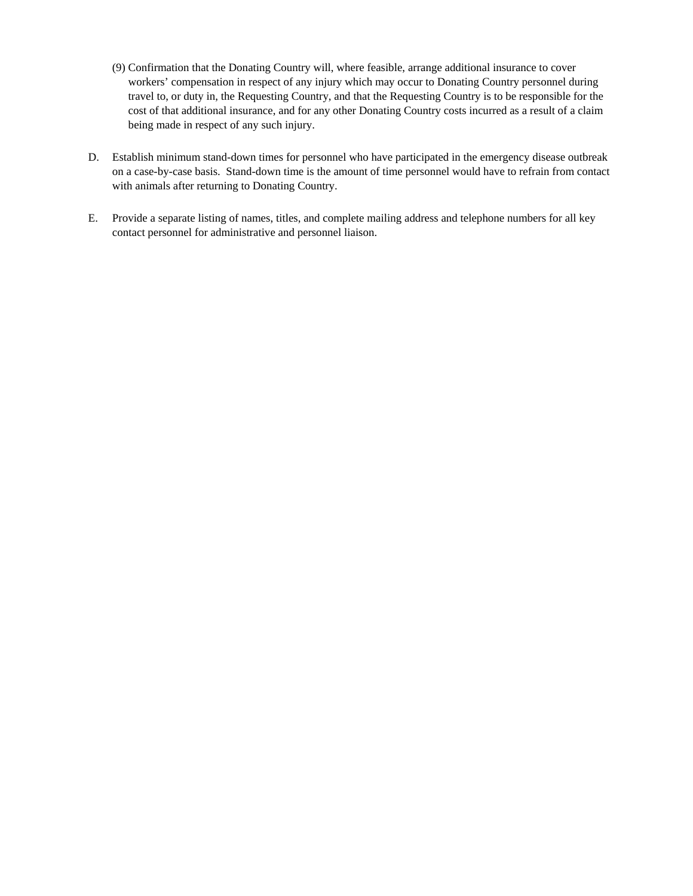(9) Confirmation that the Donating Country will, where feasible, arrange additional insurance to cover workers' compensation in respect of any injury which may occur to Donating Country personnel during travel to, or duty in, the Requesting Country, and that the Requesting Country is to be responsible for the cost of that additional insurance, and for any other Donating Country costs incurred as a result of a claim being made in respect of any such injury.

D. Establish minimum stand-down times for personnel who have participated in the emergency disease outbreak on a case-by-case basis. Stand-down time is the amount of time personnel would have to refrain from contact with animals after returning to Donating Country.

E. Provide a separate listing of names, titles, and complete mailing address and telephone numbers for all key contact personnel for administrative and personnel liaison.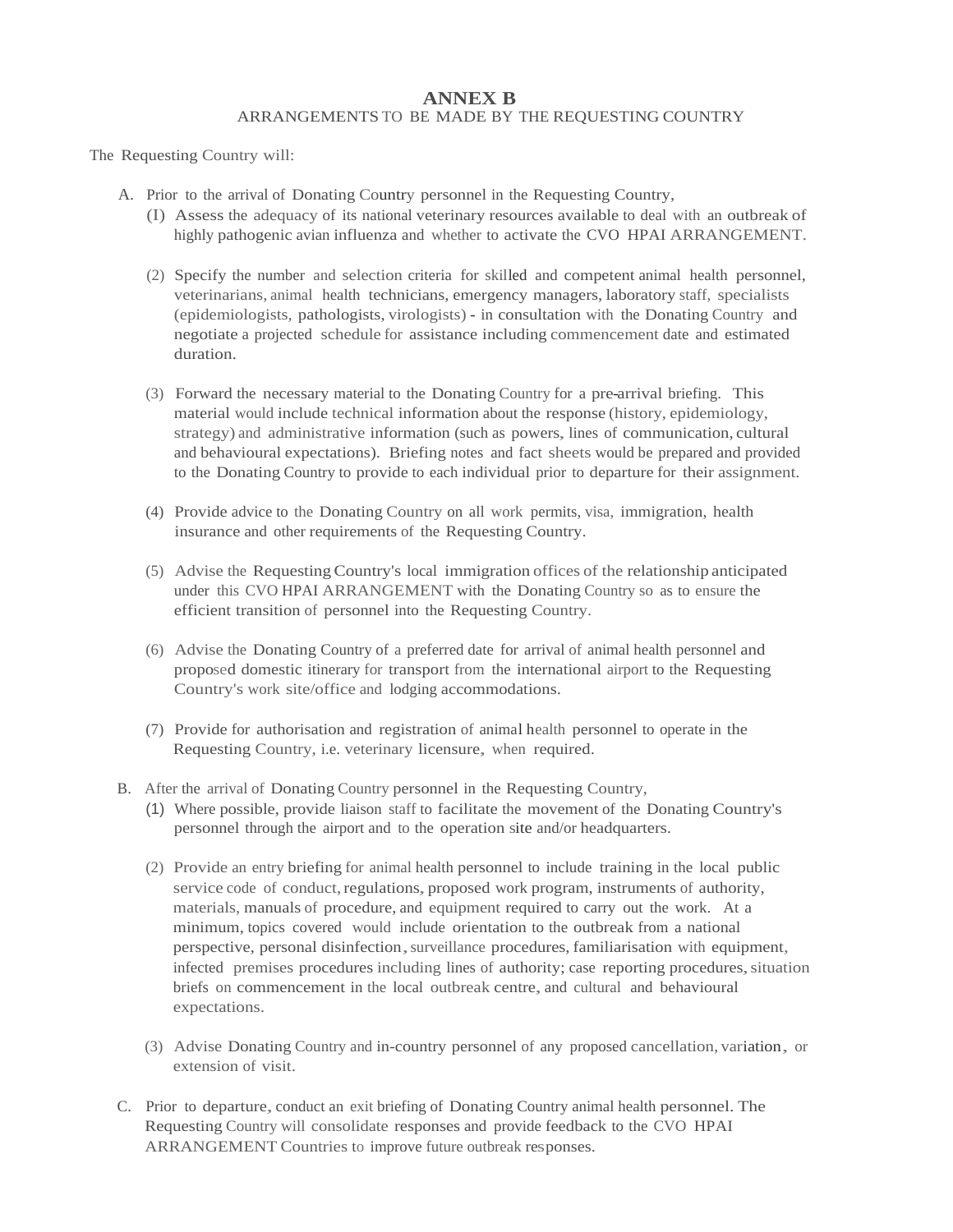# ANNEX B

ARRANGEMENTS TO BE MADE BY THE REQUESTING COUNTRY

The Requesting Country will:

A. Prior to the arrival of Donating Country personnel in the Requesting Country,

(I) Assess the adequacy of its national veterinary resources available to deal with an outbreak of highly pathogenic avian influenza and whether to activate the CVO HPAI ARRANGEMENT.

(2) Specify the number and selection criteria for skilled and competent animal health personnel, veterinarians, animal health technicians, emergency managers, laboratory staff, specialists (epidemiologists, pathologists, virologists) - in consultation with the Donating Country and negotiate a projected schedule for assistance including commencement date and estimated duration.

(3) Forward the necessary material to the Donating Country for a pre-arrival briefing. This material would include technical information about the response (history, epidemiology, strategy) and administrative information (such as powers, lines of communication, cultural and behavioural expectations). Briefing notes and fact sheets would be prepared and provided to the Donating Country to provide to each individual prior to departure for their assignment.

(4) Provide advice to the Donating Country on all work permits, visa, immigration, health insurance and other requirements of the Requesting Country.

(5) Advise the Requesting Country's local immigration offices of the relationship anticipated under this CVO HPAI ARRANGEMENT with the Donating Country so as to ensure the efficient transition of personnel into the Requesting Country.

(6) Advise the Donating Country of a preferred date for arrival of animal health personnel and proposed domestic itinerary for transport from the international airport to the Requesting Country's work site/office and lodging accommodations.

(7) Provide for authorisation and registration of animal health personnel to operate in the Requesting Country, i.e. veterinary licensure, when required.

B. After the arrival of Donating Country personnel in the Requesting Country,

(1) Where possible, provide liaison staff to facilitate the movement of the Donating Country's personnel through the airport and to the operation site and/or headquarters.

(2) Provide an entry briefing for animal health personnel to include training in the local public service code of conduct, regulations, proposed work program, instruments of authority, materials, manuals of procedure, and equipment required to carry out the work. At a minimum, topics covered would include orientation to the outbreak from a national perspective, personal disinfection, surveillance procedures, familiarisation with equipment, infected premises procedures including lines of authority; case reporting procedures, situation briefs on commencement in the local outbreak centre, and cultural and behavioural expectations.

(3) Advise Donating Country and in-country personnel of any proposed cancellation, variation, or extension of visit.

C. Prior to departure, conduct an exit briefing of Donating Country animal health personnel. The Requesting Country will consolidate responses and provide feedback to the CVO HPAI ARRANGEMENT Countries to improve future outbreak responses.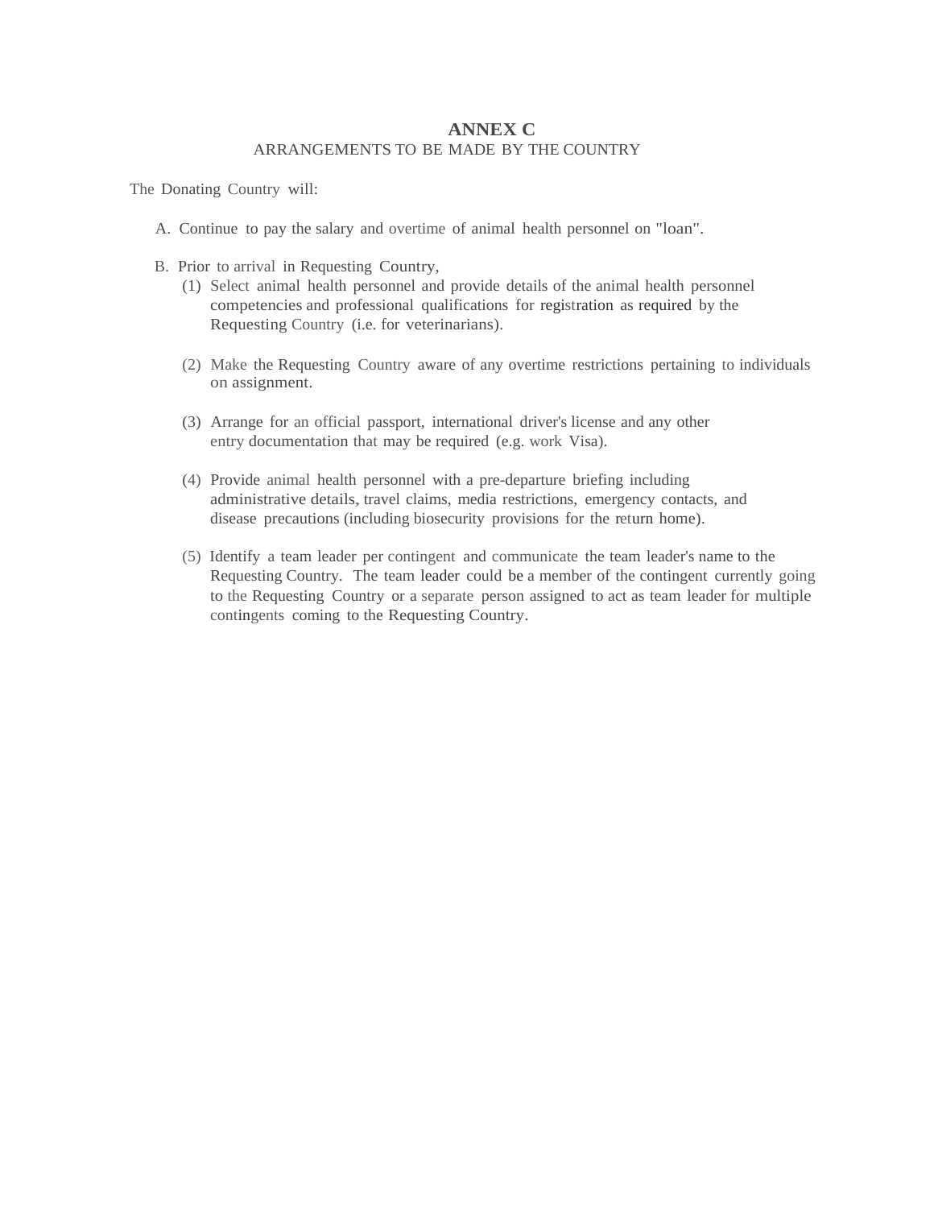# ANNEX C

ARRANGEMENTS TO BE MADE BY THE COUNTRY

The Donating Country will:

A. Continue to pay the salary and overtime of animal health personnel on "loan".

B. Prior to arrival in Requesting Country,

(1) Select animal health personnel and provide details of the animal health personnel competencies and professional qualifications for registration as required by the Requesting Country (i.e. for veterinarians).

(2) Make the Requesting Country aware of any overtime restrictions pertaining to individuals on assignment.

(3) Arrange for an official passport, international driver's license and any other entry documentation that may be required (e.g. work Visa).

(4) Provide animal health personnel with a pre-departure briefing including administrative details, travel claims, media restrictions, emergency contacts, and disease precautions (including biosecurity provisions for the return home).

(5) Identify a team leader per contingent and communicate the team leader's name to the Requesting Country. The team leader could be a member of the contingent currently going to the Requesting Country or a separate person assigned to act as team leader for multiple contingents coming to the Requesting Country.